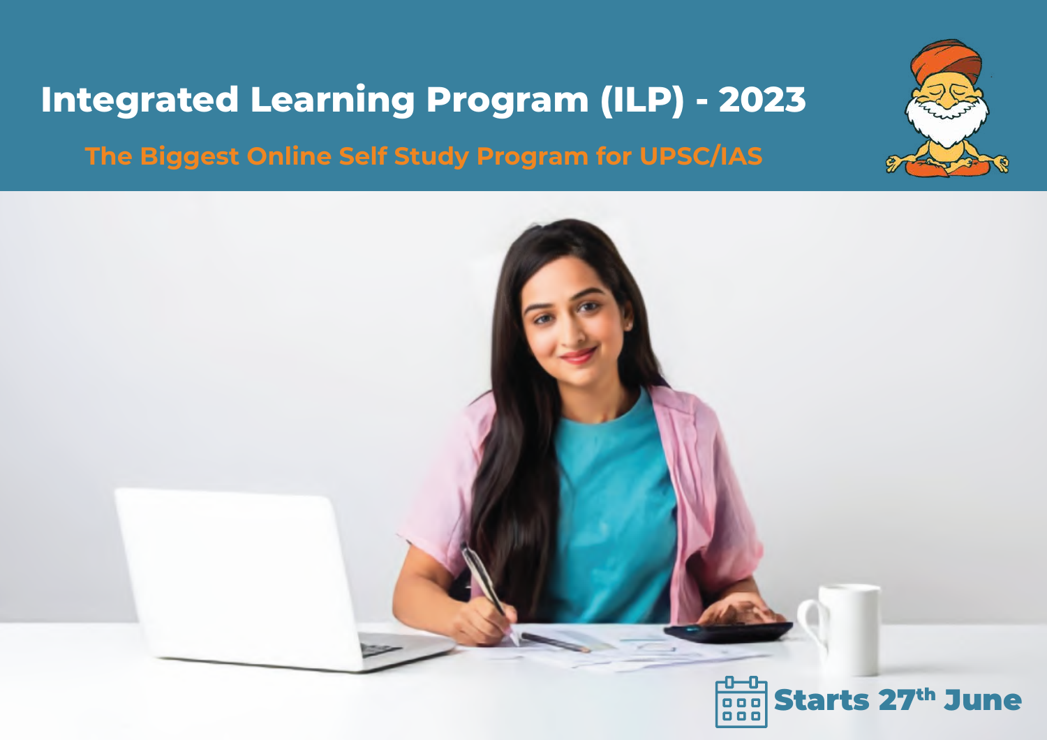# Integrated Learning Program (ILP) - 2023

## The Biggest Online Self Study Program for UPSC/IAS

Starts 27th June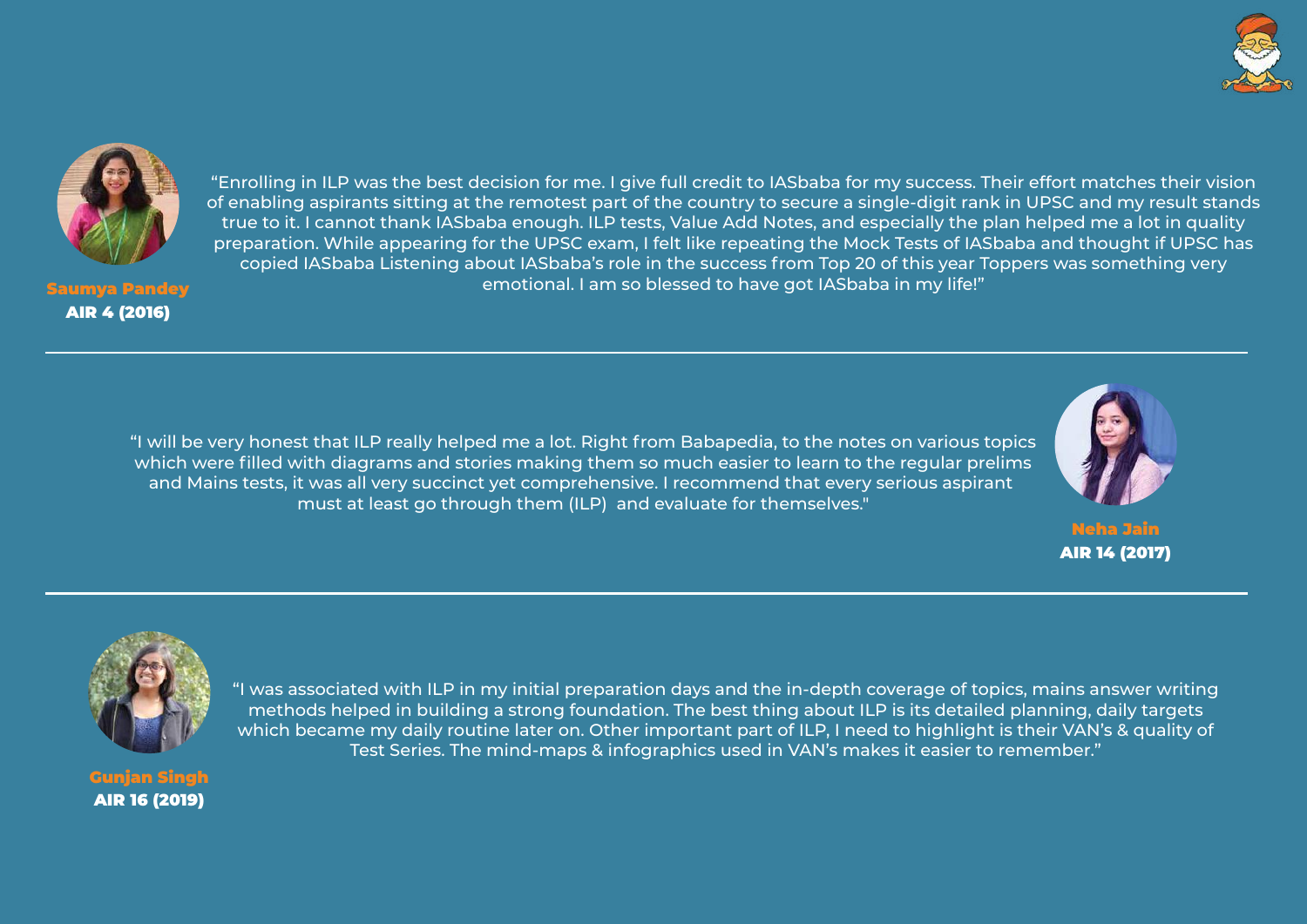“Enrolling in ILP was the best decision for me. I give full credit to IASbaba for my success. Their effort matches their vision of enabling aspirants sitting at the remotest part of the country to secure a single-digit rank in UPSC and my result stands true to it. I cannot thank IASbaba enough. ILP tests, Value Add Notes, and especially the plan helped me a lot in quality preparation. While appearing for the UPSC exam, I felt like repeating the Mock Tests of IASbaba and thought if UPSC has copied IASbaba Listening about IASbaba’s role in the success from Top 20 of this year Toppers was something very emotional. I am so blessed to have got IASbaba in my life!”

**Saumya Pandey**
**AIR 4 (2016)**

---

“I will be very honest that ILP really helped me a lot. Right from Babapedia, to the notes on various topics which were filled with diagrams and stories making them so much easier to learn to the regular prelims and Mains tests, it was all very succinct yet comprehensive. I recommend that every serious aspirant must at least go through them (ILP) and evaluate for themselves."

**Neha Jain**
**AIR 14 (2017)**

---

“I was associated with ILP in my initial preparation days and the in-depth coverage of topics, mains answer writing methods helped in building a strong foundation. The best thing about ILP is its detailed planning, daily targets which became my daily routine later on. Other important part of ILP, I need to highlight is their VAN’s & quality of Test Series. The mind-maps & infographics used in VAN’s makes it easier to remember.”

**Gunjan Singh**
**AIR 16 (2019)**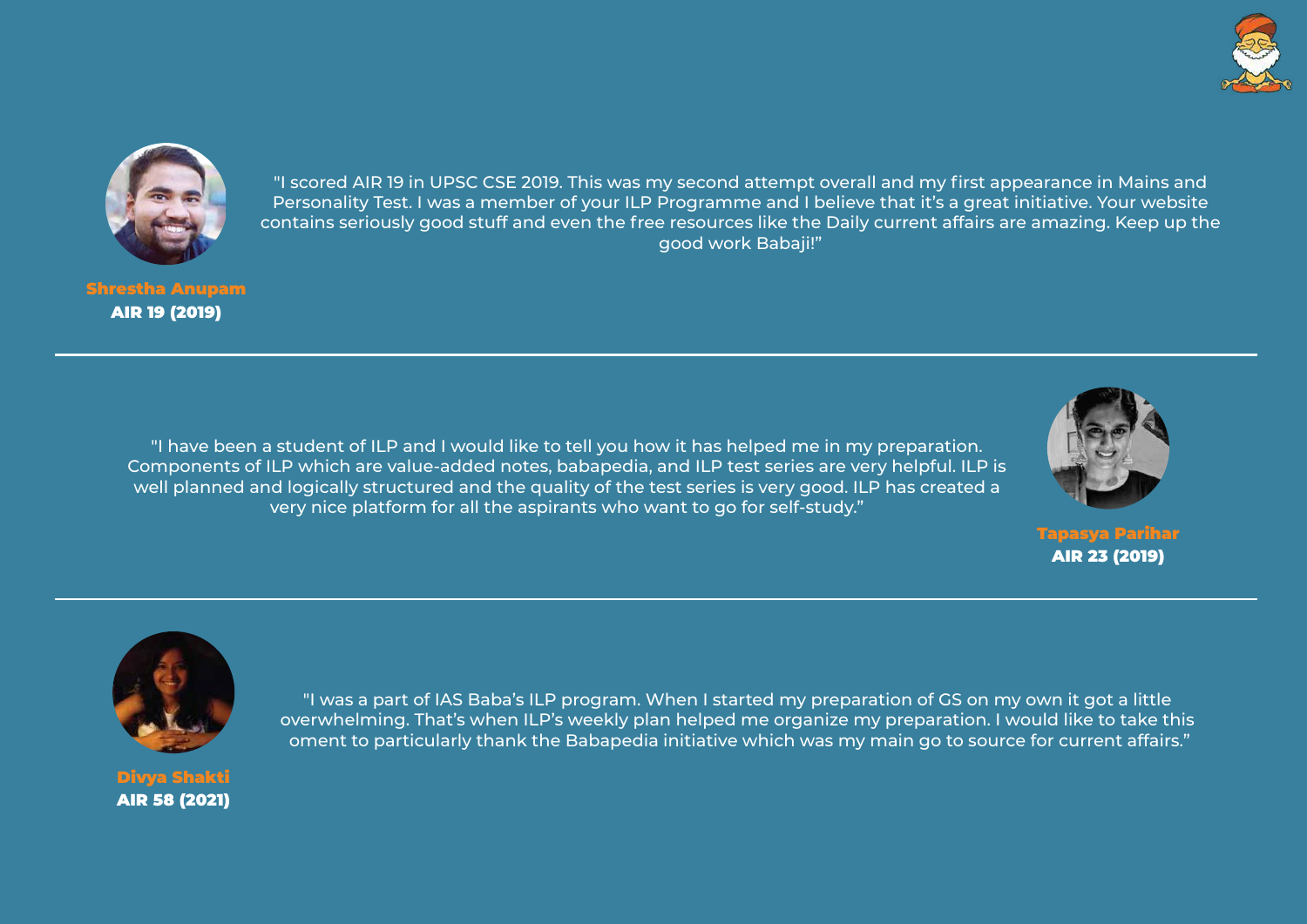"I scored AIR 19 in UPSC CSE 2019. This was my second attempt overall and my first appearance in Mains and Personality Test. I was a member of your ILP Programme and I believe that it's a great initiative. Your website contains seriously good stuff and even the free resources like the Daily current affairs are amazing. Keep up the good work Babaji!"

**Shrestha Anupam**
**AIR 19 (2019)**

---

"I have been a student of ILP and I would like to tell you how it has helped me in my preparation. Components of ILP which are value-added notes, babapedia, and ILP test series are very helpful. ILP is well planned and logically structured and the quality of the test series is very good. ILP has created a very nice platform for all the aspirants who want to go for self-study."

**Tapasya Parihar**
**AIR 23 (2019)**

---

"I was a part of IAS Baba's ILP program. When I started my preparation of GS on my own it got a little overwhelming. That's when ILP's weekly plan helped me organize my preparation. I would like to take this oment to particularly thank the Babapedia initiative which was my main go to source for current affairs."

**Divya Shakti**
**AIR 58 (2021)**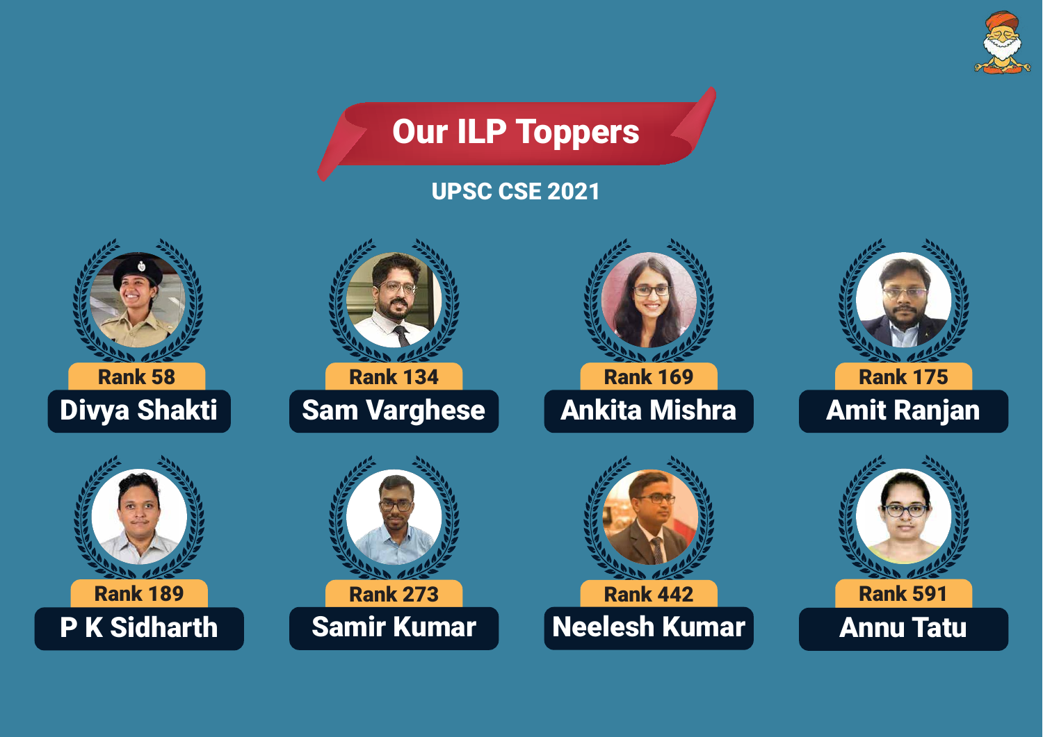# Our ILP Toppers

## UPSC CSE 2021

| Rank | Name |
|---|---|
| Rank 58 | Divya Shakti |
| Rank 134 | Sam Varghese |
| Rank 169 | Ankita Mishra |
| Rank 175 | Amit Ranjan |
| Rank 189 | P K Sidharth |
| Rank 273 | Samir Kumar |
| Rank 442 | Neelesh Kumar |
| Rank 591 | Annu Tatu |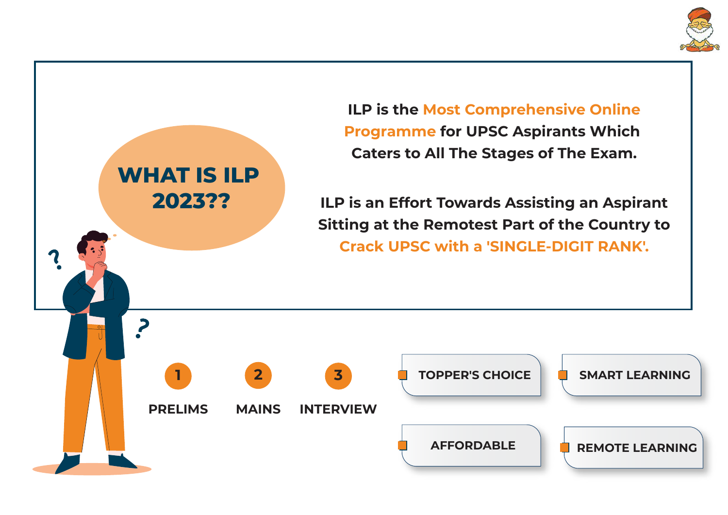## WHAT IS ILP 2023??

ILP is the **Most Comprehensive Online Programme** for UPSC Aspirants Which Caters to All The Stages of The Exam.

ILP is an Effort Towards Assisting an Aspirant Sitting at the Remotest Part of the Country to **Crack UPSC with a 'SINGLE-DIGIT RANK'.**

1. PRELIMS
2. MAINS
3. INTERVIEW

- TOPPER'S CHOICE
- SMART LEARNING
- AFFORDABLE
- REMOTE LEARNING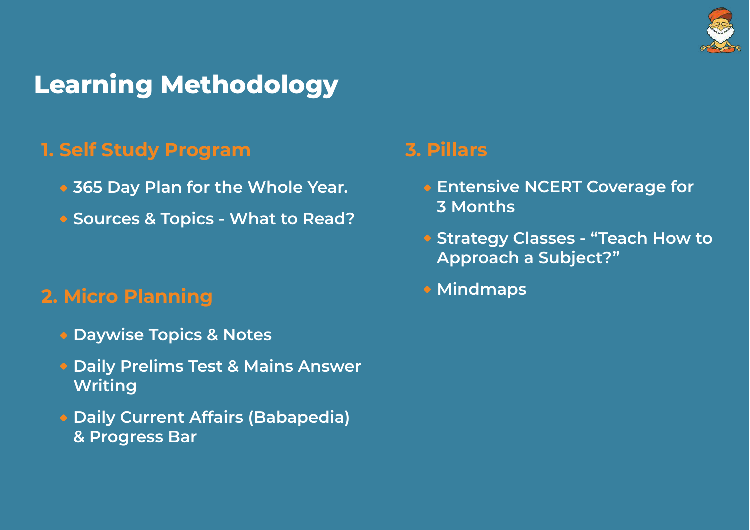# Learning Methodology

## 1. Self Study Program

- 365 Day Plan for the Whole Year.
- Sources & Topics - What to Read?

## 2. Micro Planning

- Daywise Topics & Notes
- Daily Prelims Test & Mains Answer Writing
- Daily Current Affairs (Babapedia) & Progress Bar

## 3. Pillars

- Entensive NCERT Coverage for 3 Months
- Strategy Classes - “Teach How to Approach a Subject?”
- Mindmaps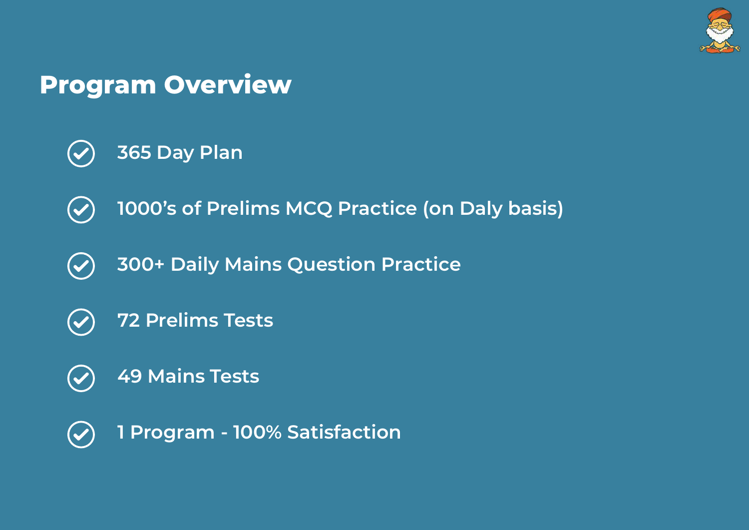## Program Overview

- 365 Day Plan
- 1000's of Prelims MCQ Practice (on Daly basis)
- 300+ Daily Mains Question Practice
- 72 Prelims Tests
- 49 Mains Tests
- 1 Program - 100% Satisfaction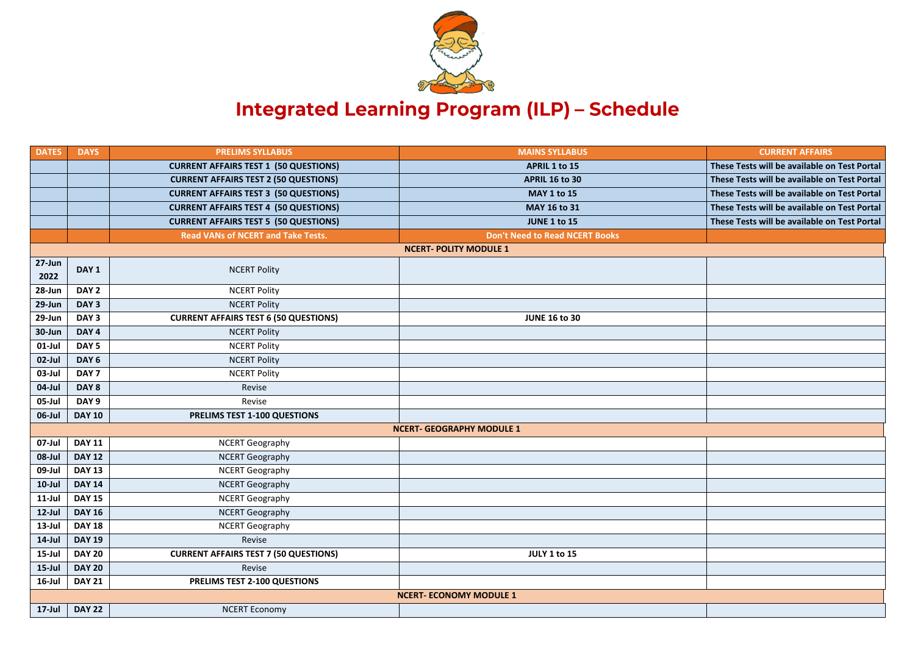# Integrated Learning Program (ILP) – Schedule

| DATES | DAYS | PRELIMS SYLLABUS | MAINS SYLLABUS | CURRENT AFFAIRS |
|---|---|---|---|---|
| | | **CURRENT AFFAIRS TEST 1 (50 QUESTIONS)** | **APRIL 1 to 15** | **These Tests will be available on Test Portal** |
| | | **CURRENT AFFAIRS TEST 2 (50 QUESTIONS)** | **APRIL 16 to 30** | **These Tests will be available on Test Portal** |
| | | **CURRENT AFFAIRS TEST 3 (50 QUESTIONS)** | **MAY 1 to 15** | **These Tests will be available on Test Portal** |
| | | **CURRENT AFFAIRS TEST 4 (50 QUESTIONS)** | **MAY 16 to 31** | **These Tests will be available on Test Portal** |
| | | **CURRENT AFFAIRS TEST 5 (50 QUESTIONS)** | **JUNE 1 to 15** | **These Tests will be available on Test Portal** |
| | | **Read VANs of NCERT and Take Tests.** | **Don't Need to Read NCERT Books** | |
| | | **NCERT- POLITY MODULE 1** | | |
| **27-Jun 2022** | **DAY 1** | NCERT Polity | | |
| **28-Jun** | **DAY 2** | NCERT Polity | | |
| **29-Jun** | **DAY 3** | NCERT Polity | | |
| **29-Jun** | **DAY 3** | **CURRENT AFFAIRS TEST 6 (50 QUESTIONS)** | **JUNE 16 to 30** | |
| **30-Jun** | **DAY 4** | NCERT Polity | | |
| **01-Jul** | **DAY 5** | NCERT Polity | | |
| **02-Jul** | **DAY 6** | NCERT Polity | | |
| **03-Jul** | **DAY 7** | NCERT Polity | | |
| **04-Jul** | **DAY 8** | Revise | | |
| **05-Jul** | **DAY 9** | Revise | | |
| **06-Jul** | **DAY 10** | **PRELIMS TEST 1-100 QUESTIONS** | | |
| | | **NCERT- GEOGRAPHY MODULE 1** | | |
| **07-Jul** | **DAY 11** | NCERT Geography | | |
| **08-Jul** | **DAY 12** | NCERT Geography | | |
| **09-Jul** | **DAY 13** | NCERT Geography | | |
| **10-Jul** | **DAY 14** | NCERT Geography | | |
| **11-Jul** | **DAY 15** | NCERT Geography | | |
| **12-Jul** | **DAY 16** | NCERT Geography | | |
| **13-Jul** | **DAY 18** | NCERT Geography | | |
| **14-Jul** | **DAY 19** | Revise | | |
| **15-Jul** | **DAY 20** | **CURRENT AFFAIRS TEST 7 (50 QUESTIONS)** | **JULY 1 to 15** | |
| **15-Jul** | **DAY 20** | Revise | | |
| **16-Jul** | **DAY 21** | **PRELIMS TEST 2-100 QUESTIONS** | | |
| | | **NCERT- ECONOMY MODULE 1** | | |
| **17-Jul** | **DAY 22** | NCERT Economy | | |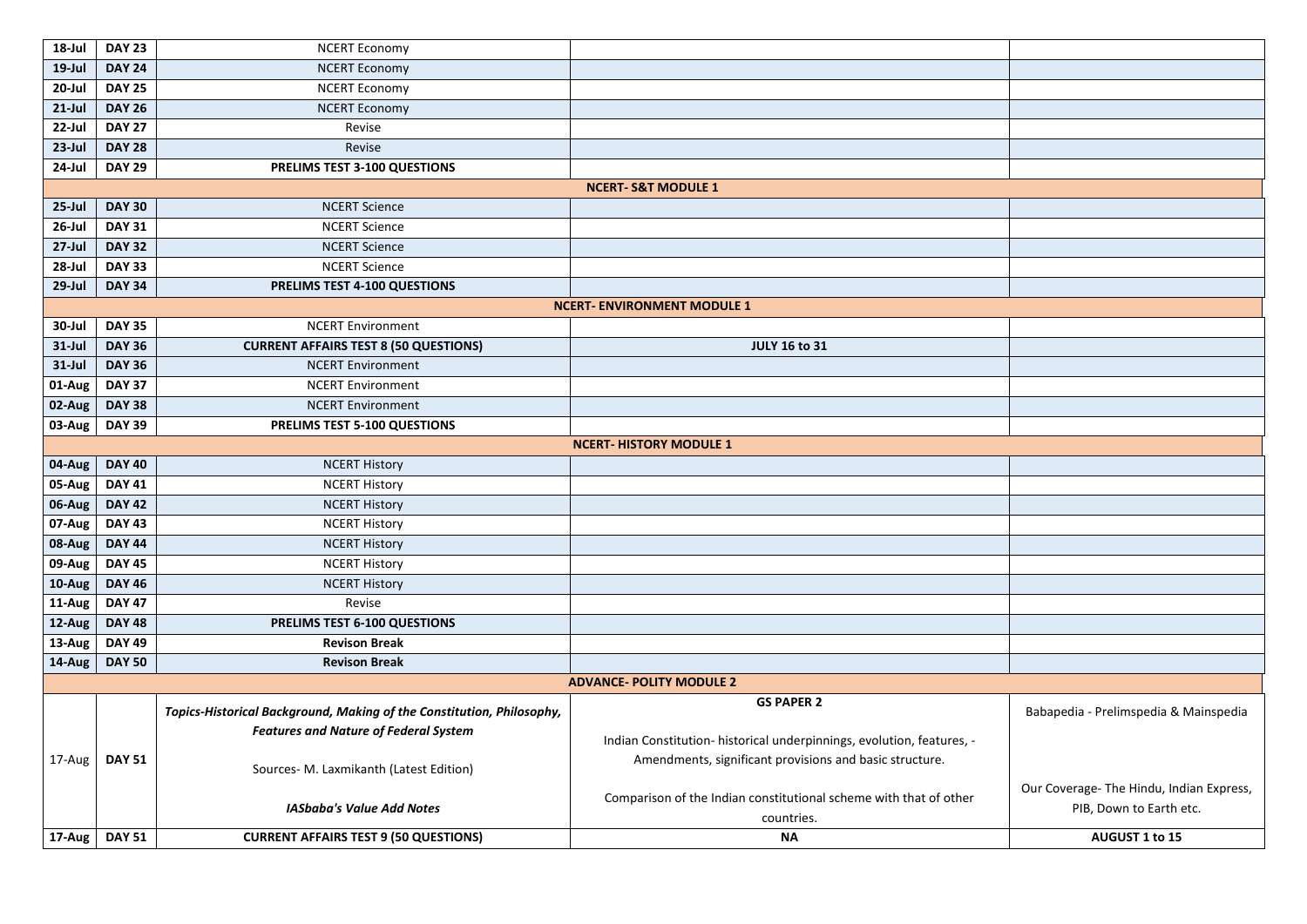| | | | | |
|---|---|---|---|---|
| **18-Jul** | **DAY 23** | NCERT Economy | | |
| **19-Jul** | **DAY 24** | NCERT Economy | | |
| **20-Jul** | **DAY 25** | NCERT Economy | | |
| **21-Jul** | **DAY 26** | NCERT Economy | | |
| **22-Jul** | **DAY 27** | Revise | | |
| **23-Jul** | **DAY 28** | Revise | | |
| **24-Jul** | **DAY 29** | **PRELIMS TEST 3-100 QUESTIONS** | | |
| | | | **NCERT- S&T MODULE 1** | |
| **25-Jul** | **DAY 30** | NCERT Science | | |
| **26-Jul** | **DAY 31** | NCERT Science | | |
| **27-Jul** | **DAY 32** | NCERT Science | | |
| **28-Jul** | **DAY 33** | NCERT Science | | |
| **29-Jul** | **DAY 34** | **PRELIMS TEST 4-100 QUESTIONS** | | |
| | | | **NCERT- ENVIRONMENT MODULE 1** | |
| **30-Jul** | **DAY 35** | NCERT Environment | | |
| **31-Jul** | **DAY 36** | **CURRENT AFFAIRS TEST 8 (50 QUESTIONS)** | **JULY 16 to 31** | |
| **31-Jul** | **DAY 36** | NCERT Environment | | |
| **01-Aug** | **DAY 37** | NCERT Environment | | |
| **02-Aug** | **DAY 38** | NCERT Environment | | |
| **03-Aug** | **DAY 39** | **PRELIMS TEST 5-100 QUESTIONS** | | |
| | | | **NCERT- HISTORY MODULE 1** | |
| **04-Aug** | **DAY 40** | NCERT History | | |
| **05-Aug** | **DAY 41** | NCERT History | | |
| **06-Aug** | **DAY 42** | NCERT History | | |
| **07-Aug** | **DAY 43** | NCERT History | | |
| **08-Aug** | **DAY 44** | NCERT History | | |
| **09-Aug** | **DAY 45** | NCERT History | | |
| **10-Aug** | **DAY 46** | NCERT History | | |
| **11-Aug** | **DAY 47** | Revise | | |
| **12-Aug** | **DAY 48** | **PRELIMS TEST 6-100 QUESTIONS** | | |
| **13-Aug** | **DAY 49** | **Revison Break** | | |
| **14-Aug** | **DAY 50** | **Revison Break** | | |
| | | | **ADVANCE- POLITY MODULE 2** | |
| 17-Aug | **DAY 51** | ***Topics-Historical Background, Making of the Constitution, Philosophy, Features and Nature of Federal System***<br><br>Sources- M. Laxmikanth (Latest Edition)<br><br>***IASbaba's Value Add Notes*** | **GS PAPER 2**<br><br>Indian Constitution- historical underpinnings, evolution, features, - Amendments, significant provisions and basic structure.<br><br>Comparison of the Indian constitutional scheme with that of other countries. | Babapedia - Prelimspedia & Mainspedia<br><br>Our Coverage- The Hindu, Indian Express, PIB, Down to Earth etc. |
| **17-Aug** | **DAY 51** | **CURRENT AFFAIRS TEST 9 (50 QUESTIONS)** | **NA** | **AUGUST 1 to 15** |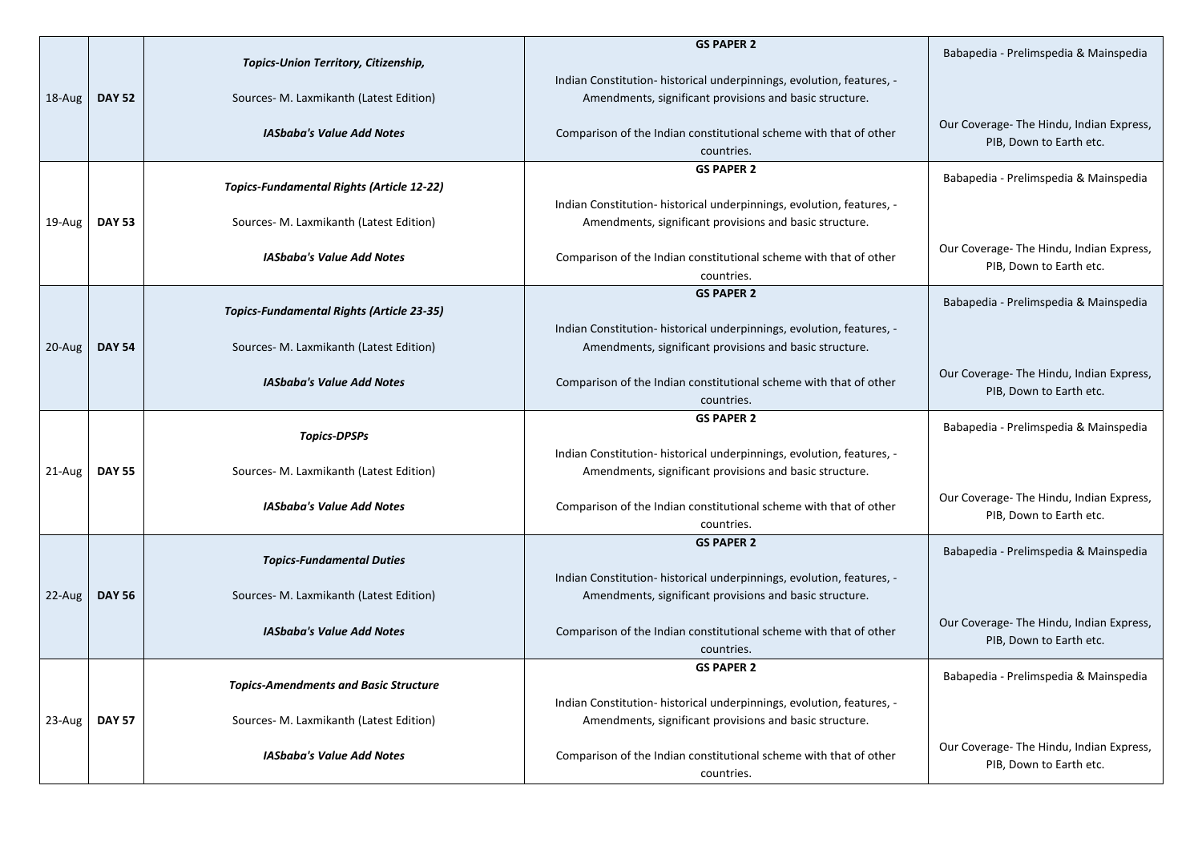| | | | | |
|---|---|---|---|---|
| 18-Aug | **DAY 52** | ***Topics-Union Territory, Citizenship,*** <br> Sources- M. Laxmikanth (Latest Edition) <br> ***IASbaba's Value Add Notes*** | **GS PAPER 2** <br> Indian Constitution- historical underpinnings, evolution, features, - Amendments, significant provisions and basic structure. <br> Comparison of the Indian constitutional scheme with that of other countries. | Babapedia - Prelimspedia & Mainspedia <br> Our Coverage- The Hindu, Indian Express, PIB, Down to Earth etc. |
| 19-Aug | **DAY 53** | ***Topics-Fundamental Rights (Article 12-22)*** <br> Sources- M. Laxmikanth (Latest Edition) <br> ***IASbaba's Value Add Notes*** | **GS PAPER 2** <br> Indian Constitution- historical underpinnings, evolution, features, - Amendments, significant provisions and basic structure. <br> Comparison of the Indian constitutional scheme with that of other countries. | Babapedia - Prelimspedia & Mainspedia <br> Our Coverage- The Hindu, Indian Express, PIB, Down to Earth etc. |
| 20-Aug | **DAY 54** | ***Topics-Fundamental Rights (Article 23-35)*** <br> Sources- M. Laxmikanth (Latest Edition) <br> ***IASbaba's Value Add Notes*** | **GS PAPER 2** <br> Indian Constitution- historical underpinnings, evolution, features, - Amendments, significant provisions and basic structure. <br> Comparison of the Indian constitutional scheme with that of other countries. | Babapedia - Prelimspedia & Mainspedia <br> Our Coverage- The Hindu, Indian Express, PIB, Down to Earth etc. |
| 21-Aug | **DAY 55** | ***Topics-DPSPs*** <br> Sources- M. Laxmikanth (Latest Edition) <br> ***IASbaba's Value Add Notes*** | **GS PAPER 2** <br> Indian Constitution- historical underpinnings, evolution, features, - Amendments, significant provisions and basic structure. <br> Comparison of the Indian constitutional scheme with that of other countries. | Babapedia - Prelimspedia & Mainspedia <br> Our Coverage- The Hindu, Indian Express, PIB, Down to Earth etc. |
| 22-Aug | **DAY 56** | ***Topics-Fundamental Duties*** <br> Sources- M. Laxmikanth (Latest Edition) <br> ***IASbaba's Value Add Notes*** | **GS PAPER 2** <br> Indian Constitution- historical underpinnings, evolution, features, - Amendments, significant provisions and basic structure. <br> Comparison of the Indian constitutional scheme with that of other countries. | Babapedia - Prelimspedia & Mainspedia <br> Our Coverage- The Hindu, Indian Express, PIB, Down to Earth etc. |
| 23-Aug | **DAY 57** | ***Topics-Amendments and Basic Structure*** <br> Sources- M. Laxmikanth (Latest Edition) <br> ***IASbaba's Value Add Notes*** | **GS PAPER 2** <br> Indian Constitution- historical underpinnings, evolution, features, - Amendments, significant provisions and basic structure. <br> Comparison of the Indian constitutional scheme with that of other countries. | Babapedia - Prelimspedia & Mainspedia <br> Our Coverage- The Hindu, Indian Express, PIB, Down to Earth etc. |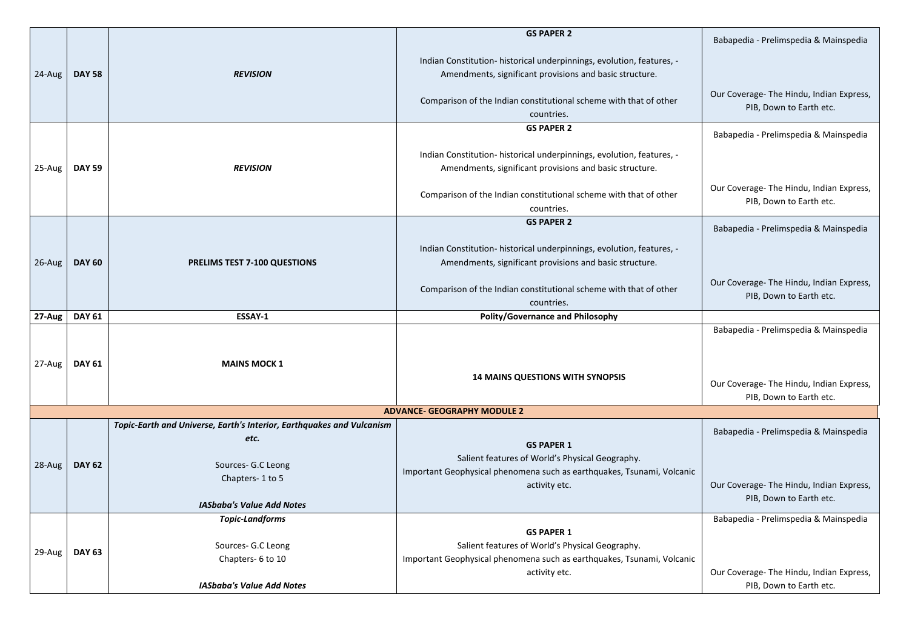| | | | | |
|---|---|---|---|---|
| 24-Aug | **DAY 58** | ***REVISION*** | **GS PAPER 2**<br><br>Indian Constitution- historical underpinnings, evolution, features, - Amendments, significant provisions and basic structure.<br><br>Comparison of the Indian constitutional scheme with that of other countries. | Babapedia - Prelimspedia & Mainspedia<br><br>Our Coverage- The Hindu, Indian Express, PIB, Down to Earth etc. |
| 25-Aug | **DAY 59** | ***REVISION*** | **GS PAPER 2**<br><br>Indian Constitution- historical underpinnings, evolution, features, - Amendments, significant provisions and basic structure.<br><br>Comparison of the Indian constitutional scheme with that of other countries. | Babapedia - Prelimspedia & Mainspedia<br><br>Our Coverage- The Hindu, Indian Express, PIB, Down to Earth etc. |
| 26-Aug | **DAY 60** | **PRELIMS TEST 7-100 QUESTIONS** | **GS PAPER 2**<br><br>Indian Constitution- historical underpinnings, evolution, features, - Amendments, significant provisions and basic structure.<br><br>Comparison of the Indian constitutional scheme with that of other countries. | Babapedia - Prelimspedia & Mainspedia<br><br>Our Coverage- The Hindu, Indian Express, PIB, Down to Earth etc. |
| **27-Aug** | **DAY 61** | **ESSAY-1** | **Polity/Governance and Philosophy** | |
| 27-Aug | **DAY 61** | **MAINS MOCK 1** | **14 MAINS QUESTIONS WITH SYNOPSIS** | Babapedia - Prelimspedia & Mainspedia<br><br>Our Coverage- The Hindu, Indian Express, PIB, Down to Earth etc. |
| | | | **ADVANCE- GEOGRAPHY MODULE 2** | |
| 28-Aug | **DAY 62** | ***Topic-Earth and Universe, Earth's Interior, Earthquakes and Vulcanism etc.***<br><br>Sources- G.C Leong<br>Chapters- 1 to 5<br><br>***IASbaba's Value Add Notes*** | **GS PAPER 1**<br>Salient features of World's Physical Geography.<br>Important Geophysical phenomena such as earthquakes, Tsunami, Volcanic activity etc. | Babapedia - Prelimspedia & Mainspedia<br><br>Our Coverage- The Hindu, Indian Express, PIB, Down to Earth etc. |
| 29-Aug | **DAY 63** | ***Topic-Landforms***<br><br>Sources- G.C Leong<br>Chapters- 6 to 10<br><br>***IASbaba's Value Add Notes*** | **GS PAPER 1**<br>Salient features of World's Physical Geography.<br>Important Geophysical phenomena such as earthquakes, Tsunami, Volcanic activity etc. | Babapedia - Prelimspedia & Mainspedia<br><br>Our Coverage- The Hindu, Indian Express, PIB, Down to Earth etc. |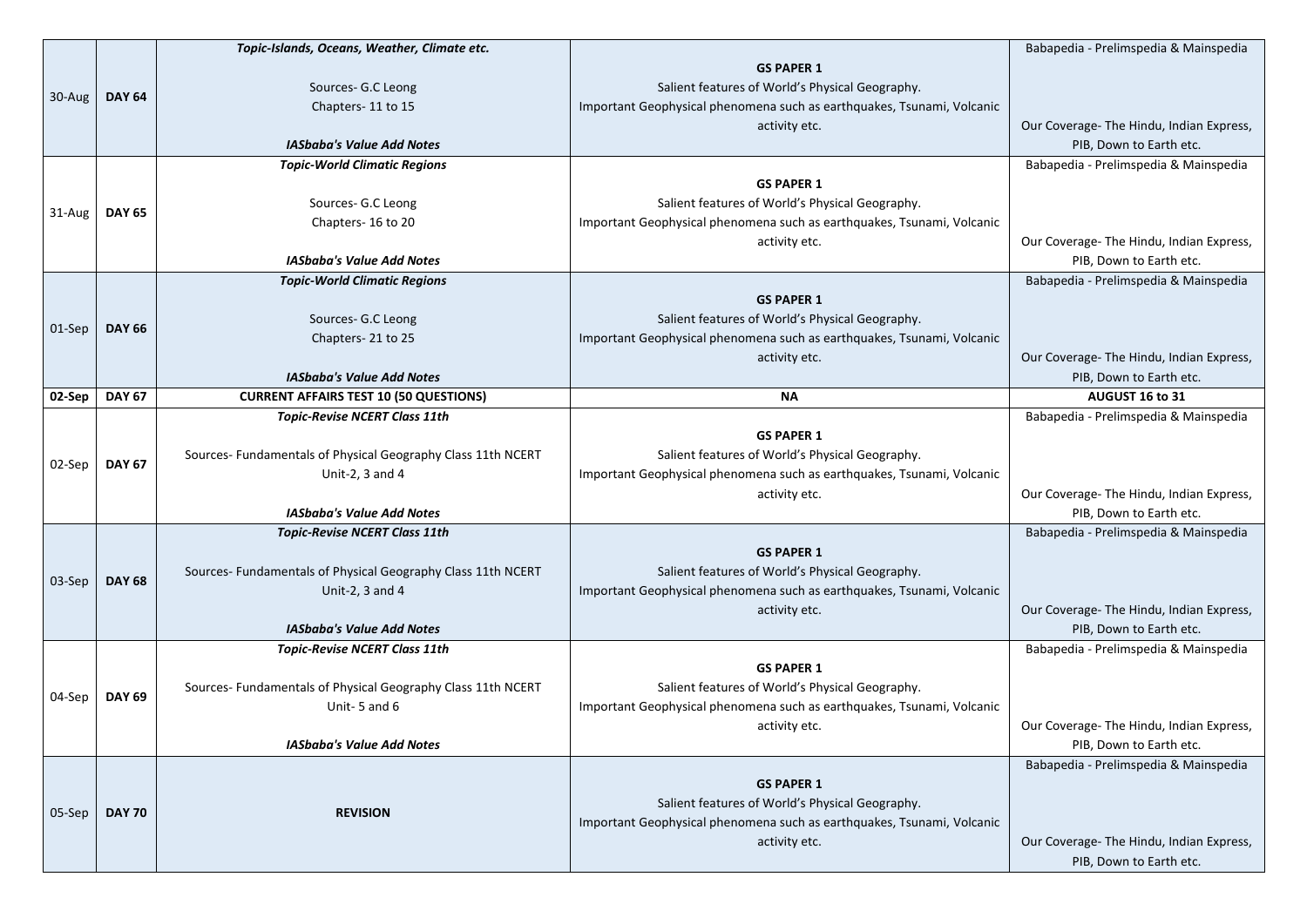| | | | | |
|---|---|---|---|---|
| 30-Aug | **DAY 64** | ***Topic-Islands, Oceans, Weather, Climate etc.***<br><br>Sources- G.C Leong<br>Chapters- 11 to 15<br><br>***IASbaba's Value Add Notes*** | **GS PAPER 1**<br>Salient features of World's Physical Geography.<br>Important Geophysical phenomena such as earthquakes, Tsunami, Volcanic activity etc. | Babapedia - Prelimspedia & Mainspedia<br><br>Our Coverage- The Hindu, Indian Express, PIB, Down to Earth etc. |
| 31-Aug | **DAY 65** | ***Topic-World Climatic Regions***<br><br>Sources- G.C Leong<br>Chapters- 16 to 20<br><br>***IASbaba's Value Add Notes*** | **GS PAPER 1**<br>Salient features of World's Physical Geography.<br>Important Geophysical phenomena such as earthquakes, Tsunami, Volcanic activity etc. | Babapedia - Prelimspedia & Mainspedia<br><br>Our Coverage- The Hindu, Indian Express, PIB, Down to Earth etc. |
| 01-Sep | **DAY 66** | ***Topic-World Climatic Regions***<br><br>Sources- G.C Leong<br>Chapters- 21 to 25<br><br>***IASbaba's Value Add Notes*** | **GS PAPER 1**<br>Salient features of World's Physical Geography.<br>Important Geophysical phenomena such as earthquakes, Tsunami, Volcanic activity etc. | Babapedia - Prelimspedia & Mainspedia<br><br>Our Coverage- The Hindu, Indian Express, PIB, Down to Earth etc. |
| **02-Sep** | **DAY 67** | **CURRENT AFFAIRS TEST 10 (50 QUESTIONS)** | **NA** | **AUGUST 16 to 31** |
| 02-Sep | **DAY 67** | ***Topic-Revise NCERT Class 11th***<br><br>Sources- Fundamentals of Physical Geography Class 11th NCERT<br>Unit-2, 3 and 4<br><br>***IASbaba's Value Add Notes*** | **GS PAPER 1**<br>Salient features of World's Physical Geography.<br>Important Geophysical phenomena such as earthquakes, Tsunami, Volcanic activity etc. | Babapedia - Prelimspedia & Mainspedia<br><br>Our Coverage- The Hindu, Indian Express, PIB, Down to Earth etc. |
| 03-Sep | **DAY 68** | ***Topic-Revise NCERT Class 11th***<br><br>Sources- Fundamentals of Physical Geography Class 11th NCERT<br>Unit-2, 3 and 4<br><br>***IASbaba's Value Add Notes*** | **GS PAPER 1**<br>Salient features of World's Physical Geography.<br>Important Geophysical phenomena such as earthquakes, Tsunami, Volcanic activity etc. | Babapedia - Prelimspedia & Mainspedia<br><br>Our Coverage- The Hindu, Indian Express, PIB, Down to Earth etc. |
| 04-Sep | **DAY 69** | ***Topic-Revise NCERT Class 11th***<br><br>Sources- Fundamentals of Physical Geography Class 11th NCERT<br>Unit- 5 and 6<br><br>***IASbaba's Value Add Notes*** | **GS PAPER 1**<br>Salient features of World's Physical Geography.<br>Important Geophysical phenomena such as earthquakes, Tsunami, Volcanic activity etc. | Babapedia - Prelimspedia & Mainspedia<br><br>Our Coverage- The Hindu, Indian Express, PIB, Down to Earth etc. |
| 05-Sep | **DAY 70** | **REVISION** | **GS PAPER 1**<br>Salient features of World's Physical Geography.<br>Important Geophysical phenomena such as earthquakes, Tsunami, Volcanic activity etc. | Babapedia - Prelimspedia & Mainspedia<br><br>Our Coverage- The Hindu, Indian Express, PIB, Down to Earth etc. |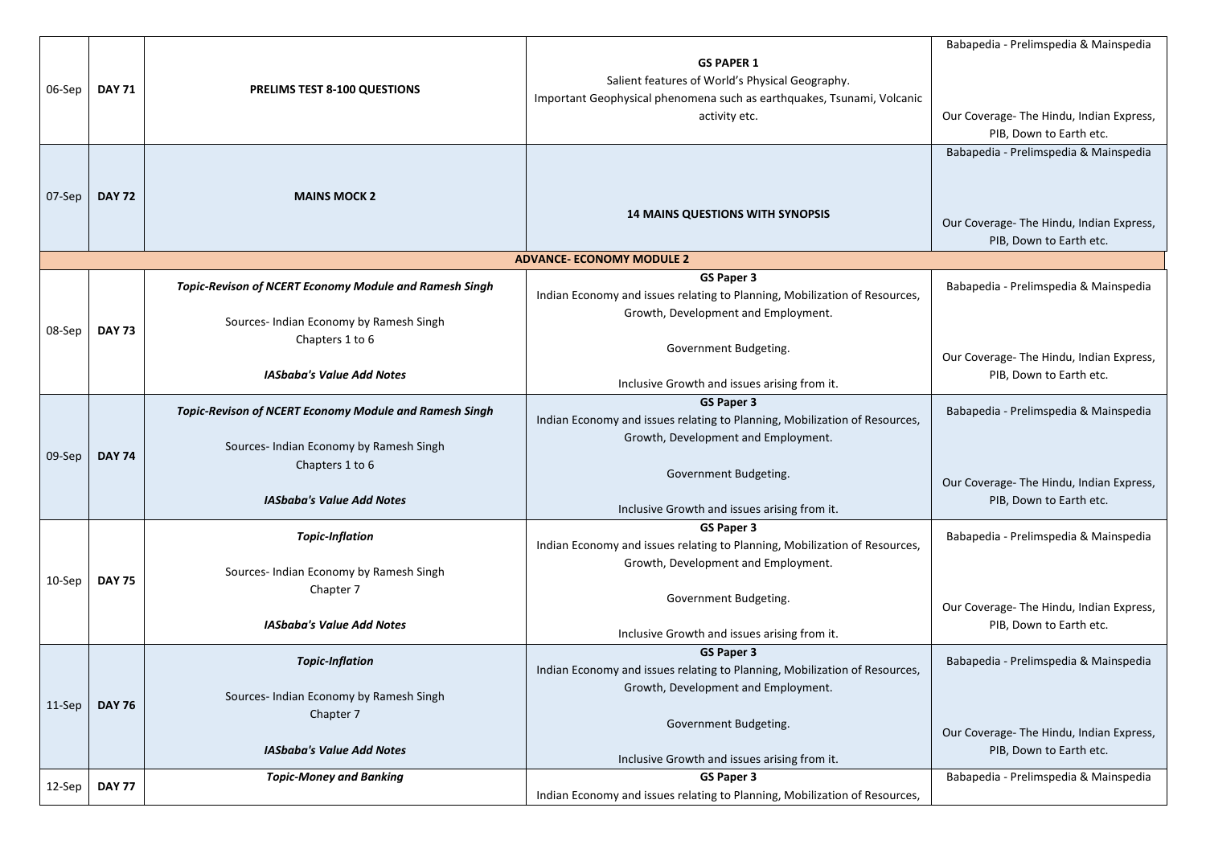| 06-Sep | DAY 71 | PRELIMS TEST 8-100 QUESTIONS | **GS PAPER 1**<br>Salient features of World's Physical Geography.<br>Important Geophysical phenomena such as earthquakes, Tsunami, Volcanic activity etc. | Babapedia - Prelimspedia & Mainspedia<br><br>Our Coverage- The Hindu, Indian Express, PIB, Down to Earth etc. |
|---|---|---|---|---|
| 07-Sep | DAY 72 | MAINS MOCK 2 | **14 MAINS QUESTIONS WITH SYNOPSIS** | Babapedia - Prelimspedia & Mainspedia<br><br>Our Coverage- The Hindu, Indian Express, PIB, Down to Earth etc. |
| | | **ADVANCE- ECONOMY MODULE 2** | | |
| 08-Sep | DAY 73 | ***Topic-Revison of NCERT Economy Module and Ramesh Singh***<br><br>Sources- Indian Economy by Ramesh Singh<br>Chapters 1 to 6<br><br>***IASbaba's Value Add Notes*** | **GS Paper 3**<br>Indian Economy and issues relating to Planning, Mobilization of Resources, Growth, Development and Employment.<br><br>Government Budgeting.<br><br>Inclusive Growth and issues arising from it. | Babapedia - Prelimspedia & Mainspedia<br><br>Our Coverage- The Hindu, Indian Express, PIB, Down to Earth etc. |
| 09-Sep | DAY 74 | ***Topic-Revison of NCERT Economy Module and Ramesh Singh***<br><br>Sources- Indian Economy by Ramesh Singh<br>Chapters 1 to 6<br><br>***IASbaba's Value Add Notes*** | **GS Paper 3**<br>Indian Economy and issues relating to Planning, Mobilization of Resources, Growth, Development and Employment.<br><br>Government Budgeting.<br><br>Inclusive Growth and issues arising from it. | Babapedia - Prelimspedia & Mainspedia<br><br>Our Coverage- The Hindu, Indian Express, PIB, Down to Earth etc. |
| 10-Sep | DAY 75 | ***Topic-Inflation***<br><br>Sources- Indian Economy by Ramesh Singh<br>Chapter 7<br><br>***IASbaba's Value Add Notes*** | **GS Paper 3**<br>Indian Economy and issues relating to Planning, Mobilization of Resources, Growth, Development and Employment.<br><br>Government Budgeting.<br><br>Inclusive Growth and issues arising from it. | Babapedia - Prelimspedia & Mainspedia<br><br>Our Coverage- The Hindu, Indian Express, PIB, Down to Earth etc. |
| 11-Sep | DAY 76 | ***Topic-Inflation***<br><br>Sources- Indian Economy by Ramesh Singh<br>Chapter 7<br><br>***IASbaba's Value Add Notes*** | **GS Paper 3**<br>Indian Economy and issues relating to Planning, Mobilization of Resources, Growth, Development and Employment.<br><br>Government Budgeting.<br><br>Inclusive Growth and issues arising from it. | Babapedia - Prelimspedia & Mainspedia<br><br>Our Coverage- The Hindu, Indian Express, PIB, Down to Earth etc. |
| 12-Sep | DAY 77 | ***Topic-Money and Banking*** | **GS Paper 3**<br>Indian Economy and issues relating to Planning, Mobilization of Resources, | Babapedia - Prelimspedia & Mainspedia |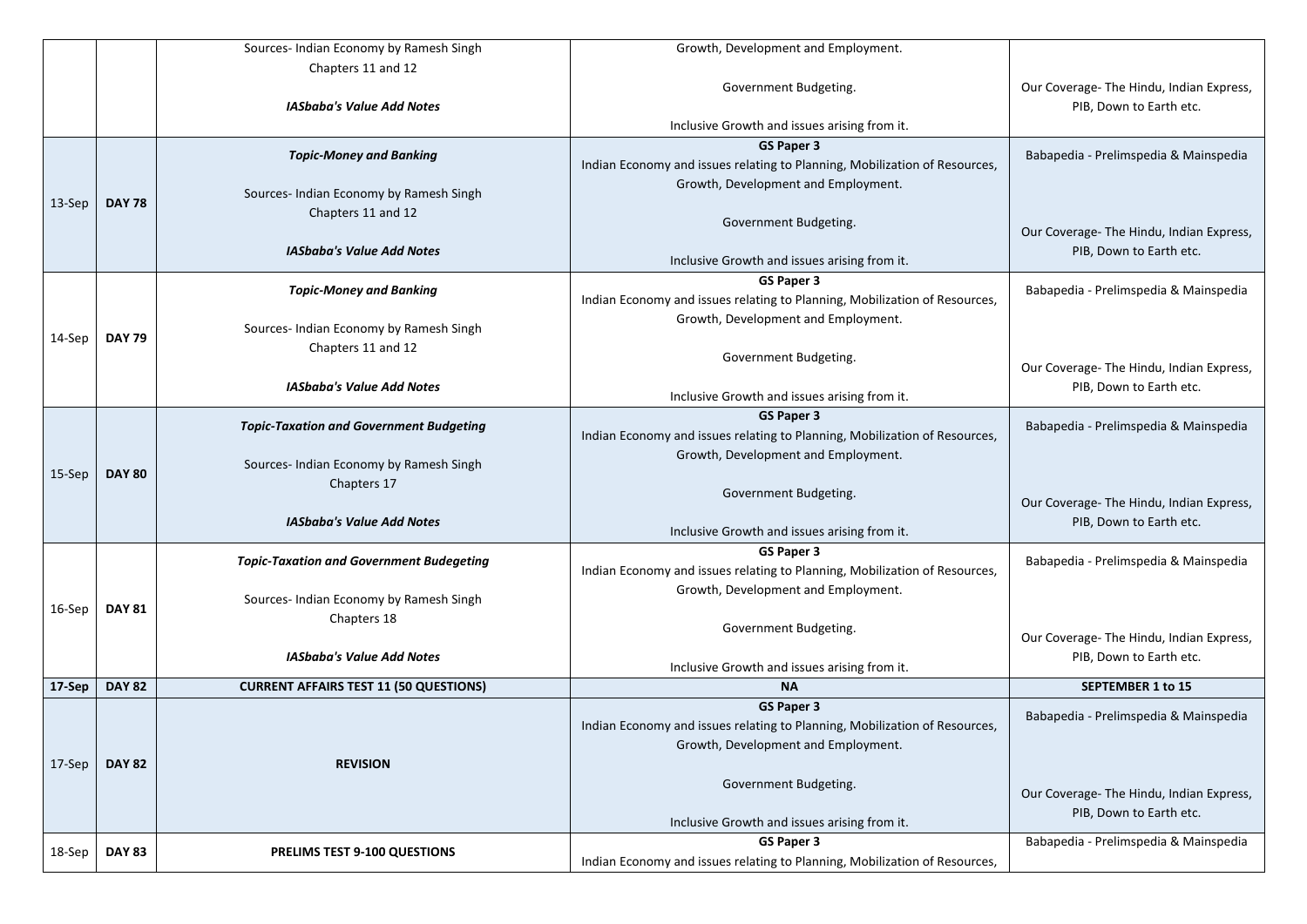| | | | | |
|---|---|---|---|---|
| | | Sources- Indian Economy by Ramesh Singh<br>Chapters 11 and 12<br><br>***IASbaba's Value Add Notes*** | Growth, Development and Employment.<br><br>Government Budgeting.<br><br>Inclusive Growth and issues arising from it. | Our Coverage- The Hindu, Indian Express, PIB, Down to Earth etc. |
| 13-Sep | **DAY 78** | ***Topic-Money and Banking***<br><br>Sources- Indian Economy by Ramesh Singh<br>Chapters 11 and 12<br><br>***IASbaba's Value Add Notes*** | **GS Paper 3**<br>Indian Economy and issues relating to Planning, Mobilization of Resources, Growth, Development and Employment.<br><br>Government Budgeting.<br><br>Inclusive Growth and issues arising from it. | Babapedia - Prelimspedia & Mainspedia<br><br>Our Coverage- The Hindu, Indian Express, PIB, Down to Earth etc. |
| 14-Sep | **DAY 79** | ***Topic-Money and Banking***<br><br>Sources- Indian Economy by Ramesh Singh<br>Chapters 11 and 12<br><br>***IASbaba's Value Add Notes*** | **GS Paper 3**<br>Indian Economy and issues relating to Planning, Mobilization of Resources, Growth, Development and Employment.<br><br>Government Budgeting.<br><br>Inclusive Growth and issues arising from it. | Babapedia - Prelimspedia & Mainspedia<br><br>Our Coverage- The Hindu, Indian Express, PIB, Down to Earth etc. |
| 15-Sep | **DAY 80** | ***Topic-Taxation and Government Budgeting***<br><br>Sources- Indian Economy by Ramesh Singh<br>Chapters 17<br><br>***IASbaba's Value Add Notes*** | **GS Paper 3**<br>Indian Economy and issues relating to Planning, Mobilization of Resources, Growth, Development and Employment.<br><br>Government Budgeting.<br><br>Inclusive Growth and issues arising from it. | Babapedia - Prelimspedia & Mainspedia<br><br>Our Coverage- The Hindu, Indian Express, PIB, Down to Earth etc. |
| 16-Sep | **DAY 81** | ***Topic-Taxation and Government Budegeting***<br><br>Sources- Indian Economy by Ramesh Singh<br>Chapters 18<br><br>***IASbaba's Value Add Notes*** | **GS Paper 3**<br>Indian Economy and issues relating to Planning, Mobilization of Resources, Growth, Development and Employment.<br><br>Government Budgeting.<br><br>Inclusive Growth and issues arising from it. | Babapedia - Prelimspedia & Mainspedia<br><br>Our Coverage- The Hindu, Indian Express, PIB, Down to Earth etc. |
| **17-Sep** | **DAY 82** | **CURRENT AFFAIRS TEST 11 (50 QUESTIONS)** | **NA** | **SEPTEMBER 1 to 15** |
| 17-Sep | **DAY 82** | **REVISION** | **GS Paper 3**<br>Indian Economy and issues relating to Planning, Mobilization of Resources, Growth, Development and Employment.<br><br>Government Budgeting.<br><br>Inclusive Growth and issues arising from it. | Babapedia - Prelimspedia & Mainspedia<br><br>Our Coverage- The Hindu, Indian Express, PIB, Down to Earth etc. |
| 18-Sep | **DAY 83** | **PRELIMS TEST 9-100 QUESTIONS** | **GS Paper 3**<br>Indian Economy and issues relating to Planning, Mobilization of Resources, | Babapedia - Prelimspedia & Mainspedia |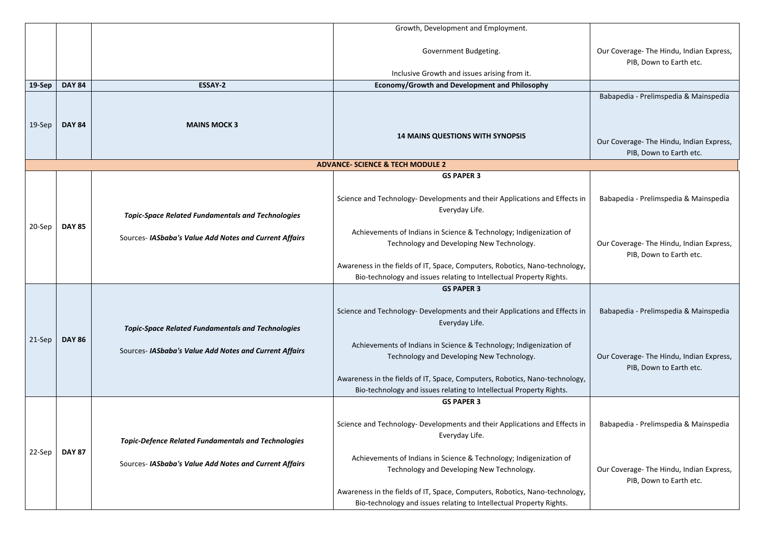| | | | | |
|---|---|---|---|---|
| | | | Growth, Development and Employment.<br><br>Government Budgeting.<br><br>Inclusive Growth and issues arising from it. | Our Coverage- The Hindu, Indian Express, PIB, Down to Earth etc. |
| **19-Sep** | **DAY 84** | **ESSAY-2** | **Economy/Growth and Development and Philosophy** | |
| 19-Sep | **DAY 84** | **MAINS MOCK 3** | **14 MAINS QUESTIONS WITH SYNOPSIS** | Babapedia - Prelimspedia & Mainspedia<br><br>Our Coverage- The Hindu, Indian Express, PIB, Down to Earth etc. |
| | | | **ADVANCE- SCIENCE & TECH MODULE 2** | |
| 20-Sep | **DAY 85** | ***Topic-Space Related Fundamentals and Technologies***<br><br>Sources- ***IASbaba's Value Add Notes and Current Affairs*** | **GS PAPER 3**<br><br>Science and Technology- Developments and their Applications and Effects in Everyday Life.<br><br>Achievements of Indians in Science & Technology; Indigenization of Technology and Developing New Technology.<br><br>Awareness in the fields of IT, Space, Computers, Robotics, Nano-technology, Bio-technology and issues relating to Intellectual Property Rights. | Babapedia - Prelimspedia & Mainspedia<br><br>Our Coverage- The Hindu, Indian Express, PIB, Down to Earth etc. |
| 21-Sep | **DAY 86** | ***Topic-Space Related Fundamentals and Technologies***<br><br>Sources- ***IASbaba's Value Add Notes and Current Affairs*** | **GS PAPER 3**<br><br>Science and Technology- Developments and their Applications and Effects in Everyday Life.<br><br>Achievements of Indians in Science & Technology; Indigenization of Technology and Developing New Technology.<br><br>Awareness in the fields of IT, Space, Computers, Robotics, Nano-technology, Bio-technology and issues relating to Intellectual Property Rights. | Babapedia - Prelimspedia & Mainspedia<br><br>Our Coverage- The Hindu, Indian Express, PIB, Down to Earth etc. |
| 22-Sep | **DAY 87** | ***Topic-Defence Related Fundamentals and Technologies***<br><br>Sources- ***IASbaba's Value Add Notes and Current Affairs*** | **GS PAPER 3**<br><br>Science and Technology- Developments and their Applications and Effects in Everyday Life.<br><br>Achievements of Indians in Science & Technology; Indigenization of Technology and Developing New Technology.<br><br>Awareness in the fields of IT, Space, Computers, Robotics, Nano-technology, Bio-technology and issues relating to Intellectual Property Rights. | Babapedia - Prelimspedia & Mainspedia<br><br>Our Coverage- The Hindu, Indian Express, PIB, Down to Earth etc. |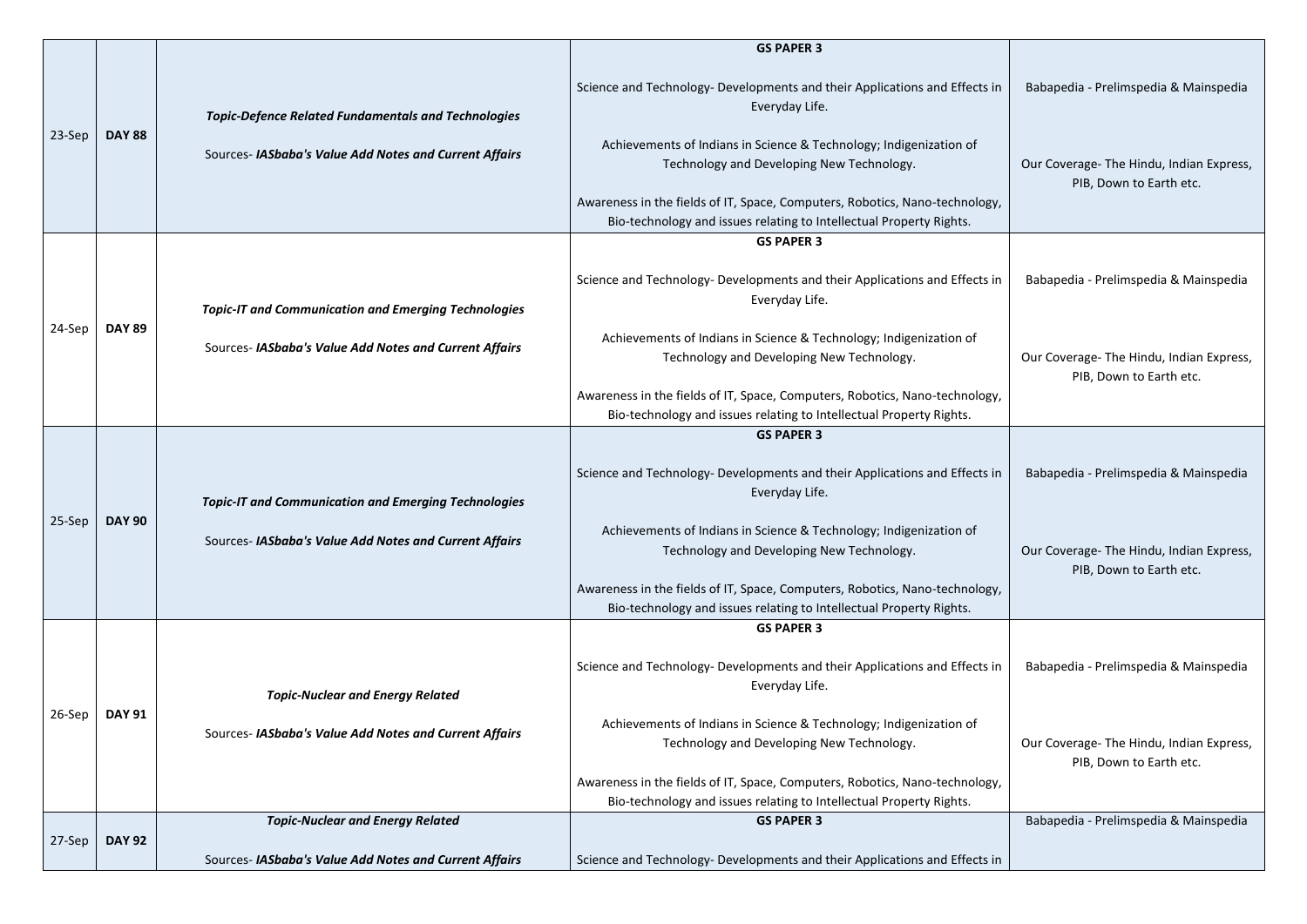| 23-Sep | DAY 88 | ***Topic-Defence Related Fundamentals and Technologies***<br><br>Sources- ***IASbaba's Value Add Notes and Current Affairs*** | **GS PAPER 3**<br><br>Science and Technology- Developments and their Applications and Effects in Everyday Life.<br><br>Achievements of Indians in Science & Technology; Indigenization of Technology and Developing New Technology.<br><br>Awareness in the fields of IT, Space, Computers, Robotics, Nano-technology, Bio-technology and issues relating to Intellectual Property Rights. | Babapedia - Prelimspedia & Mainspedia<br><br>Our Coverage- The Hindu, Indian Express, PIB, Down to Earth etc. |
|---|---|---|---|---|
| 24-Sep | DAY 89 | ***Topic-IT and Communication and Emerging Technologies***<br><br>Sources- ***IASbaba's Value Add Notes and Current Affairs*** | **GS PAPER 3**<br><br>Science and Technology- Developments and their Applications and Effects in Everyday Life.<br><br>Achievements of Indians in Science & Technology; Indigenization of Technology and Developing New Technology.<br><br>Awareness in the fields of IT, Space, Computers, Robotics, Nano-technology, Bio-technology and issues relating to Intellectual Property Rights. | Babapedia - Prelimspedia & Mainspedia<br><br>Our Coverage- The Hindu, Indian Express, PIB, Down to Earth etc. |
| 25-Sep | DAY 90 | ***Topic-IT and Communication and Emerging Technologies***<br><br>Sources- ***IASbaba's Value Add Notes and Current Affairs*** | **GS PAPER 3**<br><br>Science and Technology- Developments and their Applications and Effects in Everyday Life.<br><br>Achievements of Indians in Science & Technology; Indigenization of Technology and Developing New Technology.<br><br>Awareness in the fields of IT, Space, Computers, Robotics, Nano-technology, Bio-technology and issues relating to Intellectual Property Rights. | Babapedia - Prelimspedia & Mainspedia<br><br>Our Coverage- The Hindu, Indian Express, PIB, Down to Earth etc. |
| 26-Sep | DAY 91 | ***Topic-Nuclear and Energy Related***<br><br>Sources- ***IASbaba's Value Add Notes and Current Affairs*** | **GS PAPER 3**<br><br>Science and Technology- Developments and their Applications and Effects in Everyday Life.<br><br>Achievements of Indians in Science & Technology; Indigenization of Technology and Developing New Technology.<br><br>Awareness in the fields of IT, Space, Computers, Robotics, Nano-technology, Bio-technology and issues relating to Intellectual Property Rights. | Babapedia - Prelimspedia & Mainspedia<br><br>Our Coverage- The Hindu, Indian Express, PIB, Down to Earth etc. |
| 27-Sep | DAY 92 | ***Topic-Nuclear and Energy Related***<br><br>Sources- ***IASbaba's Value Add Notes and Current Affairs*** | **GS PAPER 3**<br><br>Science and Technology- Developments and their Applications and Effects in | Babapedia - Prelimspedia & Mainspedia |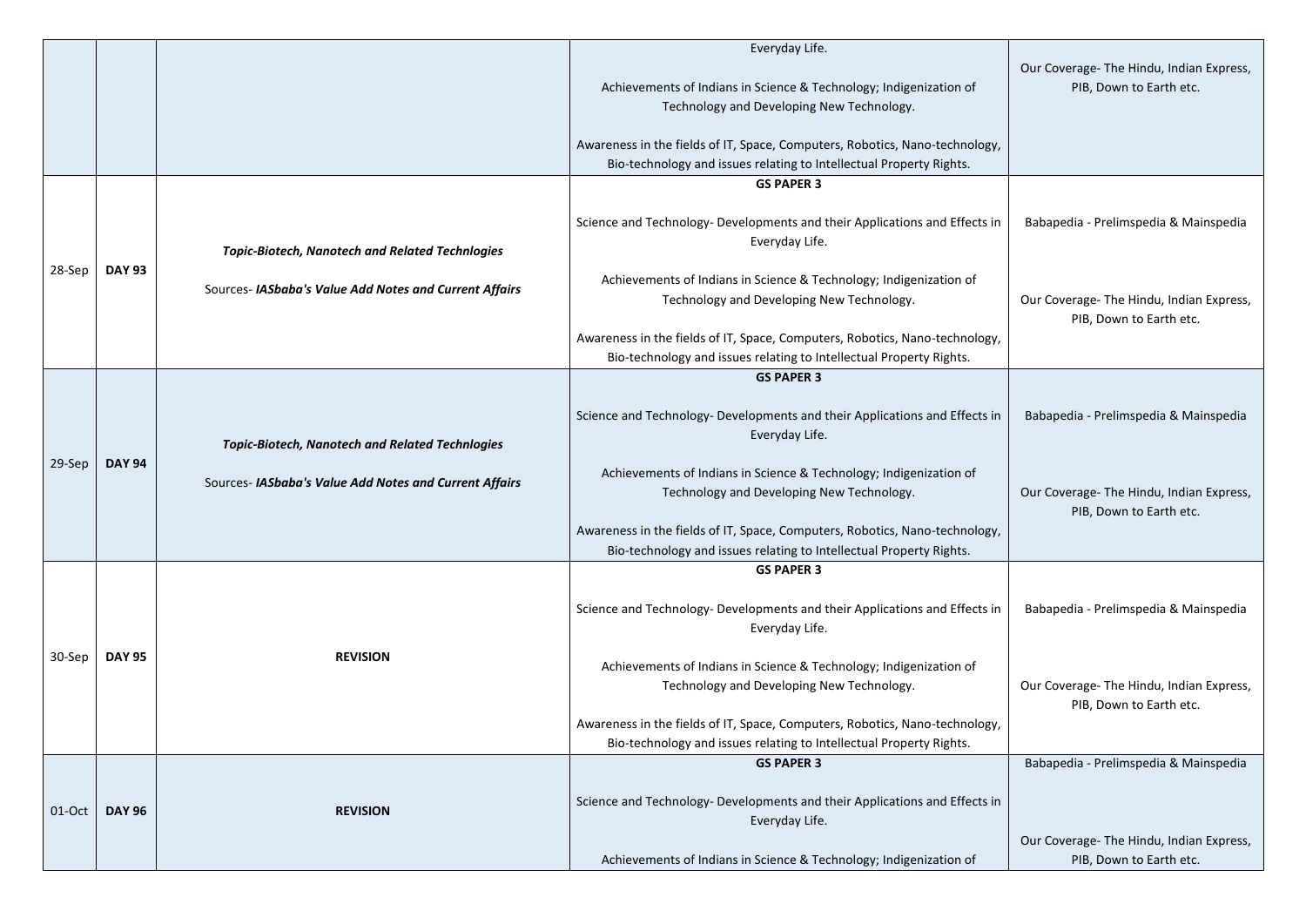| | | | | |
|---|---|---|---|---|
| | | | Everyday Life.<br><br>Achievements of Indians in Science & Technology; Indigenization of Technology and Developing New Technology.<br><br>Awareness in the fields of IT, Space, Computers, Robotics, Nano-technology, Bio-technology and issues relating to Intellectual Property Rights. | Our Coverage- The Hindu, Indian Express, PIB, Down to Earth etc. |
| 28-Sep | **DAY 93** | ***Topic-Biotech, Nanotech and Related Technlogies***<br><br>Sources- ***IASbaba's Value Add Notes and Current Affairs*** | **GS PAPER 3**<br><br>Science and Technology- Developments and their Applications and Effects in Everyday Life.<br><br>Achievements of Indians in Science & Technology; Indigenization of Technology and Developing New Technology.<br><br>Awareness in the fields of IT, Space, Computers, Robotics, Nano-technology, Bio-technology and issues relating to Intellectual Property Rights. | Babapedia - Prelimspedia & Mainspedia<br><br>Our Coverage- The Hindu, Indian Express, PIB, Down to Earth etc. |
| 29-Sep | **DAY 94** | ***Topic-Biotech, Nanotech and Related Technlogies***<br><br>Sources- ***IASbaba's Value Add Notes and Current Affairs*** | **GS PAPER 3**<br><br>Science and Technology- Developments and their Applications and Effects in Everyday Life.<br><br>Achievements of Indians in Science & Technology; Indigenization of Technology and Developing New Technology.<br><br>Awareness in the fields of IT, Space, Computers, Robotics, Nano-technology, Bio-technology and issues relating to Intellectual Property Rights. | Babapedia - Prelimspedia & Mainspedia<br><br>Our Coverage- The Hindu, Indian Express, PIB, Down to Earth etc. |
| 30-Sep | **DAY 95** | **REVISION** | **GS PAPER 3**<br><br>Science and Technology- Developments and their Applications and Effects in Everyday Life.<br><br>Achievements of Indians in Science & Technology; Indigenization of Technology and Developing New Technology.<br><br>Awareness in the fields of IT, Space, Computers, Robotics, Nano-technology, Bio-technology and issues relating to Intellectual Property Rights. | Babapedia - Prelimspedia & Mainspedia<br><br>Our Coverage- The Hindu, Indian Express, PIB, Down to Earth etc. |
| 01-Oct | **DAY 96** | **REVISION** | **GS PAPER 3**<br><br>Science and Technology- Developments and their Applications and Effects in Everyday Life.<br><br>Achievements of Indians in Science & Technology; Indigenization of | Babapedia - Prelimspedia & Mainspedia<br><br>Our Coverage- The Hindu, Indian Express, PIB, Down to Earth etc. |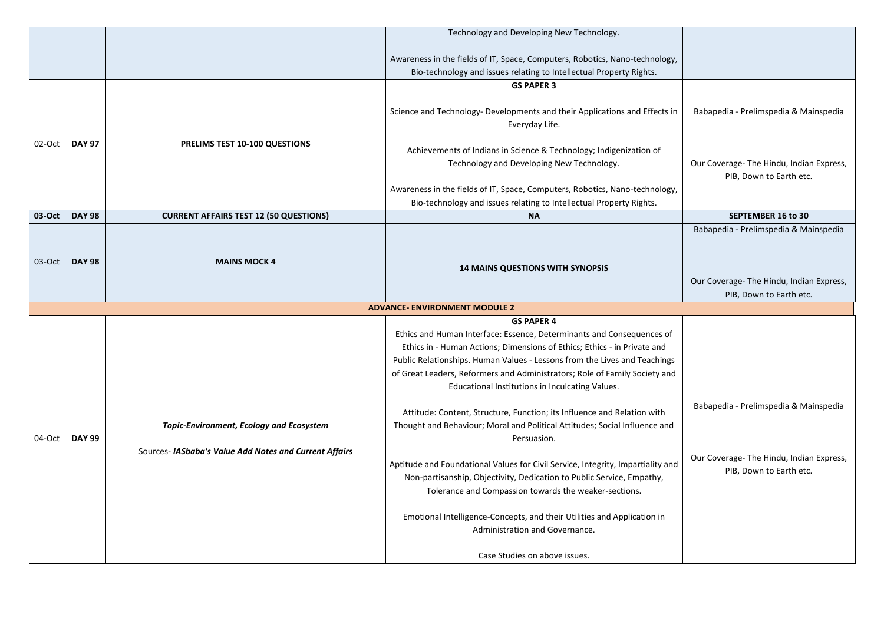| | | | | |
|---|---|---|---|---|
| | | | Technology and Developing New Technology.<br><br>Awareness in the fields of IT, Space, Computers, Robotics, Nano-technology, Bio-technology and issues relating to Intellectual Property Rights. | |
| 02-Oct | **DAY 97** | **PRELIMS TEST 10-100 QUESTIONS** | **GS PAPER 3**<br><br>Science and Technology- Developments and their Applications and Effects in Everyday Life.<br><br>Achievements of Indians in Science & Technology; Indigenization of Technology and Developing New Technology.<br><br>Awareness in the fields of IT, Space, Computers, Robotics, Nano-technology, Bio-technology and issues relating to Intellectual Property Rights. | Babapedia - Prelimspedia & Mainspedia<br><br>Our Coverage- The Hindu, Indian Express, PIB, Down to Earth etc. |
| **03-Oct** | **DAY 98** | **CURRENT AFFAIRS TEST 12 (50 QUESTIONS)** | **NA** | **SEPTEMBER 16 to 30** |
| 03-Oct | **DAY 98** | **MAINS MOCK 4** | **14 MAINS QUESTIONS WITH SYNOPSIS** | Babapedia - Prelimspedia & Mainspedia<br><br>Our Coverage- The Hindu, Indian Express, PIB, Down to Earth etc. |
| **ADVANCE- ENVIRONMENT MODULE 2** | | | | |
| 04-Oct | **DAY 99** | ***Topic-Environment, Ecology and Ecosystem***<br><br>Sources- ***IASbaba's Value Add Notes and Current Affairs*** | **GS PAPER 4**<br>Ethics and Human Interface: Essence, Determinants and Consequences of Ethics in - Human Actions; Dimensions of Ethics; Ethics - in Private and Public Relationships. Human Values - Lessons from the Lives and Teachings of Great Leaders, Reformers and Administrators; Role of Family Society and Educational Institutions in Inculcating Values.<br><br>Attitude: Content, Structure, Function; its Influence and Relation with Thought and Behaviour; Moral and Political Attitudes; Social Influence and Persuasion.<br><br>Aptitude and Foundational Values for Civil Service, Integrity, Impartiality and Non-partisanship, Objectivity, Dedication to Public Service, Empathy, Tolerance and Compassion towards the weaker-sections.<br><br>Emotional Intelligence-Concepts, and their Utilities and Application in Administration and Governance.<br><br>Case Studies on above issues. | Babapedia - Prelimspedia & Mainspedia<br><br>Our Coverage- The Hindu, Indian Express, PIB, Down to Earth etc. |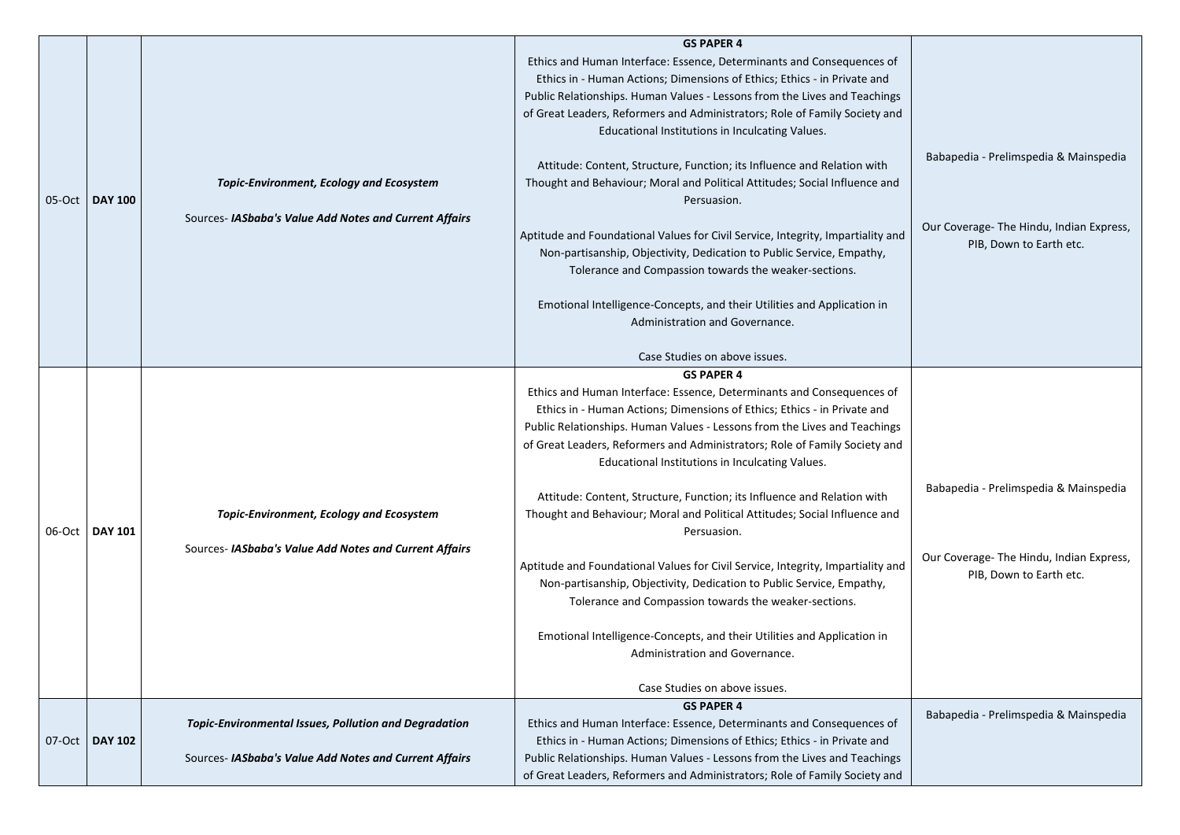| 05-Oct | **DAY 100** | ***Topic-Environment, Ecology and Ecosystem***<br><br>Sources- ***IASbaba's Value Add Notes and Current Affairs*** | **GS PAPER 4**<br>Ethics and Human Interface: Essence, Determinants and Consequences of Ethics in - Human Actions; Dimensions of Ethics; Ethics - in Private and Public Relationships. Human Values - Lessons from the Lives and Teachings of Great Leaders, Reformers and Administrators; Role of Family Society and Educational Institutions in Inculcating Values.<br><br>Attitude: Content, Structure, Function; its Influence and Relation with Thought and Behaviour; Moral and Political Attitudes; Social Influence and Persuasion.<br><br>Aptitude and Foundational Values for Civil Service, Integrity, Impartiality and Non-partisanship, Objectivity, Dedication to Public Service, Empathy, Tolerance and Compassion towards the weaker-sections.<br><br>Emotional Intelligence-Concepts, and their Utilities and Application in Administration and Governance.<br><br>Case Studies on above issues. | Babapedia - Prelimspedia & Mainspedia<br><br>Our Coverage- The Hindu, Indian Express, PIB, Down to Earth etc. |
|---|---|---|---|---|
| 06-Oct | **DAY 101** | ***Topic-Environment, Ecology and Ecosystem***<br><br>Sources- ***IASbaba's Value Add Notes and Current Affairs*** | **GS PAPER 4**<br>Ethics and Human Interface: Essence, Determinants and Consequences of Ethics in - Human Actions; Dimensions of Ethics; Ethics - in Private and Public Relationships. Human Values - Lessons from the Lives and Teachings of Great Leaders, Reformers and Administrators; Role of Family Society and Educational Institutions in Inculcating Values.<br><br>Attitude: Content, Structure, Function; its Influence and Relation with Thought and Behaviour; Moral and Political Attitudes; Social Influence and Persuasion.<br><br>Aptitude and Foundational Values for Civil Service, Integrity, Impartiality and Non-partisanship, Objectivity, Dedication to Public Service, Empathy, Tolerance and Compassion towards the weaker-sections.<br><br>Emotional Intelligence-Concepts, and their Utilities and Application in Administration and Governance.<br><br>Case Studies on above issues. | Babapedia - Prelimspedia & Mainspedia<br><br>Our Coverage- The Hindu, Indian Express, PIB, Down to Earth etc. |
| 07-Oct | **DAY 102** | ***Topic-Environmental Issues, Pollution and Degradation***<br><br>Sources- ***IASbaba's Value Add Notes and Current Affairs*** | **GS PAPER 4**<br>Ethics and Human Interface: Essence, Determinants and Consequences of Ethics in - Human Actions; Dimensions of Ethics; Ethics - in Private and Public Relationships. Human Values - Lessons from the Lives and Teachings of Great Leaders, Reformers and Administrators; Role of Family Society and | Babapedia - Prelimspedia & Mainspedia |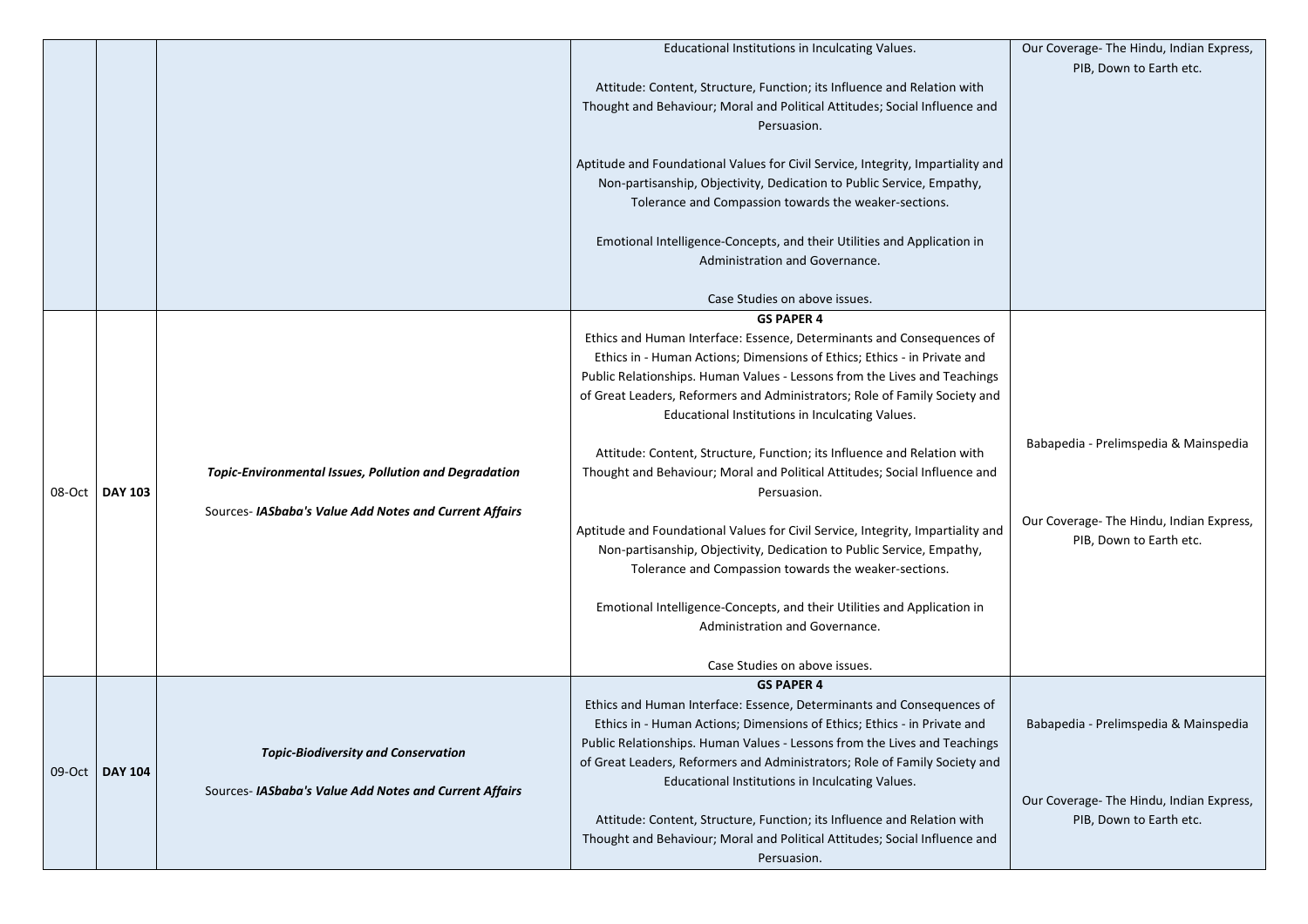|  |  |  |  |  |
|---|---|---|---|---|
|  |  |  | Educational Institutions in Inculcating Values.<br><br>Attitude: Content, Structure, Function; its Influence and Relation with Thought and Behaviour; Moral and Political Attitudes; Social Influence and Persuasion.<br><br>Aptitude and Foundational Values for Civil Service, Integrity, Impartiality and Non-partisanship, Objectivity, Dedication to Public Service, Empathy, Tolerance and Compassion towards the weaker-sections.<br><br>Emotional Intelligence-Concepts, and their Utilities and Application in Administration and Governance.<br><br>Case Studies on above issues. | Our Coverage- The Hindu, Indian Express, PIB, Down to Earth etc. |
| 08-Oct | **DAY 103** | ***Topic-Environmental Issues, Pollution and Degradation***<br><br>Sources- ***IASbaba's Value Add Notes and Current Affairs*** | **GS PAPER 4**<br>Ethics and Human Interface: Essence, Determinants and Consequences of Ethics in - Human Actions; Dimensions of Ethics; Ethics - in Private and Public Relationships. Human Values - Lessons from the Lives and Teachings of Great Leaders, Reformers and Administrators; Role of Family Society and Educational Institutions in Inculcating Values.<br><br>Attitude: Content, Structure, Function; its Influence and Relation with Thought and Behaviour; Moral and Political Attitudes; Social Influence and Persuasion.<br><br>Aptitude and Foundational Values for Civil Service, Integrity, Impartiality and Non-partisanship, Objectivity, Dedication to Public Service, Empathy, Tolerance and Compassion towards the weaker-sections.<br><br>Emotional Intelligence-Concepts, and their Utilities and Application in Administration and Governance.<br><br>Case Studies on above issues. | Babapedia - Prelimspedia & Mainspedia<br><br>Our Coverage- The Hindu, Indian Express, PIB, Down to Earth etc. |
| 09-Oct | **DAY 104** | ***Topic-Biodiversity and Conservation***<br><br>Sources- ***IASbaba's Value Add Notes and Current Affairs*** | **GS PAPER 4**<br>Ethics and Human Interface: Essence, Determinants and Consequences of Ethics in - Human Actions; Dimensions of Ethics; Ethics - in Private and Public Relationships. Human Values - Lessons from the Lives and Teachings of Great Leaders, Reformers and Administrators; Role of Family Society and Educational Institutions in Inculcating Values.<br><br>Attitude: Content, Structure, Function; its Influence and Relation with Thought and Behaviour; Moral and Political Attitudes; Social Influence and Persuasion. | Babapedia - Prelimspedia & Mainspedia<br><br>Our Coverage- The Hindu, Indian Express, PIB, Down to Earth etc. |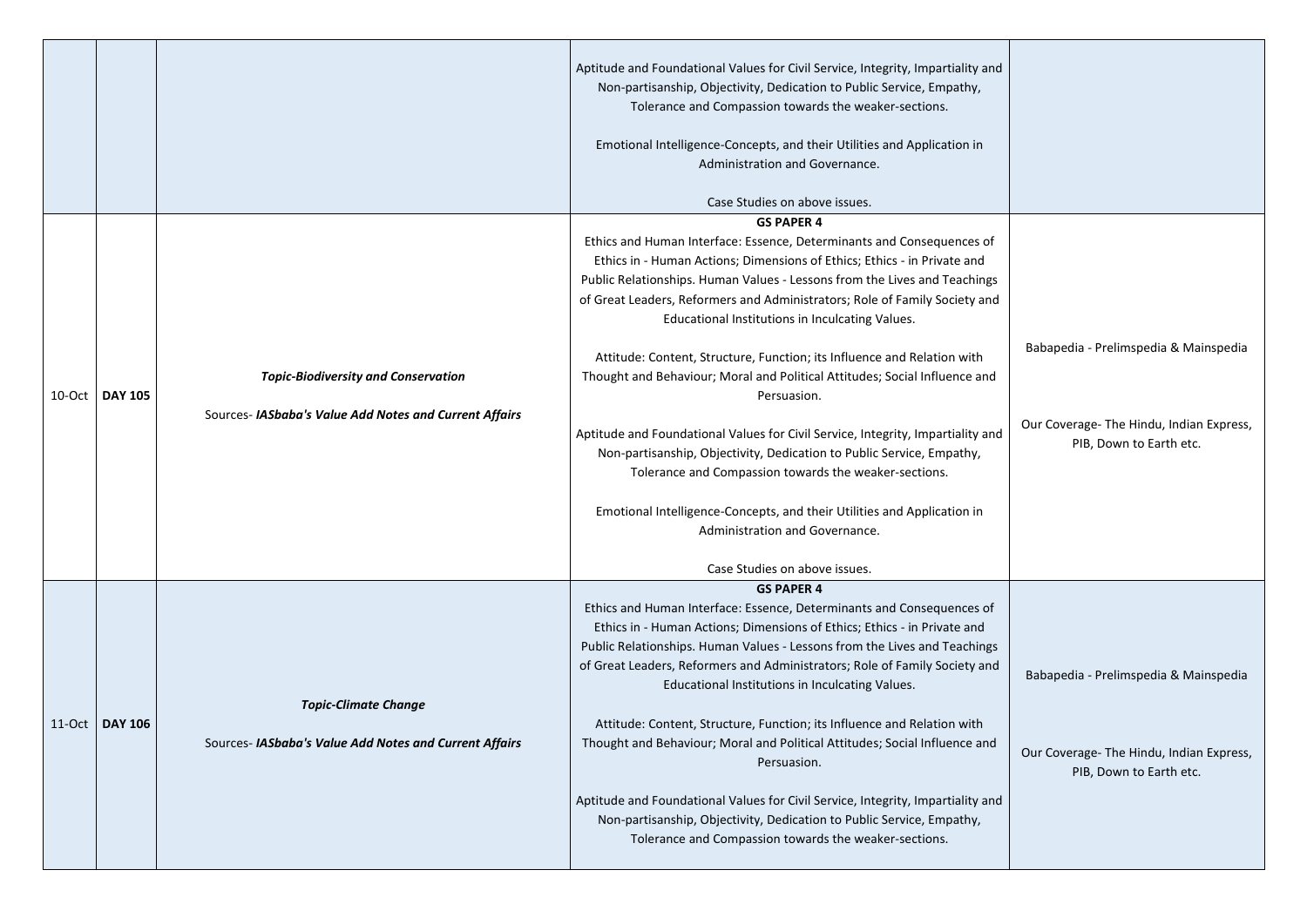| | | | | |
|---|---|---|---|---|
| | | | Aptitude and Foundational Values for Civil Service, Integrity, Impartiality and Non-partisanship, Objectivity, Dedication to Public Service, Empathy, Tolerance and Compassion towards the weaker-sections.<br><br>Emotional Intelligence-Concepts, and their Utilities and Application in Administration and Governance.<br><br>Case Studies on above issues. | |
| 10-Oct | **DAY 105** | ***Topic-Biodiversity and Conservation***<br><br>Sources- ***IASbaba's Value Add Notes and Current Affairs*** | **GS PAPER 4**<br>Ethics and Human Interface: Essence, Determinants and Consequences of Ethics in - Human Actions; Dimensions of Ethics; Ethics - in Private and Public Relationships. Human Values - Lessons from the Lives and Teachings of Great Leaders, Reformers and Administrators; Role of Family Society and Educational Institutions in Inculcating Values.<br><br>Attitude: Content, Structure, Function; its Influence and Relation with Thought and Behaviour; Moral and Political Attitudes; Social Influence and Persuasion.<br><br>Aptitude and Foundational Values for Civil Service, Integrity, Impartiality and Non-partisanship, Objectivity, Dedication to Public Service, Empathy, Tolerance and Compassion towards the weaker-sections.<br><br>Emotional Intelligence-Concepts, and their Utilities and Application in Administration and Governance.<br><br>Case Studies on above issues. | Babapedia - Prelimspedia & Mainspedia<br><br>Our Coverage- The Hindu, Indian Express, PIB, Down to Earth etc. |
| 11-Oct | **DAY 106** | ***Topic-Climate Change***<br><br>Sources- ***IASbaba's Value Add Notes and Current Affairs*** | **GS PAPER 4**<br>Ethics and Human Interface: Essence, Determinants and Consequences of Ethics in - Human Actions; Dimensions of Ethics; Ethics - in Private and Public Relationships. Human Values - Lessons from the Lives and Teachings of Great Leaders, Reformers and Administrators; Role of Family Society and Educational Institutions in Inculcating Values.<br><br>Attitude: Content, Structure, Function; its Influence and Relation with Thought and Behaviour; Moral and Political Attitudes; Social Influence and Persuasion.<br><br>Aptitude and Foundational Values for Civil Service, Integrity, Impartiality and Non-partisanship, Objectivity, Dedication to Public Service, Empathy, Tolerance and Compassion towards the weaker-sections. | Babapedia - Prelimspedia & Mainspedia<br><br>Our Coverage- The Hindu, Indian Express, PIB, Down to Earth etc. |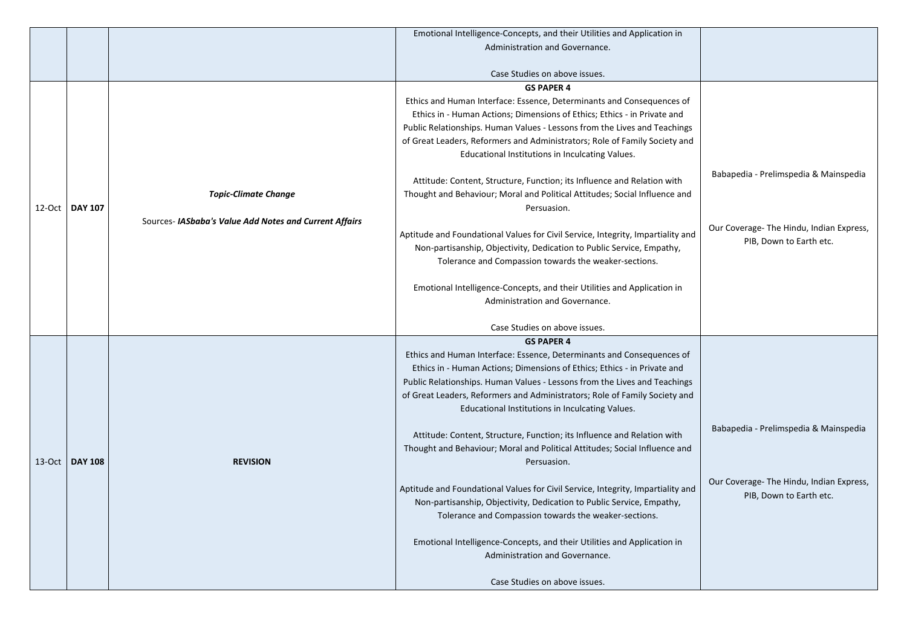| | | | | |
|---|---|---|---|---|
| | | | Emotional Intelligence-Concepts, and their Utilities and Application in Administration and Governance.<br><br>Case Studies on above issues. | |
| 12-Oct | **DAY 107** | ***Topic-Climate Change***<br><br>Sources- ***IASbaba's Value Add Notes and Current Affairs*** | **GS PAPER 4**<br>Ethics and Human Interface: Essence, Determinants and Consequences of Ethics in - Human Actions; Dimensions of Ethics; Ethics - in Private and Public Relationships. Human Values - Lessons from the Lives and Teachings of Great Leaders, Reformers and Administrators; Role of Family Society and Educational Institutions in Inculcating Values.<br><br>Attitude: Content, Structure, Function; its Influence and Relation with Thought and Behaviour; Moral and Political Attitudes; Social Influence and Persuasion.<br><br>Aptitude and Foundational Values for Civil Service, Integrity, Impartiality and Non-partisanship, Objectivity, Dedication to Public Service, Empathy, Tolerance and Compassion towards the weaker-sections.<br><br>Emotional Intelligence-Concepts, and their Utilities and Application in Administration and Governance.<br><br>Case Studies on above issues. | Babapedia - Prelimspedia & Mainspedia<br><br>Our Coverage- The Hindu, Indian Express, PIB, Down to Earth etc. |
| 13-Oct | **DAY 108** | **REVISION** | **GS PAPER 4**<br>Ethics and Human Interface: Essence, Determinants and Consequences of Ethics in - Human Actions; Dimensions of Ethics; Ethics - in Private and Public Relationships. Human Values - Lessons from the Lives and Teachings of Great Leaders, Reformers and Administrators; Role of Family Society and Educational Institutions in Inculcating Values.<br><br>Attitude: Content, Structure, Function; its Influence and Relation with Thought and Behaviour; Moral and Political Attitudes; Social Influence and Persuasion.<br><br>Aptitude and Foundational Values for Civil Service, Integrity, Impartiality and Non-partisanship, Objectivity, Dedication to Public Service, Empathy, Tolerance and Compassion towards the weaker-sections.<br><br>Emotional Intelligence-Concepts, and their Utilities and Application in Administration and Governance.<br><br>Case Studies on above issues. | Babapedia - Prelimspedia & Mainspedia<br><br>Our Coverage- The Hindu, Indian Express, PIB, Down to Earth etc. |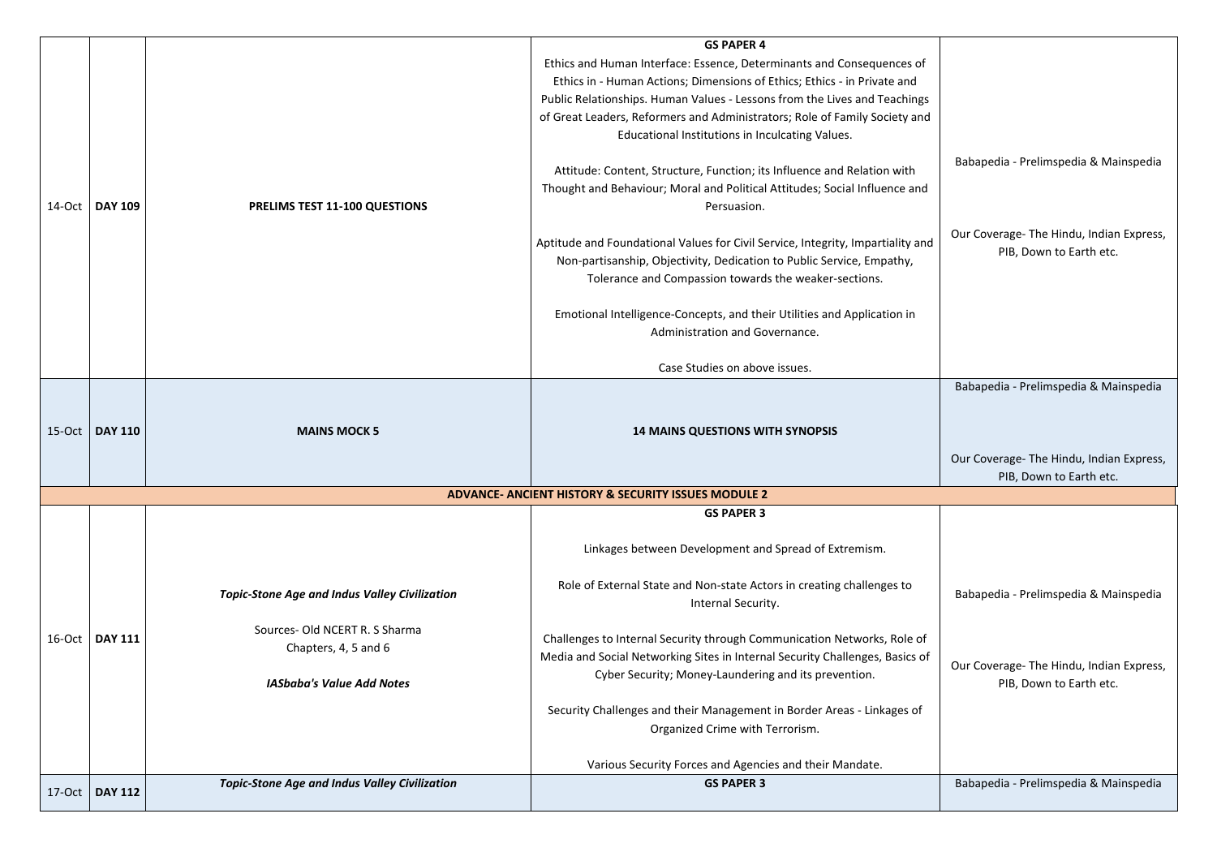| | | | | |
|---|---|---|---|---|
| 14-Oct | **DAY 109** | **PRELIMS TEST 11-100 QUESTIONS** | **GS PAPER 4**<br><br>Ethics and Human Interface: Essence, Determinants and Consequences of Ethics in - Human Actions; Dimensions of Ethics; Ethics - in Private and Public Relationships. Human Values - Lessons from the Lives and Teachings of Great Leaders, Reformers and Administrators; Role of Family Society and Educational Institutions in Inculcating Values.<br><br>Attitude: Content, Structure, Function; its Influence and Relation with Thought and Behaviour; Moral and Political Attitudes; Social Influence and Persuasion.<br><br>Aptitude and Foundational Values for Civil Service, Integrity, Impartiality and Non-partisanship, Objectivity, Dedication to Public Service, Empathy, Tolerance and Compassion towards the weaker-sections.<br><br>Emotional Intelligence-Concepts, and their Utilities and Application in Administration and Governance.<br><br>Case Studies on above issues. | Babapedia - Prelimspedia & Mainspedia<br><br>Our Coverage- The Hindu, Indian Express, PIB, Down to Earth etc. |
| 15-Oct | **DAY 110** | **MAINS MOCK 5** | **14 MAINS QUESTIONS WITH SYNOPSIS** | Babapedia - Prelimspedia & Mainspedia<br><br>Our Coverage- The Hindu, Indian Express, PIB, Down to Earth etc. |
| | | | **ADVANCE- ANCIENT HISTORY & SECURITY ISSUES MODULE 2** | |
| 16-Oct | **DAY 111** | ***Topic-Stone Age and Indus Valley Civilization***<br><br>Sources- Old NCERT R. S Sharma Chapters, 4, 5 and 6<br><br>***IASbaba's Value Add Notes*** | **GS PAPER 3**<br><br>Linkages between Development and Spread of Extremism.<br><br>Role of External State and Non-state Actors in creating challenges to Internal Security.<br><br>Challenges to Internal Security through Communication Networks, Role of Media and Social Networking Sites in Internal Security Challenges, Basics of Cyber Security; Money-Laundering and its prevention.<br><br>Security Challenges and their Management in Border Areas - Linkages of Organized Crime with Terrorism.<br><br>Various Security Forces and Agencies and their Mandate. | Babapedia - Prelimspedia & Mainspedia<br><br>Our Coverage- The Hindu, Indian Express, PIB, Down to Earth etc. |
| 17-Oct | **DAY 112** | ***Topic-Stone Age and Indus Valley Civilization*** | **GS PAPER 3** | Babapedia - Prelimspedia & Mainspedia |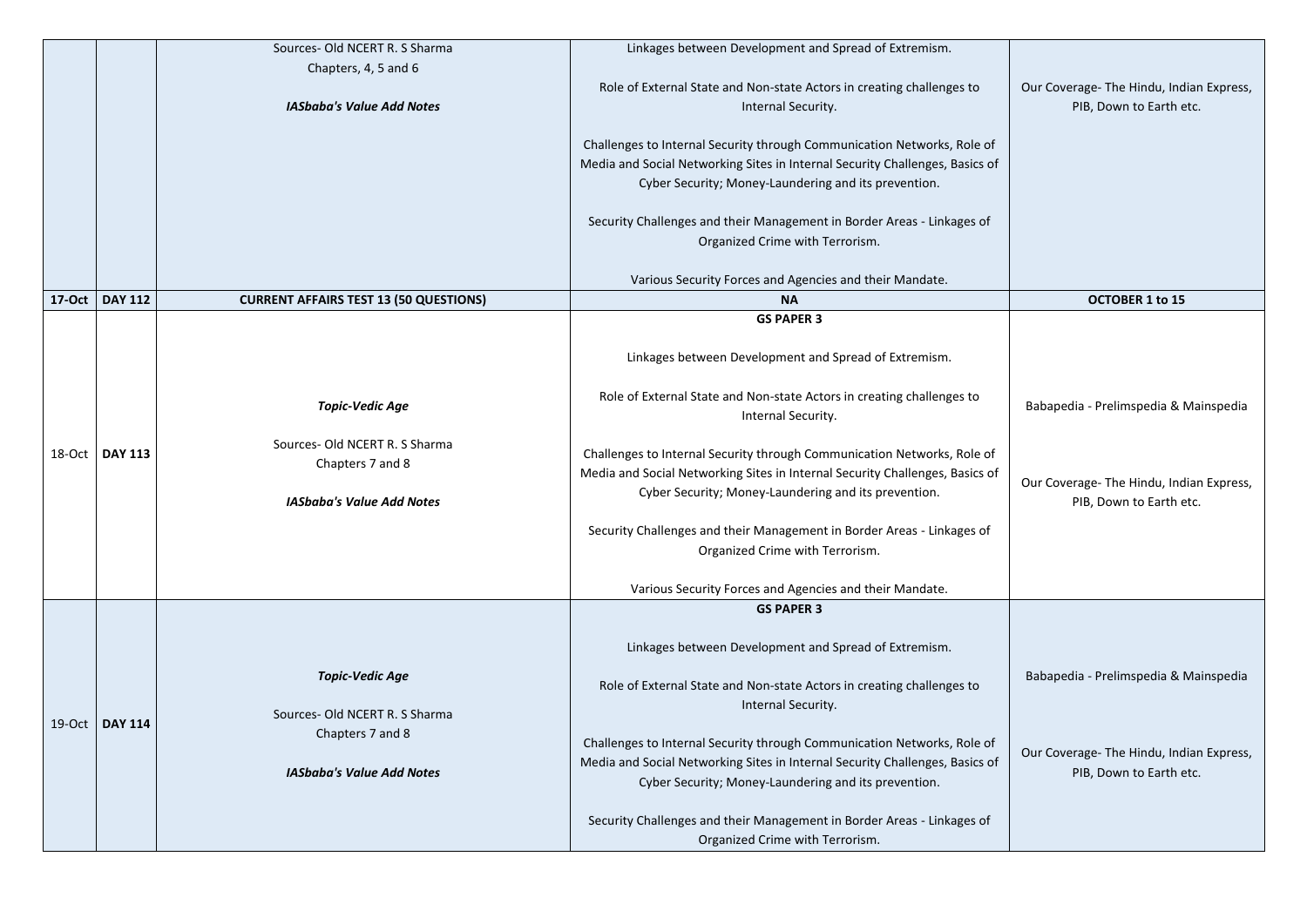| | | | | |
|---|---|---|---|---|
| | | Sources- Old NCERT R. S Sharma<br>Chapters, 4, 5 and 6<br><br>***IASbaba's Value Add Notes*** | Linkages between Development and Spread of Extremism.<br><br>Role of External State and Non-state Actors in creating challenges to Internal Security.<br><br>Challenges to Internal Security through Communication Networks, Role of Media and Social Networking Sites in Internal Security Challenges, Basics of Cyber Security; Money-Laundering and its prevention.<br><br>Security Challenges and their Management in Border Areas - Linkages of Organized Crime with Terrorism.<br><br>Various Security Forces and Agencies and their Mandate. | Our Coverage- The Hindu, Indian Express, PIB, Down to Earth etc. |
| **17-Oct** | **DAY 112** | **CURRENT AFFAIRS TEST 13 (50 QUESTIONS)** | **NA** | **OCTOBER 1 to 15** |
| 18-Oct | **DAY 113** | ***Topic-Vedic Age***<br><br>Sources- Old NCERT R. S Sharma<br>Chapters 7 and 8<br><br>***IASbaba's Value Add Notes*** | **GS PAPER 3**<br><br>Linkages between Development and Spread of Extremism.<br><br>Role of External State and Non-state Actors in creating challenges to Internal Security.<br><br>Challenges to Internal Security through Communication Networks, Role of Media and Social Networking Sites in Internal Security Challenges, Basics of Cyber Security; Money-Laundering and its prevention.<br><br>Security Challenges and their Management in Border Areas - Linkages of Organized Crime with Terrorism.<br><br>Various Security Forces and Agencies and their Mandate. | Babapedia - Prelimspedia & Mainspedia<br><br>Our Coverage- The Hindu, Indian Express, PIB, Down to Earth etc. |
| 19-Oct | **DAY 114** | ***Topic-Vedic Age***<br><br>Sources- Old NCERT R. S Sharma<br>Chapters 7 and 8<br><br>***IASbaba's Value Add Notes*** | **GS PAPER 3**<br><br>Linkages between Development and Spread of Extremism.<br><br>Role of External State and Non-state Actors in creating challenges to Internal Security.<br><br>Challenges to Internal Security through Communication Networks, Role of Media and Social Networking Sites in Internal Security Challenges, Basics of Cyber Security; Money-Laundering and its prevention.<br><br>Security Challenges and their Management in Border Areas - Linkages of Organized Crime with Terrorism. | Babapedia - Prelimspedia & Mainspedia<br><br>Our Coverage- The Hindu, Indian Express, PIB, Down to Earth etc. |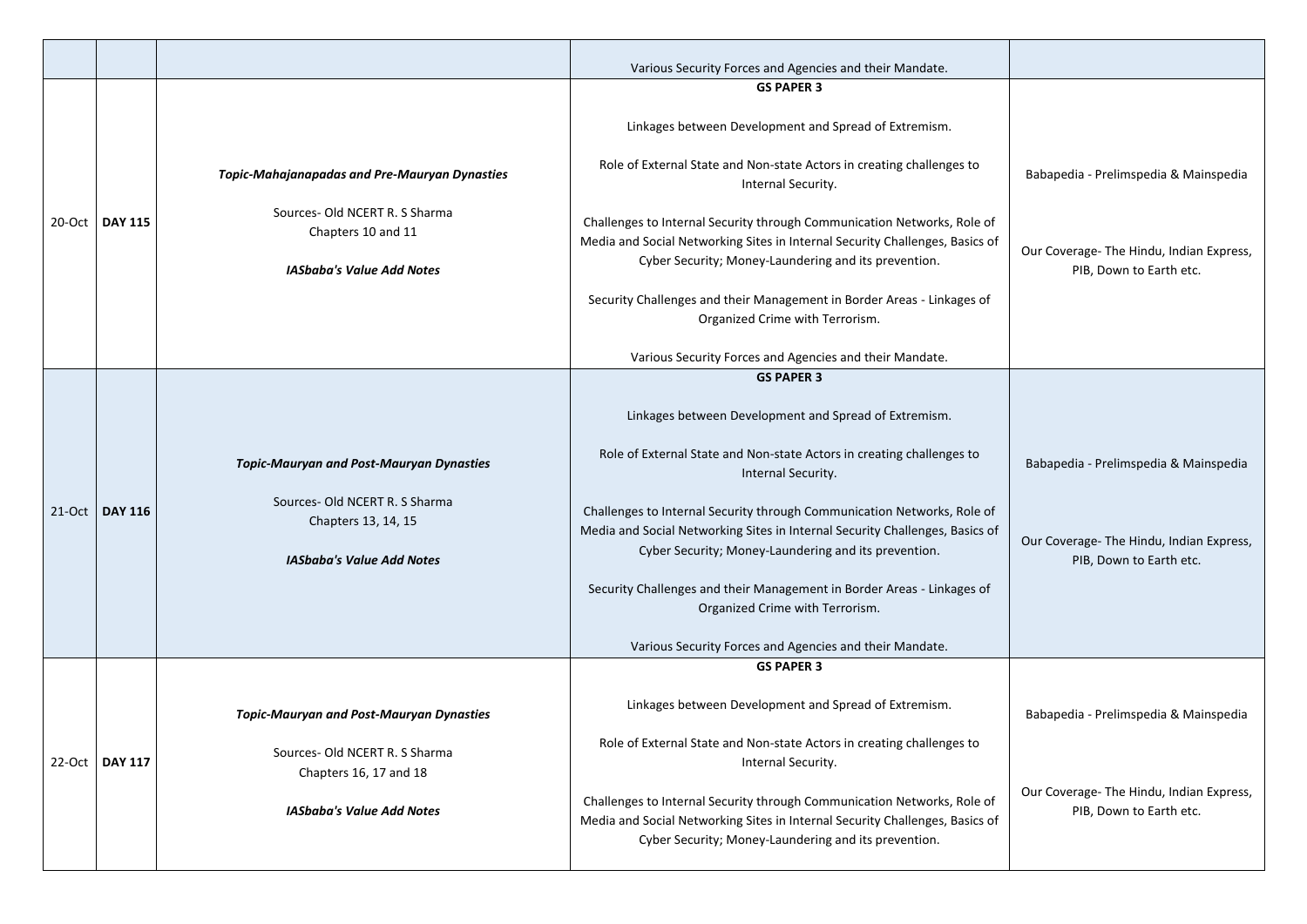| | | | | |
|---|---|---|---|---|
| | | | Various Security Forces and Agencies and their Mandate. | |
| 20-Oct | **DAY 115** | ***Topic-Mahajanapadas and Pre-Mauryan Dynasties***<br><br>Sources- Old NCERT R. S Sharma<br>Chapters 10 and 11<br><br>***IASbaba's Value Add Notes*** | **GS PAPER 3**<br><br>Linkages between Development and Spread of Extremism.<br><br>Role of External State and Non-state Actors in creating challenges to Internal Security.<br><br>Challenges to Internal Security through Communication Networks, Role of Media and Social Networking Sites in Internal Security Challenges, Basics of Cyber Security; Money-Laundering and its prevention.<br><br>Security Challenges and their Management in Border Areas - Linkages of Organized Crime with Terrorism.<br><br>Various Security Forces and Agencies and their Mandate. | Babapedia - Prelimspedia & Mainspedia<br><br>Our Coverage- The Hindu, Indian Express, PIB, Down to Earth etc. |
| 21-Oct | **DAY 116** | ***Topic-Mauryan and Post-Mauryan Dynasties***<br><br>Sources- Old NCERT R. S Sharma<br>Chapters 13, 14, 15<br><br>***IASbaba's Value Add Notes*** | **GS PAPER 3**<br><br>Linkages between Development and Spread of Extremism.<br><br>Role of External State and Non-state Actors in creating challenges to Internal Security.<br><br>Challenges to Internal Security through Communication Networks, Role of Media and Social Networking Sites in Internal Security Challenges, Basics of Cyber Security; Money-Laundering and its prevention.<br><br>Security Challenges and their Management in Border Areas - Linkages of Organized Crime with Terrorism.<br><br>Various Security Forces and Agencies and their Mandate. | Babapedia - Prelimspedia & Mainspedia<br><br>Our Coverage- The Hindu, Indian Express, PIB, Down to Earth etc. |
| 22-Oct | **DAY 117** | ***Topic-Mauryan and Post-Mauryan Dynasties***<br><br>Sources- Old NCERT R. S Sharma<br>Chapters 16, 17 and 18<br><br>***IASbaba's Value Add Notes*** | **GS PAPER 3**<br><br>Linkages between Development and Spread of Extremism.<br><br>Role of External State and Non-state Actors in creating challenges to Internal Security.<br><br>Challenges to Internal Security through Communication Networks, Role of Media and Social Networking Sites in Internal Security Challenges, Basics of Cyber Security; Money-Laundering and its prevention. | Babapedia - Prelimspedia & Mainspedia<br><br>Our Coverage- The Hindu, Indian Express, PIB, Down to Earth etc. |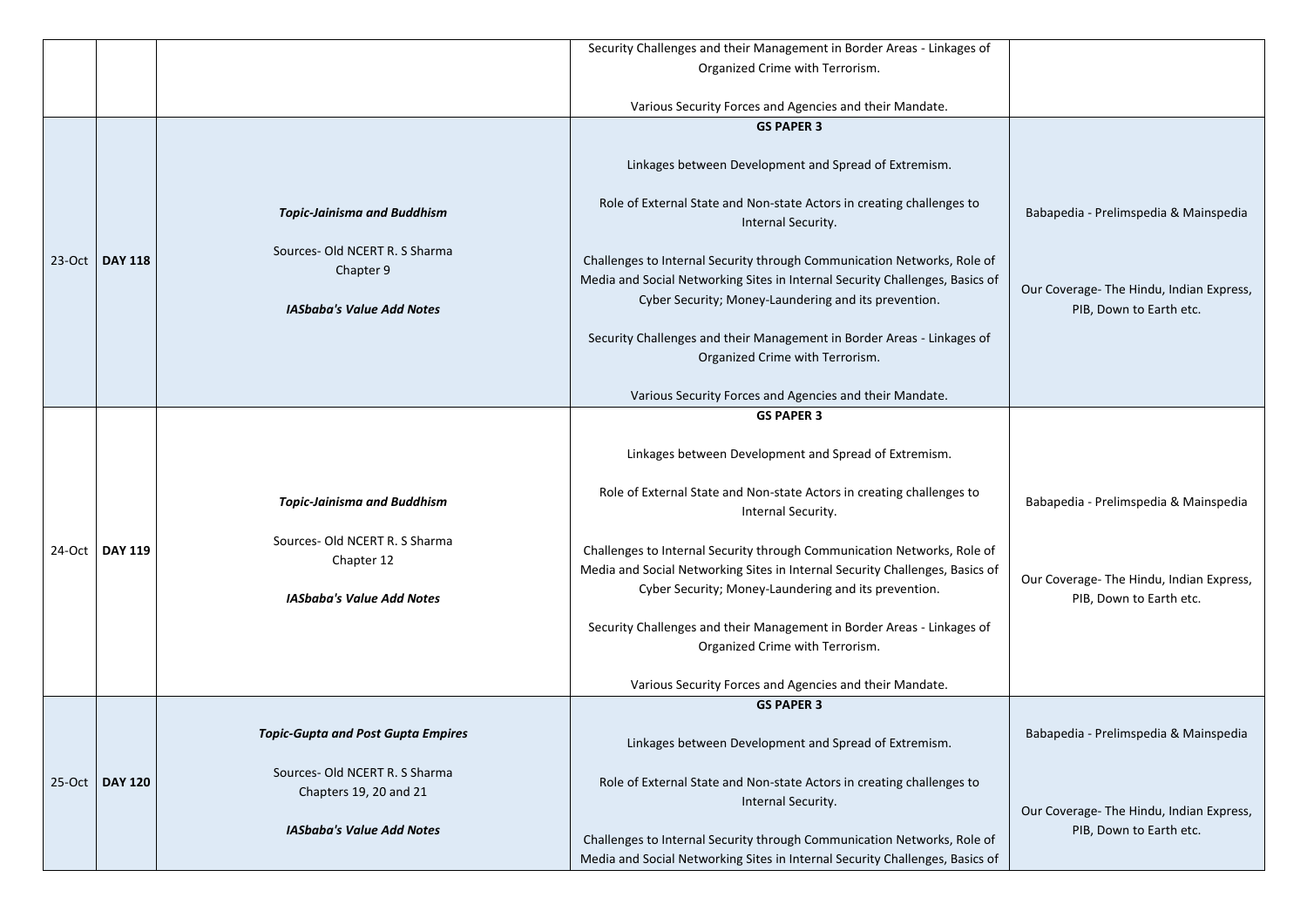| | | | | |
|---|---|---|---|---|
| | | | Security Challenges and their Management in Border Areas - Linkages of Organized Crime with Terrorism.<br><br>Various Security Forces and Agencies and their Mandate. | |
| 23-Oct | **DAY 118** | ***Topic-Jainisma and Buddhism***<br><br>Sources- Old NCERT R. S Sharma Chapter 9<br><br>***IASbaba's Value Add Notes*** | **GS PAPER 3**<br><br>Linkages between Development and Spread of Extremism.<br><br>Role of External State and Non-state Actors in creating challenges to Internal Security.<br><br>Challenges to Internal Security through Communication Networks, Role of Media and Social Networking Sites in Internal Security Challenges, Basics of Cyber Security; Money-Laundering and its prevention.<br><br>Security Challenges and their Management in Border Areas - Linkages of Organized Crime with Terrorism.<br><br>Various Security Forces and Agencies and their Mandate. | Babapedia - Prelimspedia & Mainspedia<br><br>Our Coverage- The Hindu, Indian Express, PIB, Down to Earth etc. |
| 24-Oct | **DAY 119** | ***Topic-Jainisma and Buddhism***<br><br>Sources- Old NCERT R. S Sharma Chapter 12<br><br>***IASbaba's Value Add Notes*** | **GS PAPER 3**<br><br>Linkages between Development and Spread of Extremism.<br><br>Role of External State and Non-state Actors in creating challenges to Internal Security.<br><br>Challenges to Internal Security through Communication Networks, Role of Media and Social Networking Sites in Internal Security Challenges, Basics of Cyber Security; Money-Laundering and its prevention.<br><br>Security Challenges and their Management in Border Areas - Linkages of Organized Crime with Terrorism.<br><br>Various Security Forces and Agencies and their Mandate. | Babapedia - Prelimspedia & Mainspedia<br><br>Our Coverage- The Hindu, Indian Express, PIB, Down to Earth etc. |
| 25-Oct | **DAY 120** | ***Topic-Gupta and Post Gupta Empires***<br><br>Sources- Old NCERT R. S Sharma Chapters 19, 20 and 21<br><br>***IASbaba's Value Add Notes*** | **GS PAPER 3**<br><br>Linkages between Development and Spread of Extremism.<br><br>Role of External State and Non-state Actors in creating challenges to Internal Security.<br><br>Challenges to Internal Security through Communication Networks, Role of Media and Social Networking Sites in Internal Security Challenges, Basics of | Babapedia - Prelimspedia & Mainspedia<br><br>Our Coverage- The Hindu, Indian Express, PIB, Down to Earth etc. |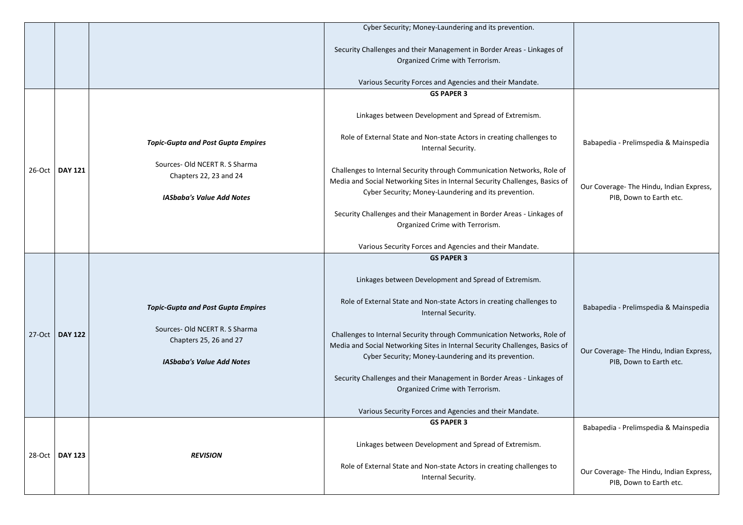| | | | | |
|---|---|---|---|---|
| | | | Cyber Security; Money-Laundering and its prevention.<br><br>Security Challenges and their Management in Border Areas - Linkages of Organized Crime with Terrorism.<br><br>Various Security Forces and Agencies and their Mandate. | |
| 26-Oct | **DAY 121** | ***Topic-Gupta and Post Gupta Empires***<br><br>Sources- Old NCERT R. S Sharma Chapters 22, 23 and 24<br><br>***IASbaba's Value Add Notes*** | **GS PAPER 3**<br><br>Linkages between Development and Spread of Extremism.<br><br>Role of External State and Non-state Actors in creating challenges to Internal Security.<br><br>Challenges to Internal Security through Communication Networks, Role of Media and Social Networking Sites in Internal Security Challenges, Basics of Cyber Security; Money-Laundering and its prevention.<br><br>Security Challenges and their Management in Border Areas - Linkages of Organized Crime with Terrorism.<br><br>Various Security Forces and Agencies and their Mandate. | Babapedia - Prelimspedia & Mainspedia<br><br>Our Coverage- The Hindu, Indian Express, PIB, Down to Earth etc. |
| 27-Oct | **DAY 122** | ***Topic-Gupta and Post Gupta Empires***<br><br>Sources- Old NCERT R. S Sharma Chapters 25, 26 and 27<br><br>***IASbaba's Value Add Notes*** | **GS PAPER 3**<br><br>Linkages between Development and Spread of Extremism.<br><br>Role of External State and Non-state Actors in creating challenges to Internal Security.<br><br>Challenges to Internal Security through Communication Networks, Role of Media and Social Networking Sites in Internal Security Challenges, Basics of Cyber Security; Money-Laundering and its prevention.<br><br>Security Challenges and their Management in Border Areas - Linkages of Organized Crime with Terrorism.<br><br>Various Security Forces and Agencies and their Mandate. | Babapedia - Prelimspedia & Mainspedia<br><br>Our Coverage- The Hindu, Indian Express, PIB, Down to Earth etc. |
| 28-Oct | **DAY 123** | ***REVISION*** | **GS PAPER 3**<br><br>Linkages between Development and Spread of Extremism.<br><br>Role of External State and Non-state Actors in creating challenges to Internal Security. | Babapedia - Prelimspedia & Mainspedia<br><br>Our Coverage- The Hindu, Indian Express, PIB, Down to Earth etc. |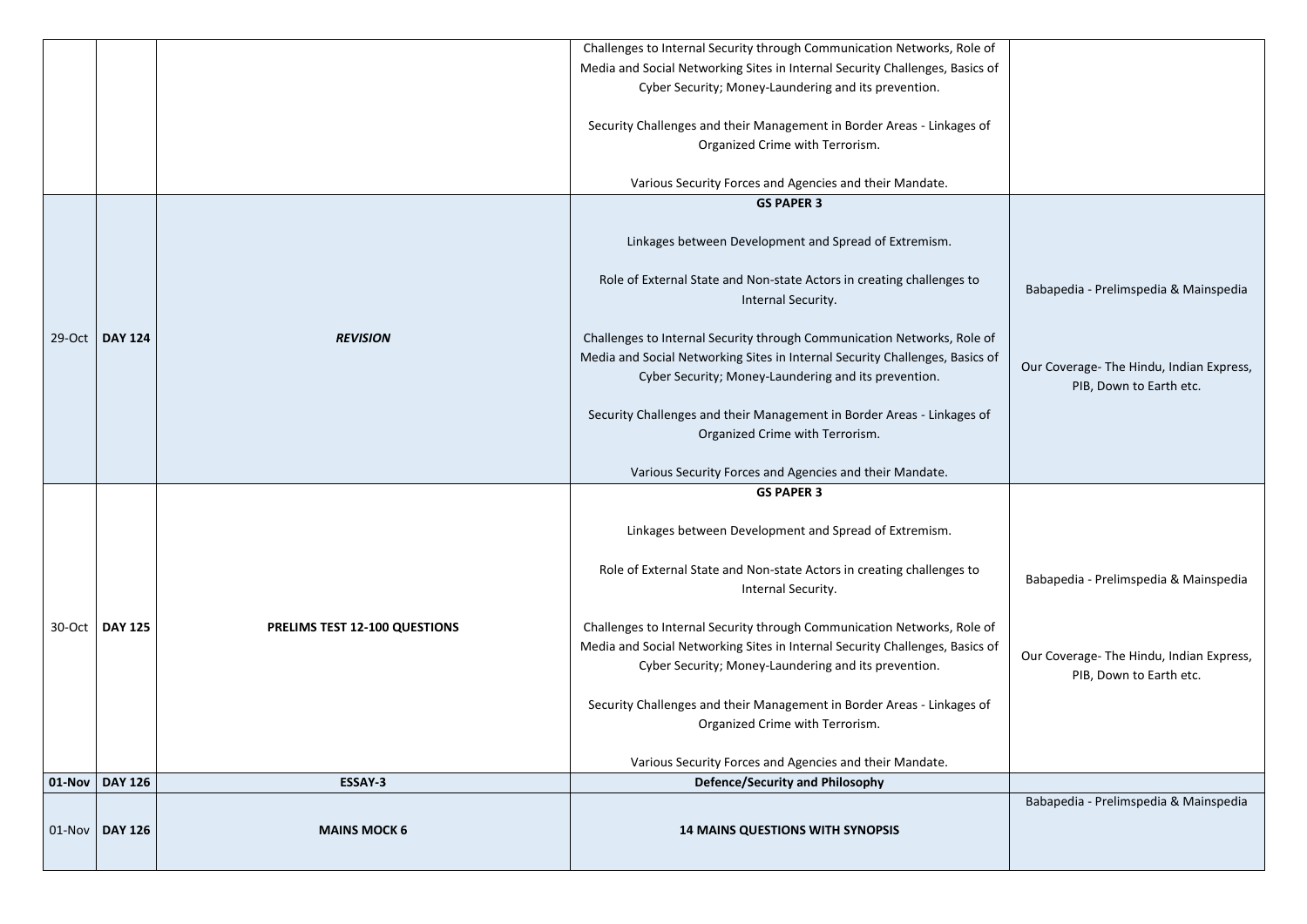| | | | | |
|---|---|---|---|---|
| | | | Challenges to Internal Security through Communication Networks, Role of Media and Social Networking Sites in Internal Security Challenges, Basics of Cyber Security; Money-Laundering and its prevention.<br><br>Security Challenges and their Management in Border Areas - Linkages of Organized Crime with Terrorism.<br><br>Various Security Forces and Agencies and their Mandate. | |
| 29-Oct | **DAY 124** | ***REVISION*** | **GS PAPER 3**<br><br>Linkages between Development and Spread of Extremism.<br><br>Role of External State and Non-state Actors in creating challenges to Internal Security.<br><br>Challenges to Internal Security through Communication Networks, Role of Media and Social Networking Sites in Internal Security Challenges, Basics of Cyber Security; Money-Laundering and its prevention.<br><br>Security Challenges and their Management in Border Areas - Linkages of Organized Crime with Terrorism.<br><br>Various Security Forces and Agencies and their Mandate. | Babapedia - Prelimspedia & Mainspedia<br><br>Our Coverage- The Hindu, Indian Express, PIB, Down to Earth etc. |
| 30-Oct | **DAY 125** | **PRELIMS TEST 12-100 QUESTIONS** | **GS PAPER 3**<br><br>Linkages between Development and Spread of Extremism.<br><br>Role of External State and Non-state Actors in creating challenges to Internal Security.<br><br>Challenges to Internal Security through Communication Networks, Role of Media and Social Networking Sites in Internal Security Challenges, Basics of Cyber Security; Money-Laundering and its prevention.<br><br>Security Challenges and their Management in Border Areas - Linkages of Organized Crime with Terrorism.<br><br>Various Security Forces and Agencies and their Mandate. | Babapedia - Prelimspedia & Mainspedia<br><br>Our Coverage- The Hindu, Indian Express, PIB, Down to Earth etc. |
| **01-Nov** | **DAY 126** | **ESSAY-3** | **Defence/Security and Philosophy** | |
| 01-Nov | **DAY 126** | **MAINS MOCK 6** | **14 MAINS QUESTIONS WITH SYNOPSIS** | Babapedia - Prelimspedia & Mainspedia |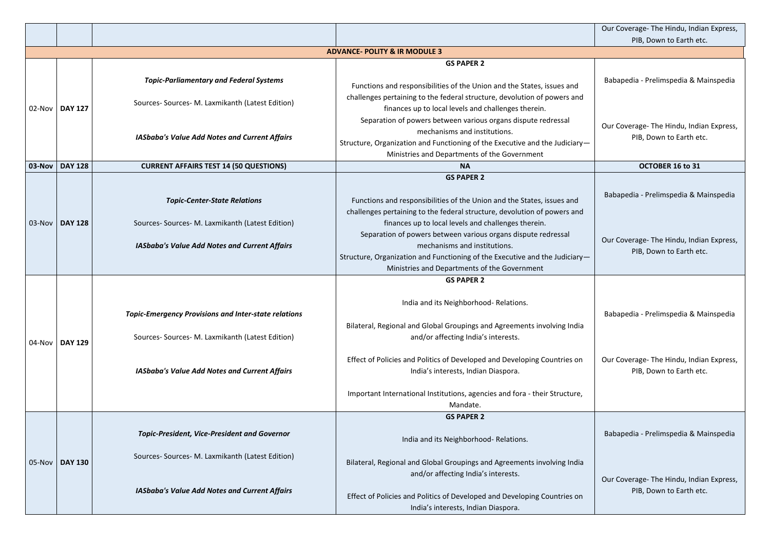| | | | | Our Coverage- The Hindu, Indian Express, PIB, Down to Earth etc. |
|---|---|---|---|---|
| **ADVANCE- POLITY & IR MODULE 3** | | | | |
| 02-Nov | **DAY 127** | ***Topic-Parliamentary and Federal Systems***<br><br>Sources- Sources- M. Laxmikanth (Latest Edition)<br><br>***IASbaba's Value Add Notes and Current Affairs*** | **GS PAPER 2**<br><br>Functions and responsibilities of the Union and the States, issues and challenges pertaining to the federal structure, devolution of powers and finances up to local levels and challenges therein.<br>Separation of powers between various organs dispute redressal mechanisms and institutions.<br>Structure, Organization and Functioning of the Executive and the Judiciary—Ministries and Departments of the Government | Babapedia - Prelimspedia & Mainspedia<br><br>Our Coverage- The Hindu, Indian Express, PIB, Down to Earth etc. |
| **03-Nov** | **DAY 128** | **CURRENT AFFAIRS TEST 14 (50 QUESTIONS)** | **NA** | **OCTOBER 16 to 31** |
| 03-Nov | **DAY 128** | ***Topic-Center-State Relations***<br><br>Sources- Sources- M. Laxmikanth (Latest Edition)<br><br>***IASbaba's Value Add Notes and Current Affairs*** | **GS PAPER 2**<br><br>Functions and responsibilities of the Union and the States, issues and challenges pertaining to the federal structure, devolution of powers and finances up to local levels and challenges therein.<br>Separation of powers between various organs dispute redressal mechanisms and institutions.<br>Structure, Organization and Functioning of the Executive and the Judiciary—Ministries and Departments of the Government | Babapedia - Prelimspedia & Mainspedia<br><br>Our Coverage- The Hindu, Indian Express, PIB, Down to Earth etc. |
| 04-Nov | **DAY 129** | ***Topic-Emergency Provisions and Inter-state relations***<br><br>Sources- Sources- M. Laxmikanth (Latest Edition)<br><br>***IASbaba's Value Add Notes and Current Affairs*** | **GS PAPER 2**<br><br>India and its Neighborhood- Relations.<br><br>Bilateral, Regional and Global Groupings and Agreements involving India and/or affecting India's interests.<br><br>Effect of Policies and Politics of Developed and Developing Countries on India's interests, Indian Diaspora.<br><br>Important International Institutions, agencies and fora - their Structure, Mandate. | Babapedia - Prelimspedia & Mainspedia<br><br>Our Coverage- The Hindu, Indian Express, PIB, Down to Earth etc. |
| 05-Nov | **DAY 130** | ***Topic-President, Vice-President and Governor***<br><br>Sources- Sources- M. Laxmikanth (Latest Edition)<br><br>***IASbaba's Value Add Notes and Current Affairs*** | **GS PAPER 2**<br><br>India and its Neighborhood- Relations.<br><br>Bilateral, Regional and Global Groupings and Agreements involving India and/or affecting India's interests.<br><br>Effect of Policies and Politics of Developed and Developing Countries on India's interests, Indian Diaspora. | Babapedia - Prelimspedia & Mainspedia<br><br>Our Coverage- The Hindu, Indian Express, PIB, Down to Earth etc. |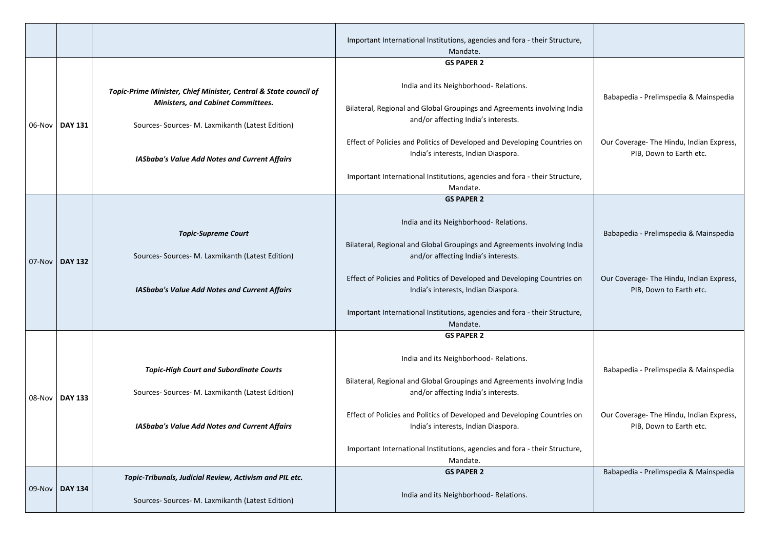| | | | | |
|---|---|---|---|---|
| | | | Important International Institutions, agencies and fora - their Structure, Mandate. | |
| 06-Nov | **DAY 131** | ***Topic-Prime Minister, Chief Minister, Central & State council of Ministers, and Cabinet Committees.***<br><br>Sources- Sources- M. Laxmikanth (Latest Edition)<br><br>***IASbaba's Value Add Notes and Current Affairs*** | **GS PAPER 2**<br><br>India and its Neighborhood- Relations.<br><br>Bilateral, Regional and Global Groupings and Agreements involving India and/or affecting India's interests.<br><br>Effect of Policies and Politics of Developed and Developing Countries on India's interests, Indian Diaspora.<br><br>Important International Institutions, agencies and fora - their Structure, Mandate. | Babapedia - Prelimspedia & Mainspedia<br><br>Our Coverage- The Hindu, Indian Express, PIB, Down to Earth etc. |
| 07-Nov | **DAY 132** | ***Topic-Supreme Court***<br><br>Sources- Sources- M. Laxmikanth (Latest Edition)<br><br>***IASbaba's Value Add Notes and Current Affairs*** | **GS PAPER 2**<br><br>India and its Neighborhood- Relations.<br><br>Bilateral, Regional and Global Groupings and Agreements involving India and/or affecting India's interests.<br><br>Effect of Policies and Politics of Developed and Developing Countries on India's interests, Indian Diaspora.<br><br>Important International Institutions, agencies and fora - their Structure, Mandate. | Babapedia - Prelimspedia & Mainspedia<br><br>Our Coverage- The Hindu, Indian Express, PIB, Down to Earth etc. |
| 08-Nov | **DAY 133** | ***Topic-High Court and Subordinate Courts***<br><br>Sources- Sources- M. Laxmikanth (Latest Edition)<br><br>***IASbaba's Value Add Notes and Current Affairs*** | **GS PAPER 2**<br><br>India and its Neighborhood- Relations.<br><br>Bilateral, Regional and Global Groupings and Agreements involving India and/or affecting India's interests.<br><br>Effect of Policies and Politics of Developed and Developing Countries on India's interests, Indian Diaspora.<br><br>Important International Institutions, agencies and fora - their Structure, Mandate. | Babapedia - Prelimspedia & Mainspedia<br><br>Our Coverage- The Hindu, Indian Express, PIB, Down to Earth etc. |
| 09-Nov | **DAY 134** | ***Topic-Tribunals, Judicial Review, Activism and PIL etc.***<br><br>Sources- Sources- M. Laxmikanth (Latest Edition) | **GS PAPER 2**<br><br>India and its Neighborhood- Relations. | Babapedia - Prelimspedia & Mainspedia |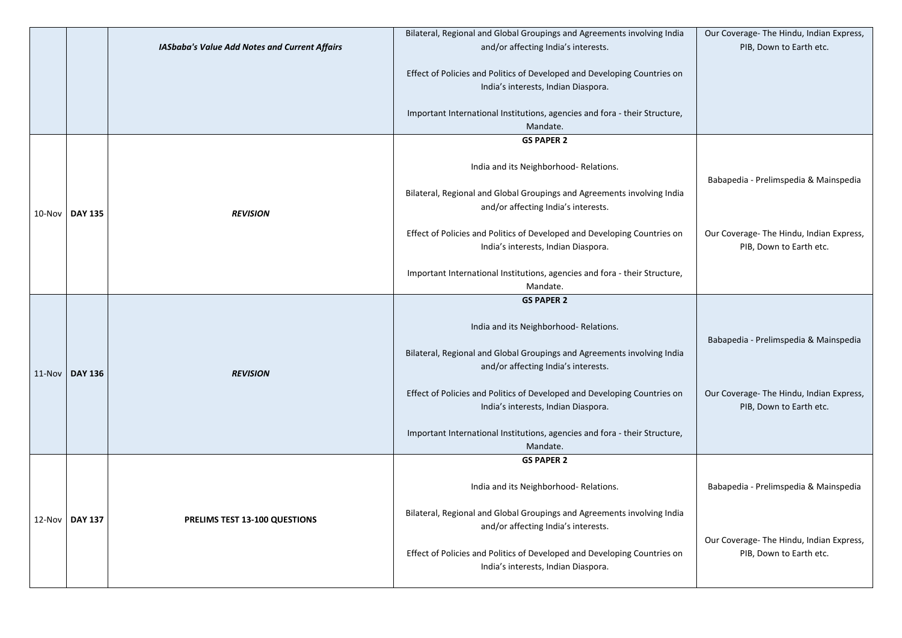| | | | | |
|---|---|---|---|---|
| | | ***IASbaba's Value Add Notes and Current Affairs*** | Bilateral, Regional and Global Groupings and Agreements involving India and/or affecting India's interests.<br><br>Effect of Policies and Politics of Developed and Developing Countries on India's interests, Indian Diaspora.<br><br>Important International Institutions, agencies and fora - their Structure, Mandate. | Our Coverage- The Hindu, Indian Express, PIB, Down to Earth etc. |
| 10-Nov | **DAY 135** | ***REVISION*** | **GS PAPER 2**<br><br>India and its Neighborhood- Relations.<br><br>Bilateral, Regional and Global Groupings and Agreements involving India and/or affecting India's interests.<br><br>Effect of Policies and Politics of Developed and Developing Countries on India's interests, Indian Diaspora.<br><br>Important International Institutions, agencies and fora - their Structure, Mandate. | Babapedia - Prelimspedia & Mainspedia<br><br>Our Coverage- The Hindu, Indian Express, PIB, Down to Earth etc. |
| 11-Nov | **DAY 136** | ***REVISION*** | **GS PAPER 2**<br><br>India and its Neighborhood- Relations.<br><br>Bilateral, Regional and Global Groupings and Agreements involving India and/or affecting India's interests.<br><br>Effect of Policies and Politics of Developed and Developing Countries on India's interests, Indian Diaspora.<br><br>Important International Institutions, agencies and fora - their Structure, Mandate. | Babapedia - Prelimspedia & Mainspedia<br><br>Our Coverage- The Hindu, Indian Express, PIB, Down to Earth etc. |
| 12-Nov | **DAY 137** | **PRELIMS TEST 13-100 QUESTIONS** | **GS PAPER 2**<br><br>India and its Neighborhood- Relations.<br><br>Bilateral, Regional and Global Groupings and Agreements involving India and/or affecting India's interests.<br><br>Effect of Policies and Politics of Developed and Developing Countries on India's interests, Indian Diaspora. | Babapedia - Prelimspedia & Mainspedia<br><br>Our Coverage- The Hindu, Indian Express, PIB, Down to Earth etc. |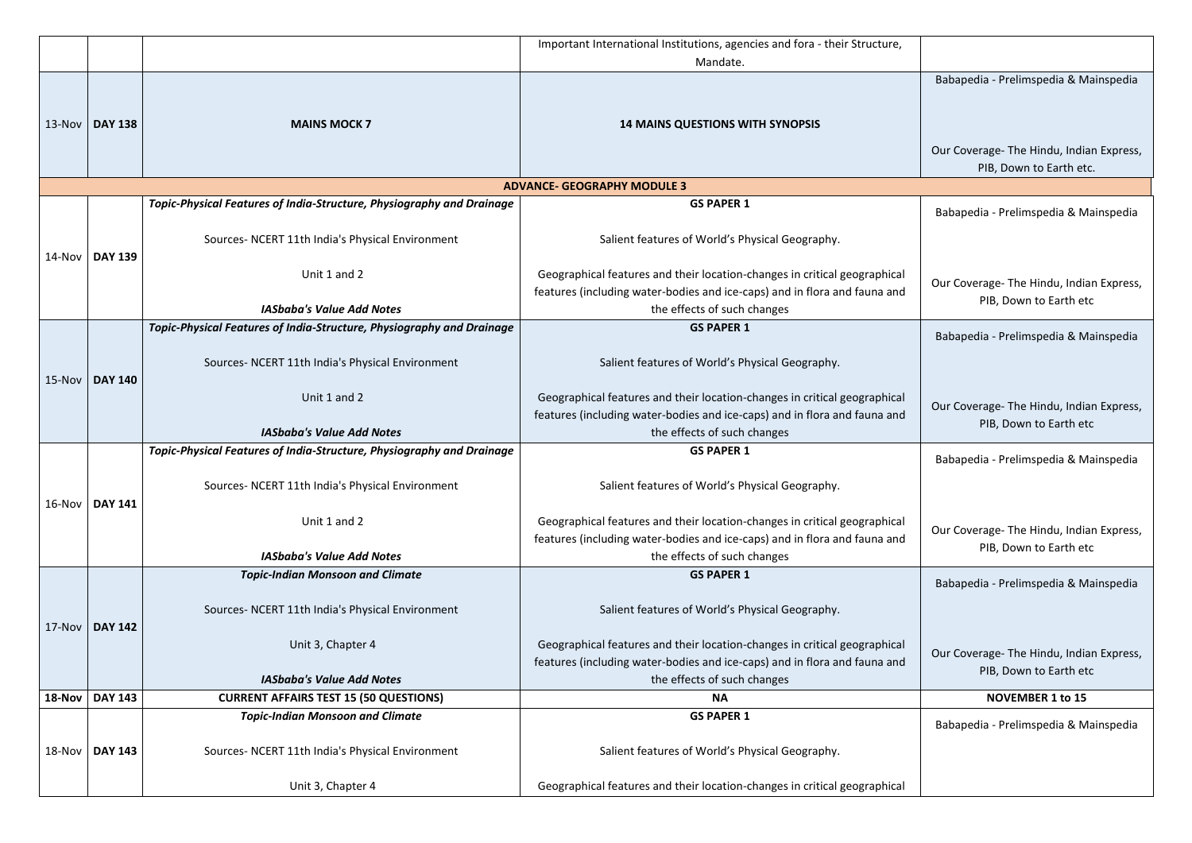| | | | | |
|---|---|---|---|---|
| | | | Important International Institutions, agencies and fora - their Structure, Mandate. | |
| 13-Nov | **DAY 138** | **MAINS MOCK 7** | **14 MAINS QUESTIONS WITH SYNOPSIS** | Babapedia - Prelimspedia & Mainspedia<br><br>Our Coverage- The Hindu, Indian Express, PIB, Down to Earth etc. |
| | | | **ADVANCE- GEOGRAPHY MODULE 3** | |
| 14-Nov | **DAY 139** | ***Topic-Physical Features of India-Structure, Physiography and Drainage***<br><br>Sources- NCERT 11th India's Physical Environment<br><br>Unit 1 and 2<br><br>***IASbaba's Value Add Notes*** | **GS PAPER 1**<br><br>Salient features of World's Physical Geography.<br><br>Geographical features and their location-changes in critical geographical features (including water-bodies and ice-caps) and in flora and fauna and the effects of such changes | Babapedia - Prelimspedia & Mainspedia<br><br>Our Coverage- The Hindu, Indian Express, PIB, Down to Earth etc |
| 15-Nov | **DAY 140** | ***Topic-Physical Features of India-Structure, Physiography and Drainage***<br><br>Sources- NCERT 11th India's Physical Environment<br><br>Unit 1 and 2<br><br>***IASbaba's Value Add Notes*** | **GS PAPER 1**<br><br>Salient features of World's Physical Geography.<br><br>Geographical features and their location-changes in critical geographical features (including water-bodies and ice-caps) and in flora and fauna and the effects of such changes | Babapedia - Prelimspedia & Mainspedia<br><br>Our Coverage- The Hindu, Indian Express, PIB, Down to Earth etc |
| 16-Nov | **DAY 141** | ***Topic-Physical Features of India-Structure, Physiography and Drainage***<br><br>Sources- NCERT 11th India's Physical Environment<br><br>Unit 1 and 2<br><br>***IASbaba's Value Add Notes*** | **GS PAPER 1**<br><br>Salient features of World's Physical Geography.<br><br>Geographical features and their location-changes in critical geographical features (including water-bodies and ice-caps) and in flora and fauna and the effects of such changes | Babapedia - Prelimspedia & Mainspedia<br><br>Our Coverage- The Hindu, Indian Express, PIB, Down to Earth etc |
| 17-Nov | **DAY 142** | ***Topic-Indian Monsoon and Climate***<br><br>Sources- NCERT 11th India's Physical Environment<br><br>Unit 3, Chapter 4<br><br>***IASbaba's Value Add Notes*** | **GS PAPER 1**<br><br>Salient features of World's Physical Geography.<br><br>Geographical features and their location-changes in critical geographical features (including water-bodies and ice-caps) and in flora and fauna and the effects of such changes | Babapedia - Prelimspedia & Mainspedia<br><br>Our Coverage- The Hindu, Indian Express, PIB, Down to Earth etc |
| **18-Nov** | **DAY 143** | **CURRENT AFFAIRS TEST 15 (50 QUESTIONS)** | **NA** | **NOVEMBER 1 to 15** |
| 18-Nov | **DAY 143** | ***Topic-Indian Monsoon and Climate***<br><br>Sources- NCERT 11th India's Physical Environment<br><br>Unit 3, Chapter 4 | **GS PAPER 1**<br><br>Salient features of World's Physical Geography.<br><br>Geographical features and their location-changes in critical geographical | Babapedia - Prelimspedia & Mainspedia |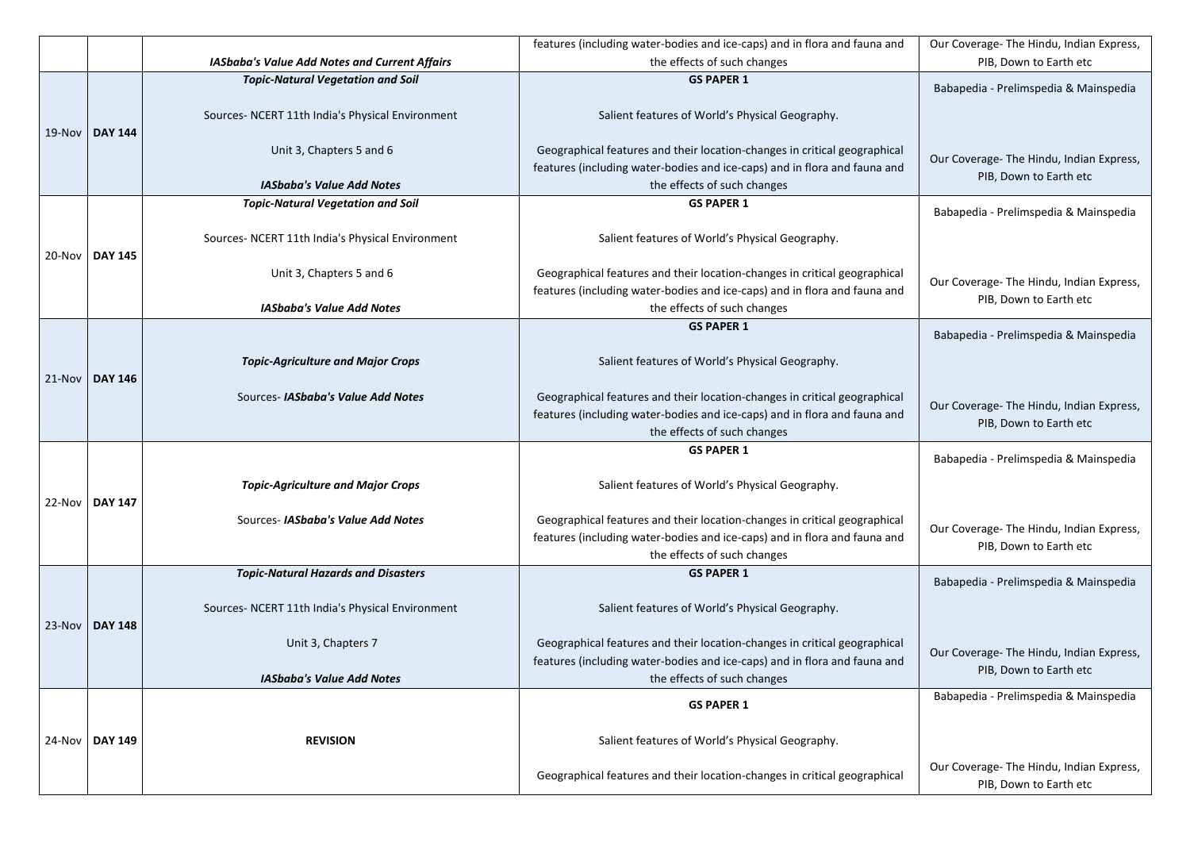| | | | | |
|---|---|---|---|---|
| | | ***IASbaba's Value Add Notes and Current Affairs*** | features (including water-bodies and ice-caps) and in flora and fauna and the effects of such changes | Our Coverage- The Hindu, Indian Express, PIB, Down to Earth etc |
| 19-Nov | **DAY 144** | ***Topic-Natural Vegetation and Soil***<br><br>Sources- NCERT 11th India's Physical Environment<br><br>Unit 3, Chapters 5 and 6<br><br>***IASbaba's Value Add Notes*** | **GS PAPER 1**<br><br>Salient features of World's Physical Geography.<br><br>Geographical features and their location-changes in critical geographical features (including water-bodies and ice-caps) and in flora and fauna and the effects of such changes | Babapedia - Prelimspedia & Mainspedia<br><br>Our Coverage- The Hindu, Indian Express, PIB, Down to Earth etc |
| 20-Nov | **DAY 145** | ***Topic-Natural Vegetation and Soil***<br><br>Sources- NCERT 11th India's Physical Environment<br><br>Unit 3, Chapters 5 and 6<br><br>***IASbaba's Value Add Notes*** | **GS PAPER 1**<br><br>Salient features of World's Physical Geography.<br><br>Geographical features and their location-changes in critical geographical features (including water-bodies and ice-caps) and in flora and fauna and the effects of such changes | Babapedia - Prelimspedia & Mainspedia<br><br>Our Coverage- The Hindu, Indian Express, PIB, Down to Earth etc |
| 21-Nov | **DAY 146** | ***Topic-Agriculture and Major Crops***<br><br>Sources- ***IASbaba's Value Add Notes*** | **GS PAPER 1**<br><br>Salient features of World's Physical Geography.<br><br>Geographical features and their location-changes in critical geographical features (including water-bodies and ice-caps) and in flora and fauna and the effects of such changes | Babapedia - Prelimspedia & Mainspedia<br><br>Our Coverage- The Hindu, Indian Express, PIB, Down to Earth etc |
| 22-Nov | **DAY 147** | ***Topic-Agriculture and Major Crops***<br><br>Sources- ***IASbaba's Value Add Notes*** | **GS PAPER 1**<br><br>Salient features of World's Physical Geography.<br><br>Geographical features and their location-changes in critical geographical features (including water-bodies and ice-caps) and in flora and fauna and the effects of such changes | Babapedia - Prelimspedia & Mainspedia<br><br>Our Coverage- The Hindu, Indian Express, PIB, Down to Earth etc |
| 23-Nov | **DAY 148** | ***Topic-Natural Hazards and Disasters***<br><br>Sources- NCERT 11th India's Physical Environment<br><br>Unit 3, Chapters 7<br><br>***IASbaba's Value Add Notes*** | **GS PAPER 1**<br><br>Salient features of World's Physical Geography.<br><br>Geographical features and their location-changes in critical geographical features (including water-bodies and ice-caps) and in flora and fauna and the effects of such changes | Babapedia - Prelimspedia & Mainspedia<br><br>Our Coverage- The Hindu, Indian Express, PIB, Down to Earth etc |
| 24-Nov | **DAY 149** | **REVISION** | **GS PAPER 1**<br><br>Salient features of World's Physical Geography.<br><br>Geographical features and their location-changes in critical geographical | Babapedia - Prelimspedia & Mainspedia<br><br>Our Coverage- The Hindu, Indian Express, PIB, Down to Earth etc |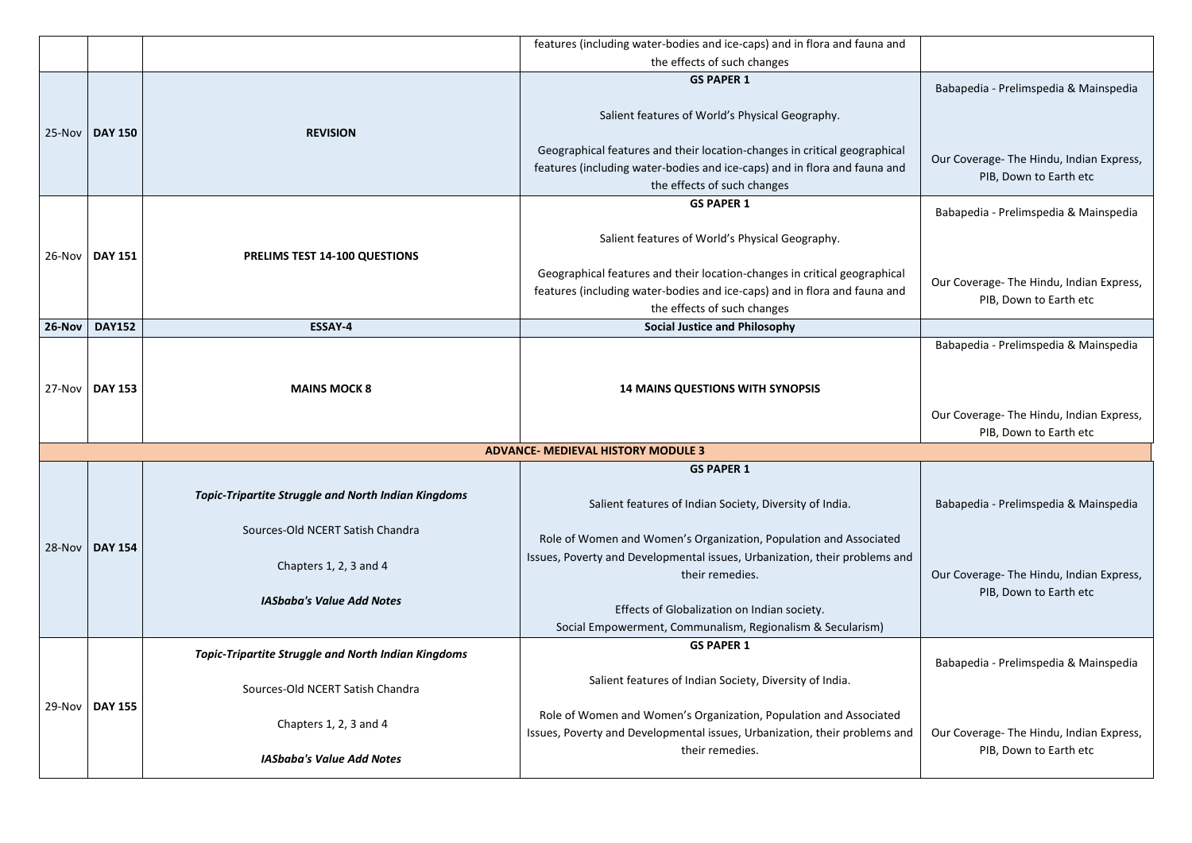| | | | | |
|---|---|---|---|---|
| | | | features (including water-bodies and ice-caps) and in flora and fauna and the effects of such changes | |
| 25-Nov | **DAY 150** | **REVISION** | **GS PAPER 1**<br><br>Salient features of World's Physical Geography.<br><br>Geographical features and their location-changes in critical geographical features (including water-bodies and ice-caps) and in flora and fauna and the effects of such changes | Babapedia - Prelimspedia & Mainspedia<br><br>Our Coverage- The Hindu, Indian Express, PIB, Down to Earth etc |
| 26-Nov | **DAY 151** | **PRELIMS TEST 14-100 QUESTIONS** | **GS PAPER 1**<br><br>Salient features of World's Physical Geography.<br><br>Geographical features and their location-changes in critical geographical features (including water-bodies and ice-caps) and in flora and fauna and the effects of such changes | Babapedia - Prelimspedia & Mainspedia<br><br>Our Coverage- The Hindu, Indian Express, PIB, Down to Earth etc |
| **26-Nov** | **DAY152** | **ESSAY-4** | **Social Justice and Philosophy** | |
| 27-Nov | **DAY 153** | **MAINS MOCK 8** | **14 MAINS QUESTIONS WITH SYNOPSIS** | Babapedia - Prelimspedia & Mainspedia<br><br>Our Coverage- The Hindu, Indian Express, PIB, Down to Earth etc |
| **ADVANCE- MEDIEVAL HISTORY MODULE 3** | | | | |
| 28-Nov | **DAY 154** | ***Topic-Tripartite Struggle and North Indian Kingdoms***<br><br>Sources-Old NCERT Satish Chandra<br><br>Chapters 1, 2, 3 and 4<br><br>***IASbaba's Value Add Notes*** | **GS PAPER 1**<br><br>Salient features of Indian Society, Diversity of India.<br><br>Role of Women and Women's Organization, Population and Associated Issues, Poverty and Developmental issues, Urbanization, their problems and their remedies.<br><br>Effects of Globalization on Indian society.<br>Social Empowerment, Communalism, Regionalism & Secularism) | Babapedia - Prelimspedia & Mainspedia<br><br>Our Coverage- The Hindu, Indian Express, PIB, Down to Earth etc |
| 29-Nov | **DAY 155** | ***Topic-Tripartite Struggle and North Indian Kingdoms***<br><br>Sources-Old NCERT Satish Chandra<br><br>Chapters 1, 2, 3 and 4<br><br>***IASbaba's Value Add Notes*** | **GS PAPER 1**<br><br>Salient features of Indian Society, Diversity of India.<br><br>Role of Women and Women's Organization, Population and Associated Issues, Poverty and Developmental issues, Urbanization, their problems and their remedies. | Babapedia - Prelimspedia & Mainspedia<br><br>Our Coverage- The Hindu, Indian Express, PIB, Down to Earth etc |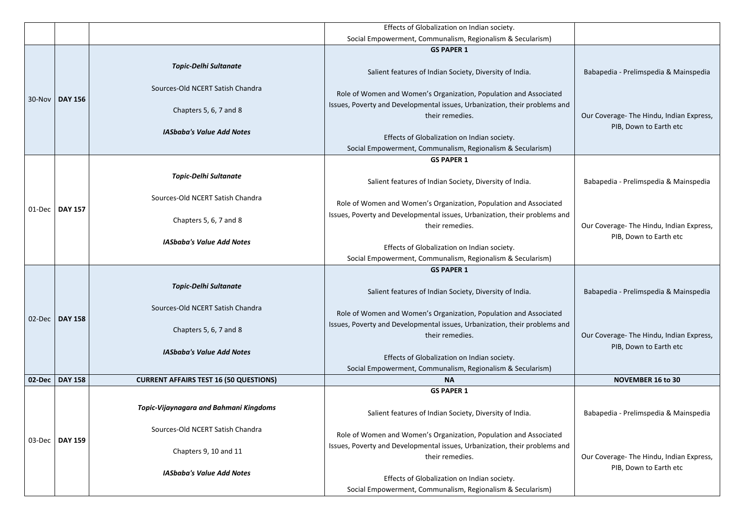| | | | | |
|---|---|---|---|---|
| | | | Effects of Globalization on Indian society.<br>Social Empowerment, Communalism, Regionalism & Secularism) | |
| 30-Nov | **DAY 156** | ***Topic-Delhi Sultanate***<br><br>Sources-Old NCERT Satish Chandra<br><br>Chapters 5, 6, 7 and 8<br><br>***IASbaba's Value Add Notes*** | **GS PAPER 1**<br><br>Salient features of Indian Society, Diversity of India.<br><br>Role of Women and Women's Organization, Population and Associated Issues, Poverty and Developmental issues, Urbanization, their problems and their remedies.<br><br>Effects of Globalization on Indian society.<br>Social Empowerment, Communalism, Regionalism & Secularism) | Babapedia - Prelimspedia & Mainspedia<br><br>Our Coverage- The Hindu, Indian Express, PIB, Down to Earth etc |
| 01-Dec | **DAY 157** | ***Topic-Delhi Sultanate***<br><br>Sources-Old NCERT Satish Chandra<br><br>Chapters 5, 6, 7 and 8<br><br>***IASbaba's Value Add Notes*** | **GS PAPER 1**<br><br>Salient features of Indian Society, Diversity of India.<br><br>Role of Women and Women's Organization, Population and Associated Issues, Poverty and Developmental issues, Urbanization, their problems and their remedies.<br><br>Effects of Globalization on Indian society.<br>Social Empowerment, Communalism, Regionalism & Secularism) | Babapedia - Prelimspedia & Mainspedia<br><br>Our Coverage- The Hindu, Indian Express, PIB, Down to Earth etc |
| 02-Dec | **DAY 158** | ***Topic-Delhi Sultanate***<br><br>Sources-Old NCERT Satish Chandra<br><br>Chapters 5, 6, 7 and 8<br><br>***IASbaba's Value Add Notes*** | **GS PAPER 1**<br><br>Salient features of Indian Society, Diversity of India.<br><br>Role of Women and Women's Organization, Population and Associated Issues, Poverty and Developmental issues, Urbanization, their problems and their remedies.<br><br>Effects of Globalization on Indian society.<br>Social Empowerment, Communalism, Regionalism & Secularism) | Babapedia - Prelimspedia & Mainspedia<br><br>Our Coverage- The Hindu, Indian Express, PIB, Down to Earth etc |
| **02-Dec** | **DAY 158** | **CURRENT AFFAIRS TEST 16 (50 QUESTIONS)** | **NA** | **NOVEMBER 16 to 30** |
| 03-Dec | **DAY 159** | ***Topic-Vijaynagara and Bahmani Kingdoms***<br><br>Sources-Old NCERT Satish Chandra<br><br>Chapters 9, 10 and 11<br><br>***IASbaba's Value Add Notes*** | **GS PAPER 1**<br><br>Salient features of Indian Society, Diversity of India.<br><br>Role of Women and Women's Organization, Population and Associated Issues, Poverty and Developmental issues, Urbanization, their problems and their remedies.<br><br>Effects of Globalization on Indian society.<br>Social Empowerment, Communalism, Regionalism & Secularism) | Babapedia - Prelimspedia & Mainspedia<br><br>Our Coverage- The Hindu, Indian Express, PIB, Down to Earth etc |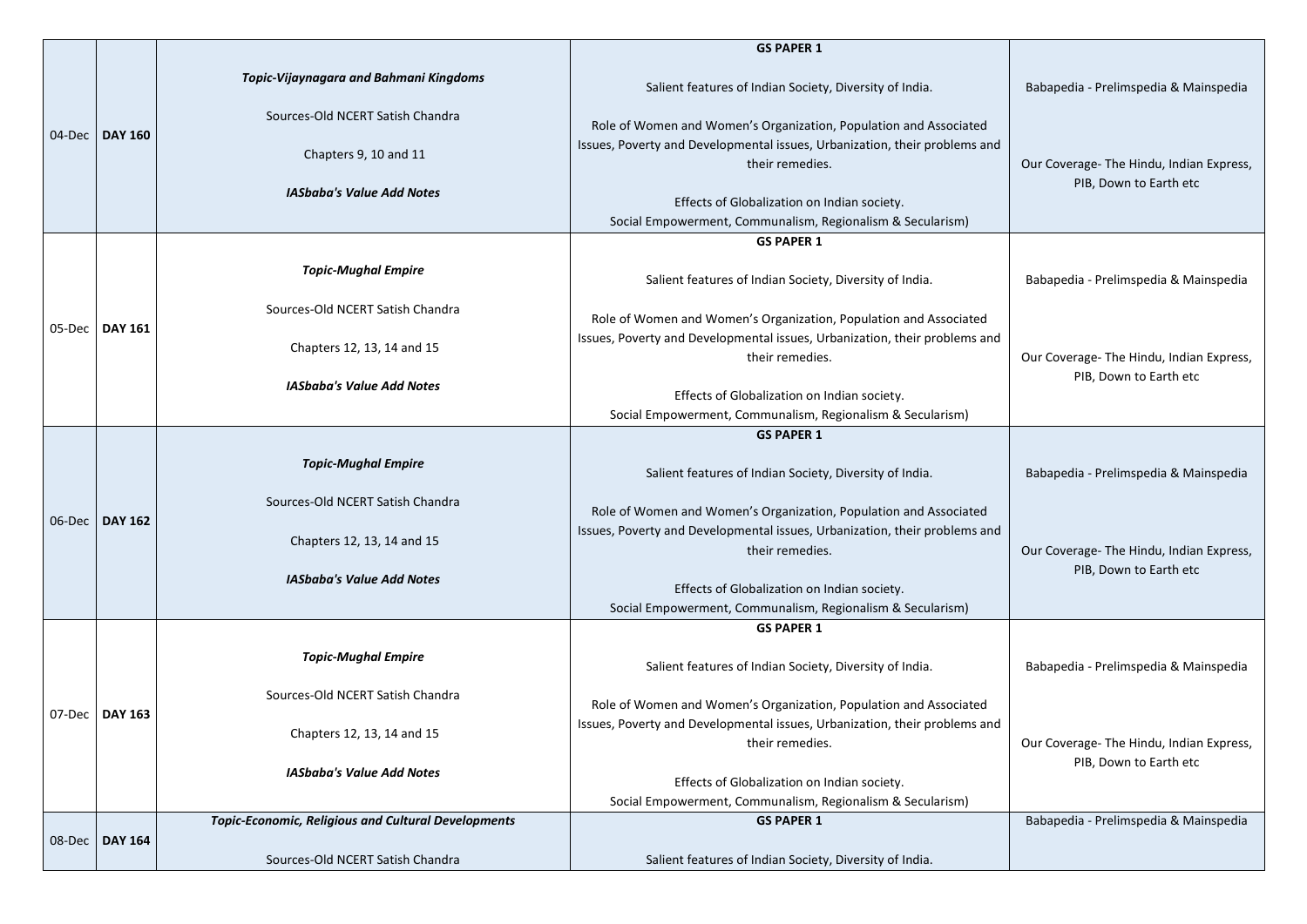| | | | | |
|---|---|---|---|---|
| 04-Dec | **DAY 160** | ***Topic-Vijaynagara and Bahmani Kingdoms***<br><br>Sources-Old NCERT Satish Chandra<br><br>Chapters 9, 10 and 11<br><br>***IASbaba's Value Add Notes*** | **GS PAPER 1**<br><br>Salient features of Indian Society, Diversity of India.<br><br>Role of Women and Women's Organization, Population and Associated Issues, Poverty and Developmental issues, Urbanization, their problems and their remedies.<br><br>Effects of Globalization on Indian society.<br>Social Empowerment, Communalism, Regionalism & Secularism) | Babapedia - Prelimspedia & Mainspedia<br><br>Our Coverage- The Hindu, Indian Express, PIB, Down to Earth etc |
| 05-Dec | **DAY 161** | ***Topic-Mughal Empire***<br><br>Sources-Old NCERT Satish Chandra<br><br>Chapters 12, 13, 14 and 15<br><br>***IASbaba's Value Add Notes*** | **GS PAPER 1**<br><br>Salient features of Indian Society, Diversity of India.<br><br>Role of Women and Women's Organization, Population and Associated Issues, Poverty and Developmental issues, Urbanization, their problems and their remedies.<br><br>Effects of Globalization on Indian society.<br>Social Empowerment, Communalism, Regionalism & Secularism) | Babapedia - Prelimspedia & Mainspedia<br><br>Our Coverage- The Hindu, Indian Express, PIB, Down to Earth etc |
| 06-Dec | **DAY 162** | ***Topic-Mughal Empire***<br><br>Sources-Old NCERT Satish Chandra<br><br>Chapters 12, 13, 14 and 15<br><br>***IASbaba's Value Add Notes*** | **GS PAPER 1**<br><br>Salient features of Indian Society, Diversity of India.<br><br>Role of Women and Women's Organization, Population and Associated Issues, Poverty and Developmental issues, Urbanization, their problems and their remedies.<br><br>Effects of Globalization on Indian society.<br>Social Empowerment, Communalism, Regionalism & Secularism) | Babapedia - Prelimspedia & Mainspedia<br><br>Our Coverage- The Hindu, Indian Express, PIB, Down to Earth etc |
| 07-Dec | **DAY 163** | ***Topic-Mughal Empire***<br><br>Sources-Old NCERT Satish Chandra<br><br>Chapters 12, 13, 14 and 15<br><br>***IASbaba's Value Add Notes*** | **GS PAPER 1**<br><br>Salient features of Indian Society, Diversity of India.<br><br>Role of Women and Women's Organization, Population and Associated Issues, Poverty and Developmental issues, Urbanization, their problems and their remedies.<br><br>Effects of Globalization on Indian society.<br>Social Empowerment, Communalism, Regionalism & Secularism) | Babapedia - Prelimspedia & Mainspedia<br><br>Our Coverage- The Hindu, Indian Express, PIB, Down to Earth etc |
| 08-Dec | **DAY 164** | ***Topic-Economic, Religious and Cultural Developments***<br><br>Sources-Old NCERT Satish Chandra | **GS PAPER 1**<br><br>Salient features of Indian Society, Diversity of India. | Babapedia - Prelimspedia & Mainspedia |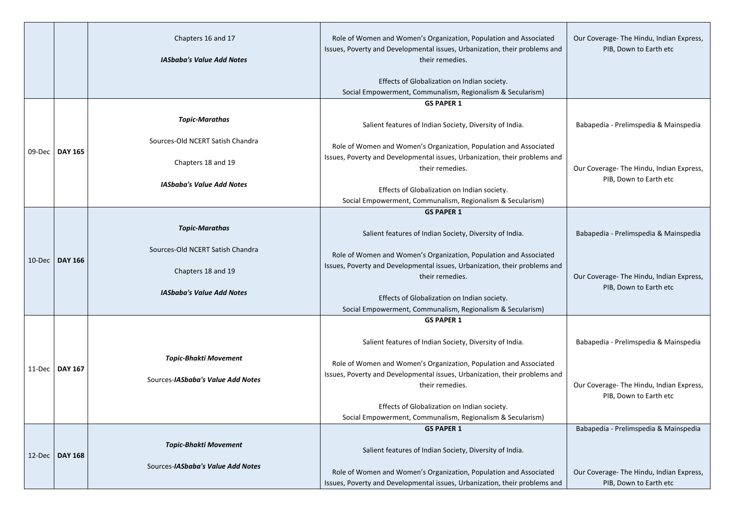| | | | | |
|---|---|---|---|---|
| | | Chapters 16 and 17<br><br>***IASbaba's Value Add Notes*** | Role of Women and Women's Organization, Population and Associated Issues, Poverty and Developmental issues, Urbanization, their problems and their remedies.<br><br>Effects of Globalization on Indian society.<br>Social Empowerment, Communalism, Regionalism & Secularism) | Our Coverage- The Hindu, Indian Express, PIB, Down to Earth etc |
| 09-Dec | **DAY 165** | ***Topic-Marathas***<br><br>Sources-Old NCERT Satish Chandra<br><br>Chapters 18 and 19<br><br>***IASbaba's Value Add Notes*** | **GS PAPER 1**<br><br>Salient features of Indian Society, Diversity of India.<br><br>Role of Women and Women's Organization, Population and Associated Issues, Poverty and Developmental issues, Urbanization, their problems and their remedies.<br><br>Effects of Globalization on Indian society.<br>Social Empowerment, Communalism, Regionalism & Secularism) | Babapedia - Prelimspedia & Mainspedia<br><br>Our Coverage- The Hindu, Indian Express, PIB, Down to Earth etc |
| 10-Dec | **DAY 166** | ***Topic-Marathas***<br><br>Sources-Old NCERT Satish Chandra<br><br>Chapters 18 and 19<br><br>***IASbaba's Value Add Notes*** | **GS PAPER 1**<br><br>Salient features of Indian Society, Diversity of India.<br><br>Role of Women and Women's Organization, Population and Associated Issues, Poverty and Developmental issues, Urbanization, their problems and their remedies.<br><br>Effects of Globalization on Indian society.<br>Social Empowerment, Communalism, Regionalism & Secularism) | Babapedia - Prelimspedia & Mainspedia<br><br>Our Coverage- The Hindu, Indian Express, PIB, Down to Earth etc |
| 11-Dec | **DAY 167** | ***Topic-Bhakti Movement***<br><br>Sources-***IASbaba's Value Add Notes*** | **GS PAPER 1**<br><br>Salient features of Indian Society, Diversity of India.<br><br>Role of Women and Women's Organization, Population and Associated Issues, Poverty and Developmental issues, Urbanization, their problems and their remedies.<br><br>Effects of Globalization on Indian society.<br>Social Empowerment, Communalism, Regionalism & Secularism) | Babapedia - Prelimspedia & Mainspedia<br><br>Our Coverage- The Hindu, Indian Express, PIB, Down to Earth etc |
| 12-Dec | **DAY 168** | ***Topic-Bhakti Movement***<br><br>Sources-***IASbaba's Value Add Notes*** | **GS PAPER 1**<br><br>Salient features of Indian Society, Diversity of India.<br><br>Role of Women and Women's Organization, Population and Associated Issues, Poverty and Developmental issues, Urbanization, their problems and | Babapedia - Prelimspedia & Mainspedia<br><br>Our Coverage- The Hindu, Indian Express, PIB, Down to Earth etc |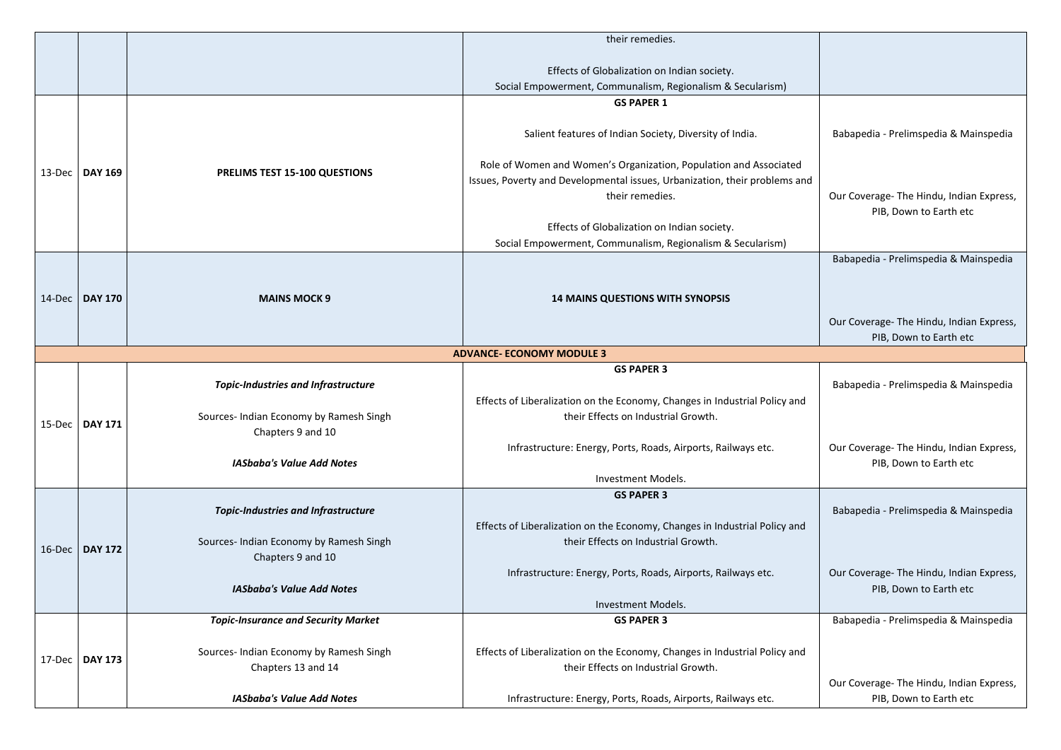| | | | | |
|---|---|---|---|---|
| | | | their remedies.<br><br>Effects of Globalization on Indian society.<br>Social Empowerment, Communalism, Regionalism & Secularism) | |
| 13-Dec | **DAY 169** | **PRELIMS TEST 15-100 QUESTIONS** | **GS PAPER 1**<br><br>Salient features of Indian Society, Diversity of India.<br><br>Role of Women and Women's Organization, Population and Associated Issues, Poverty and Developmental issues, Urbanization, their problems and their remedies.<br><br>Effects of Globalization on Indian society.<br>Social Empowerment, Communalism, Regionalism & Secularism) | Babapedia - Prelimspedia & Mainspedia<br><br>Our Coverage- The Hindu, Indian Express, PIB, Down to Earth etc |
| 14-Dec | **DAY 170** | **MAINS MOCK 9** | **14 MAINS QUESTIONS WITH SYNOPSIS** | Babapedia - Prelimspedia & Mainspedia<br><br>Our Coverage- The Hindu, Indian Express, PIB, Down to Earth etc |
| **ADVANCE- ECONOMY MODULE 3** | | | | |
| 15-Dec | **DAY 171** | ***Topic-Industries and Infrastructure***<br><br>Sources- Indian Economy by Ramesh Singh<br>Chapters 9 and 10<br><br>***IASbaba's Value Add Notes*** | **GS PAPER 3**<br><br>Effects of Liberalization on the Economy, Changes in Industrial Policy and their Effects on Industrial Growth.<br><br>Infrastructure: Energy, Ports, Roads, Airports, Railways etc.<br><br>Investment Models. | Babapedia - Prelimspedia & Mainspedia<br><br>Our Coverage- The Hindu, Indian Express, PIB, Down to Earth etc |
| 16-Dec | **DAY 172** | ***Topic-Industries and Infrastructure***<br><br>Sources- Indian Economy by Ramesh Singh<br>Chapters 9 and 10<br><br>***IASbaba's Value Add Notes*** | **GS PAPER 3**<br><br>Effects of Liberalization on the Economy, Changes in Industrial Policy and their Effects on Industrial Growth.<br><br>Infrastructure: Energy, Ports, Roads, Airports, Railways etc.<br><br>Investment Models. | Babapedia - Prelimspedia & Mainspedia<br><br>Our Coverage- The Hindu, Indian Express, PIB, Down to Earth etc |
| 17-Dec | **DAY 173** | ***Topic-Insurance and Security Market***<br><br>Sources- Indian Economy by Ramesh Singh<br>Chapters 13 and 14<br><br>***IASbaba's Value Add Notes*** | **GS PAPER 3**<br><br>Effects of Liberalization on the Economy, Changes in Industrial Policy and their Effects on Industrial Growth.<br><br>Infrastructure: Energy, Ports, Roads, Airports, Railways etc. | Babapedia - Prelimspedia & Mainspedia<br><br>Our Coverage- The Hindu, Indian Express, PIB, Down to Earth etc |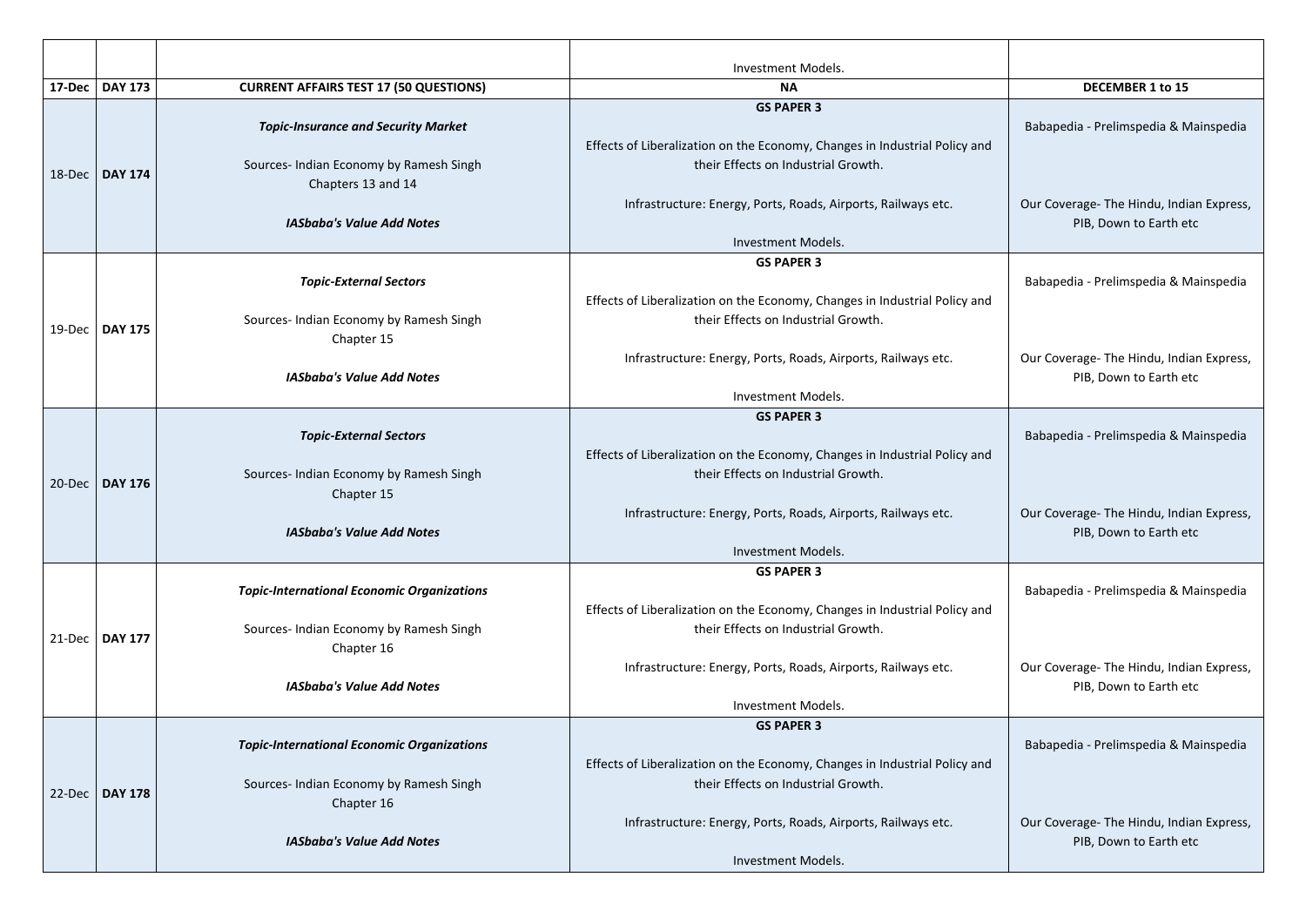| | | | | |
|---|---|---|---|---|
| | | | Investment Models. | |
| **17-Dec** | **DAY 173** | **CURRENT AFFAIRS TEST 17 (50 QUESTIONS)** | **NA** | **DECEMBER 1 to 15** |
| 18-Dec | **DAY 174** | ***Topic-Insurance and Security Market***<br><br>Sources- Indian Economy by Ramesh Singh Chapters 13 and 14<br><br>***IASbaba's Value Add Notes*** | **GS PAPER 3**<br><br>Effects of Liberalization on the Economy, Changes in Industrial Policy and their Effects on Industrial Growth.<br><br>Infrastructure: Energy, Ports, Roads, Airports, Railways etc.<br><br>Investment Models. | Babapedia - Prelimspedia & Mainspedia<br><br>Our Coverage- The Hindu, Indian Express, PIB, Down to Earth etc |
| 19-Dec | **DAY 175** | ***Topic-External Sectors***<br><br>Sources- Indian Economy by Ramesh Singh Chapter 15<br><br>***IASbaba's Value Add Notes*** | **GS PAPER 3**<br><br>Effects of Liberalization on the Economy, Changes in Industrial Policy and their Effects on Industrial Growth.<br><br>Infrastructure: Energy, Ports, Roads, Airports, Railways etc.<br><br>Investment Models. | Babapedia - Prelimspedia & Mainspedia<br><br>Our Coverage- The Hindu, Indian Express, PIB, Down to Earth etc |
| 20-Dec | **DAY 176** | ***Topic-External Sectors***<br><br>Sources- Indian Economy by Ramesh Singh Chapter 15<br><br>***IASbaba's Value Add Notes*** | **GS PAPER 3**<br><br>Effects of Liberalization on the Economy, Changes in Industrial Policy and their Effects on Industrial Growth.<br><br>Infrastructure: Energy, Ports, Roads, Airports, Railways etc.<br><br>Investment Models. | Babapedia - Prelimspedia & Mainspedia<br><br>Our Coverage- The Hindu, Indian Express, PIB, Down to Earth etc |
| 21-Dec | **DAY 177** | ***Topic-International Economic Organizations***<br><br>Sources- Indian Economy by Ramesh Singh Chapter 16<br><br>***IASbaba's Value Add Notes*** | **GS PAPER 3**<br><br>Effects of Liberalization on the Economy, Changes in Industrial Policy and their Effects on Industrial Growth.<br><br>Infrastructure: Energy, Ports, Roads, Airports, Railways etc.<br><br>Investment Models. | Babapedia - Prelimspedia & Mainspedia<br><br>Our Coverage- The Hindu, Indian Express, PIB, Down to Earth etc |
| 22-Dec | **DAY 178** | ***Topic-International Economic Organizations***<br><br>Sources- Indian Economy by Ramesh Singh Chapter 16<br><br>***IASbaba's Value Add Notes*** | **GS PAPER 3**<br><br>Effects of Liberalization on the Economy, Changes in Industrial Policy and their Effects on Industrial Growth.<br><br>Infrastructure: Energy, Ports, Roads, Airports, Railways etc.<br><br>Investment Models. | Babapedia - Prelimspedia & Mainspedia<br><br>Our Coverage- The Hindu, Indian Express, PIB, Down to Earth etc |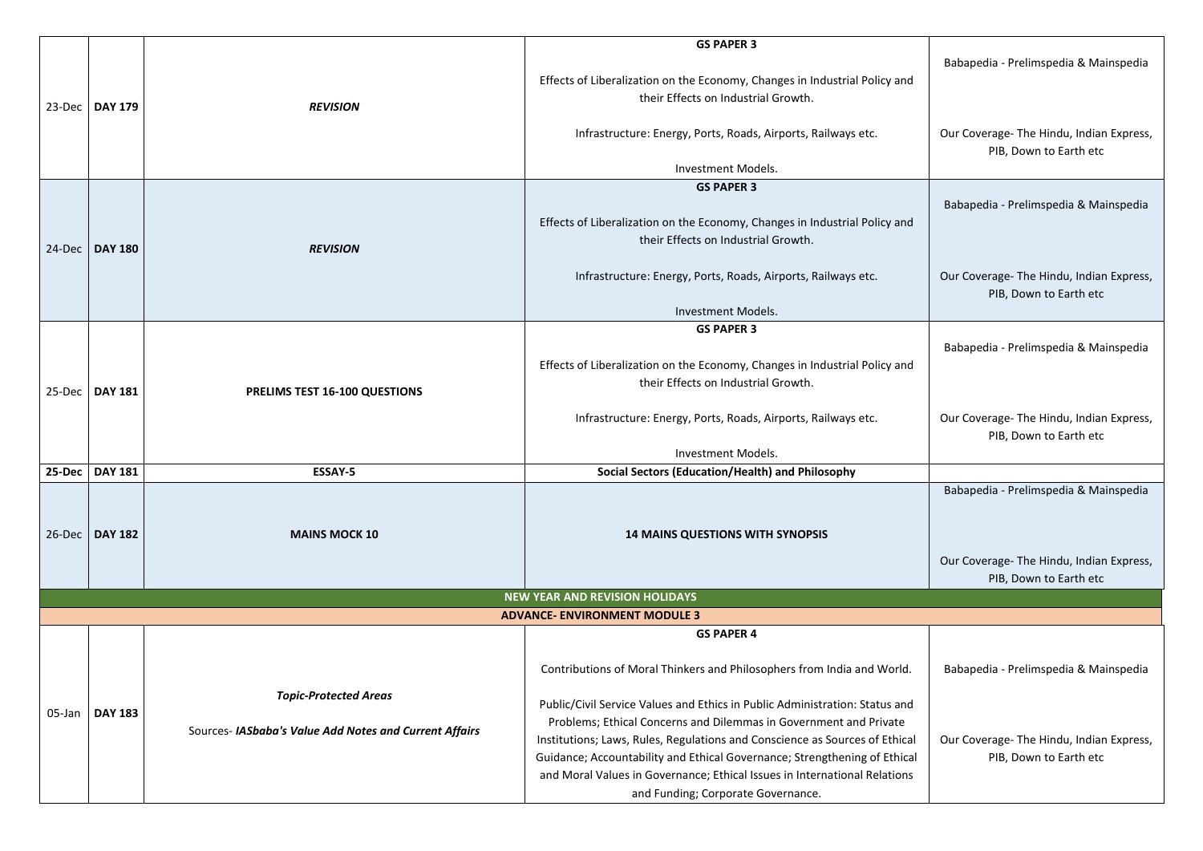| | | | | |
|---|---|---|---|---|
| 23-Dec | **DAY 179** | ***REVISION*** | **GS PAPER 3**<br><br>Effects of Liberalization on the Economy, Changes in Industrial Policy and their Effects on Industrial Growth.<br><br>Infrastructure: Energy, Ports, Roads, Airports, Railways etc.<br><br>Investment Models. | Babapedia - Prelimspedia & Mainspedia<br><br>Our Coverage- The Hindu, Indian Express, PIB, Down to Earth etc |
| 24-Dec | **DAY 180** | ***REVISION*** | **GS PAPER 3**<br><br>Effects of Liberalization on the Economy, Changes in Industrial Policy and their Effects on Industrial Growth.<br><br>Infrastructure: Energy, Ports, Roads, Airports, Railways etc.<br><br>Investment Models. | Babapedia - Prelimspedia & Mainspedia<br><br>Our Coverage- The Hindu, Indian Express, PIB, Down to Earth etc |
| 25-Dec | **DAY 181** | **PRELIMS TEST 16-100 QUESTIONS** | **GS PAPER 3**<br><br>Effects of Liberalization on the Economy, Changes in Industrial Policy and their Effects on Industrial Growth.<br><br>Infrastructure: Energy, Ports, Roads, Airports, Railways etc.<br><br>Investment Models. | Babapedia - Prelimspedia & Mainspedia<br><br>Our Coverage- The Hindu, Indian Express, PIB, Down to Earth etc |
| **25-Dec** | **DAY 181** | **ESSAY-5** | **Social Sectors (Education/Health) and Philosophy** | |
| 26-Dec | **DAY 182** | **MAINS MOCK 10** | **14 MAINS QUESTIONS WITH SYNOPSIS** | Babapedia - Prelimspedia & Mainspedia<br><br>Our Coverage- The Hindu, Indian Express, PIB, Down to Earth etc |
| | | **NEW YEAR AND REVISION HOLIDAYS** | | |
| | | **ADVANCE- ENVIRONMENT MODULE 3** | | |
| 05-Jan | **DAY 183** | ***Topic-Protected Areas***<br><br>Sources- ***IASbaba's Value Add Notes and Current Affairs*** | **GS PAPER 4**<br><br>Contributions of Moral Thinkers and Philosophers from India and World.<br><br>Public/Civil Service Values and Ethics in Public Administration: Status and Problems; Ethical Concerns and Dilemmas in Government and Private Institutions; Laws, Rules, Regulations and Conscience as Sources of Ethical Guidance; Accountability and Ethical Governance; Strengthening of Ethical and Moral Values in Governance; Ethical Issues in International Relations and Funding; Corporate Governance. | Babapedia - Prelimspedia & Mainspedia<br><br>Our Coverage- The Hindu, Indian Express, PIB, Down to Earth etc |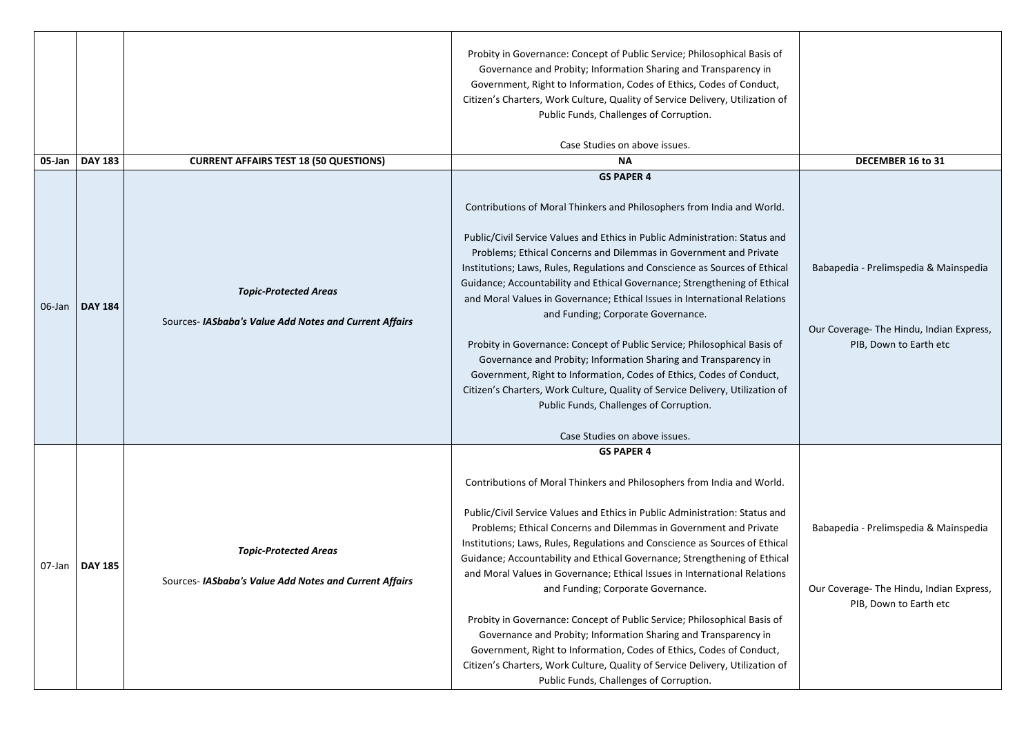| | | | | |
|---|---|---|---|---|
| | | | Probity in Governance: Concept of Public Service; Philosophical Basis of Governance and Probity; Information Sharing and Transparency in Government, Right to Information, Codes of Ethics, Codes of Conduct, Citizen's Charters, Work Culture, Quality of Service Delivery, Utilization of Public Funds, Challenges of Corruption.<br><br>Case Studies on above issues. | |
| **05-Jan** | **DAY 183** | **CURRENT AFFAIRS TEST 18 (50 QUESTIONS)** | **NA** | **DECEMBER 16 to 31** |
| 06-Jan | **DAY 184** | ***Topic-Protected Areas***<br><br>Sources- ***IASbaba's Value Add Notes and Current Affairs*** | **GS PAPER 4**<br><br>Contributions of Moral Thinkers and Philosophers from India and World.<br><br>Public/Civil Service Values and Ethics in Public Administration: Status and Problems; Ethical Concerns and Dilemmas in Government and Private Institutions; Laws, Rules, Regulations and Conscience as Sources of Ethical Guidance; Accountability and Ethical Governance; Strengthening of Ethical and Moral Values in Governance; Ethical Issues in International Relations and Funding; Corporate Governance.<br><br>Probity in Governance: Concept of Public Service; Philosophical Basis of Governance and Probity; Information Sharing and Transparency in Government, Right to Information, Codes of Ethics, Codes of Conduct, Citizen's Charters, Work Culture, Quality of Service Delivery, Utilization of Public Funds, Challenges of Corruption.<br><br>Case Studies on above issues. | Babapedia - Prelimspedia & Mainspedia<br><br>Our Coverage- The Hindu, Indian Express, PIB, Down to Earth etc |
| 07-Jan | **DAY 185** | ***Topic-Protected Areas***<br><br>Sources- ***IASbaba's Value Add Notes and Current Affairs*** | **GS PAPER 4**<br><br>Contributions of Moral Thinkers and Philosophers from India and World.<br><br>Public/Civil Service Values and Ethics in Public Administration: Status and Problems; Ethical Concerns and Dilemmas in Government and Private Institutions; Laws, Rules, Regulations and Conscience as Sources of Ethical Guidance; Accountability and Ethical Governance; Strengthening of Ethical and Moral Values in Governance; Ethical Issues in International Relations and Funding; Corporate Governance.<br><br>Probity in Governance: Concept of Public Service; Philosophical Basis of Governance and Probity; Information Sharing and Transparency in Government, Right to Information, Codes of Ethics, Codes of Conduct, Citizen's Charters, Work Culture, Quality of Service Delivery, Utilization of Public Funds, Challenges of Corruption. | Babapedia - Prelimspedia & Mainspedia<br><br>Our Coverage- The Hindu, Indian Express, PIB, Down to Earth etc |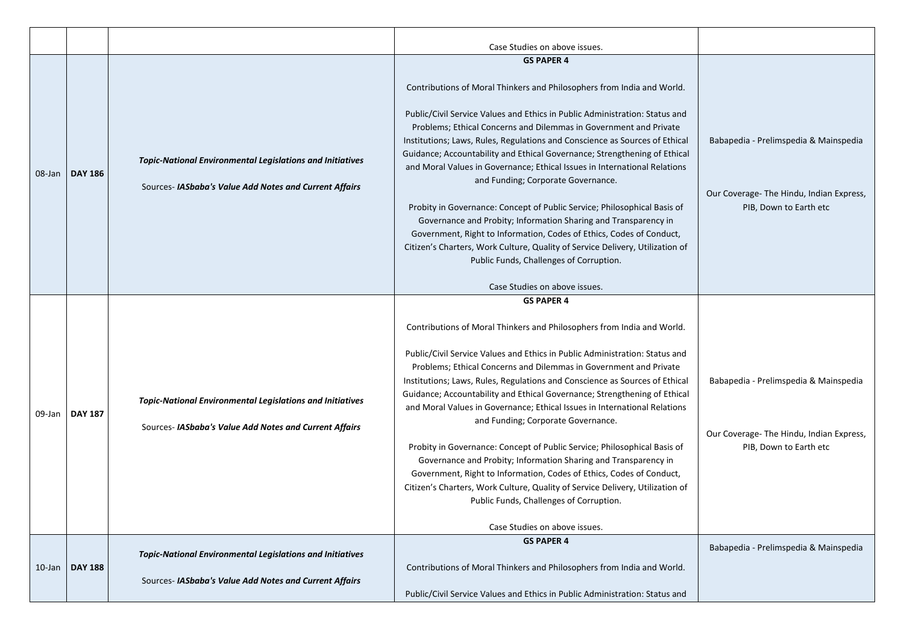| | | | | |
|---|---|---|---|---|
| | | | Case Studies on above issues. | |
| 08-Jan | **DAY 186** | ***Topic-National Environmental Legislations and Initiatives***<br><br>Sources- ***IASbaba's Value Add Notes and Current Affairs*** | **GS PAPER 4**<br><br>Contributions of Moral Thinkers and Philosophers from India and World.<br><br>Public/Civil Service Values and Ethics in Public Administration: Status and Problems; Ethical Concerns and Dilemmas in Government and Private Institutions; Laws, Rules, Regulations and Conscience as Sources of Ethical Guidance; Accountability and Ethical Governance; Strengthening of Ethical and Moral Values in Governance; Ethical Issues in International Relations and Funding; Corporate Governance.<br><br>Probity in Governance: Concept of Public Service; Philosophical Basis of Governance and Probity; Information Sharing and Transparency in Government, Right to Information, Codes of Ethics, Codes of Conduct, Citizen's Charters, Work Culture, Quality of Service Delivery, Utilization of Public Funds, Challenges of Corruption.<br><br>Case Studies on above issues. | Babapedia - Prelimspedia & Mainspedia<br><br>Our Coverage- The Hindu, Indian Express, PIB, Down to Earth etc |
| 09-Jan | **DAY 187** | ***Topic-National Environmental Legislations and Initiatives***<br><br>Sources- ***IASbaba's Value Add Notes and Current Affairs*** | **GS PAPER 4**<br><br>Contributions of Moral Thinkers and Philosophers from India and World.<br><br>Public/Civil Service Values and Ethics in Public Administration: Status and Problems; Ethical Concerns and Dilemmas in Government and Private Institutions; Laws, Rules, Regulations and Conscience as Sources of Ethical Guidance; Accountability and Ethical Governance; Strengthening of Ethical and Moral Values in Governance; Ethical Issues in International Relations and Funding; Corporate Governance.<br><br>Probity in Governance: Concept of Public Service; Philosophical Basis of Governance and Probity; Information Sharing and Transparency in Government, Right to Information, Codes of Ethics, Codes of Conduct, Citizen's Charters, Work Culture, Quality of Service Delivery, Utilization of Public Funds, Challenges of Corruption.<br><br>Case Studies on above issues. | Babapedia - Prelimspedia & Mainspedia<br><br>Our Coverage- The Hindu, Indian Express, PIB, Down to Earth etc |
| 10-Jan | **DAY 188** | ***Topic-National Environmental Legislations and Initiatives***<br><br>Sources- ***IASbaba's Value Add Notes and Current Affairs*** | **GS PAPER 4**<br><br>Contributions of Moral Thinkers and Philosophers from India and World.<br><br>Public/Civil Service Values and Ethics in Public Administration: Status and | Babapedia - Prelimspedia & Mainspedia |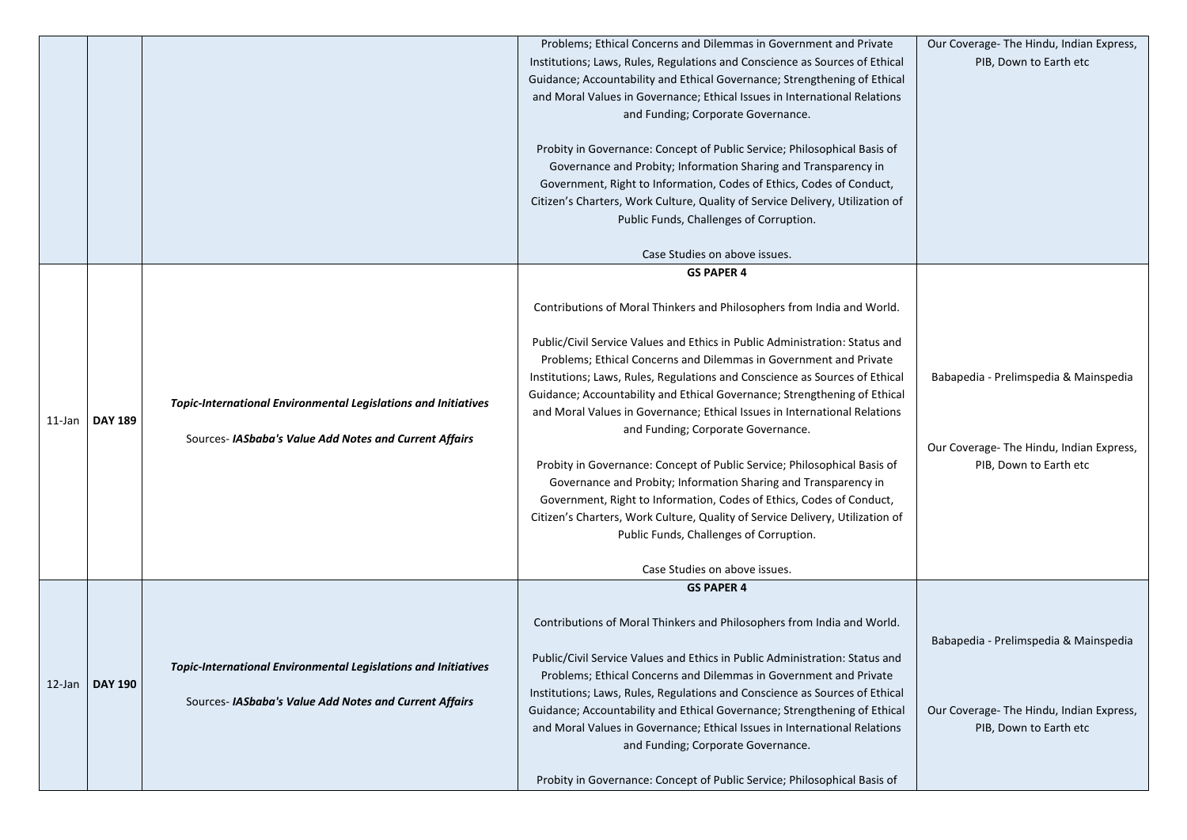|  |  |  | Problems; Ethical Concerns and Dilemmas in Government and Private Institutions; Laws, Rules, Regulations and Conscience as Sources of Ethical Guidance; Accountability and Ethical Governance; Strengthening of Ethical and Moral Values in Governance; Ethical Issues in International Relations and Funding; Corporate Governance.<br><br>Probity in Governance: Concept of Public Service; Philosophical Basis of Governance and Probity; Information Sharing and Transparency in Government, Right to Information, Codes of Ethics, Codes of Conduct, Citizen's Charters, Work Culture, Quality of Service Delivery, Utilization of Public Funds, Challenges of Corruption.<br><br>Case Studies on above issues. | Our Coverage- The Hindu, Indian Express, PIB, Down to Earth etc |
|---|---|---|---|---|
| 11-Jan | **DAY 189** | ***Topic-International Environmental Legislations and Initiatives***<br><br>Sources- ***IASbaba's Value Add Notes and Current Affairs*** | **GS PAPER 4**<br><br>Contributions of Moral Thinkers and Philosophers from India and World.<br><br>Public/Civil Service Values and Ethics in Public Administration: Status and Problems; Ethical Concerns and Dilemmas in Government and Private Institutions; Laws, Rules, Regulations and Conscience as Sources of Ethical Guidance; Accountability and Ethical Governance; Strengthening of Ethical and Moral Values in Governance; Ethical Issues in International Relations and Funding; Corporate Governance.<br><br>Probity in Governance: Concept of Public Service; Philosophical Basis of Governance and Probity; Information Sharing and Transparency in Government, Right to Information, Codes of Ethics, Codes of Conduct, Citizen's Charters, Work Culture, Quality of Service Delivery, Utilization of Public Funds, Challenges of Corruption.<br><br>Case Studies on above issues. | Babapedia - Prelimspedia & Mainspedia<br><br>Our Coverage- The Hindu, Indian Express, PIB, Down to Earth etc |
| 12-Jan | **DAY 190** | ***Topic-International Environmental Legislations and Initiatives***<br><br>Sources- ***IASbaba's Value Add Notes and Current Affairs*** | **GS PAPER 4**<br><br>Contributions of Moral Thinkers and Philosophers from India and World.<br><br>Public/Civil Service Values and Ethics in Public Administration: Status and Problems; Ethical Concerns and Dilemmas in Government and Private Institutions; Laws, Rules, Regulations and Conscience as Sources of Ethical Guidance; Accountability and Ethical Governance; Strengthening of Ethical and Moral Values in Governance; Ethical Issues in International Relations and Funding; Corporate Governance.<br><br>Probity in Governance: Concept of Public Service; Philosophical Basis of | Babapedia - Prelimspedia & Mainspedia<br><br>Our Coverage- The Hindu, Indian Express, PIB, Down to Earth etc |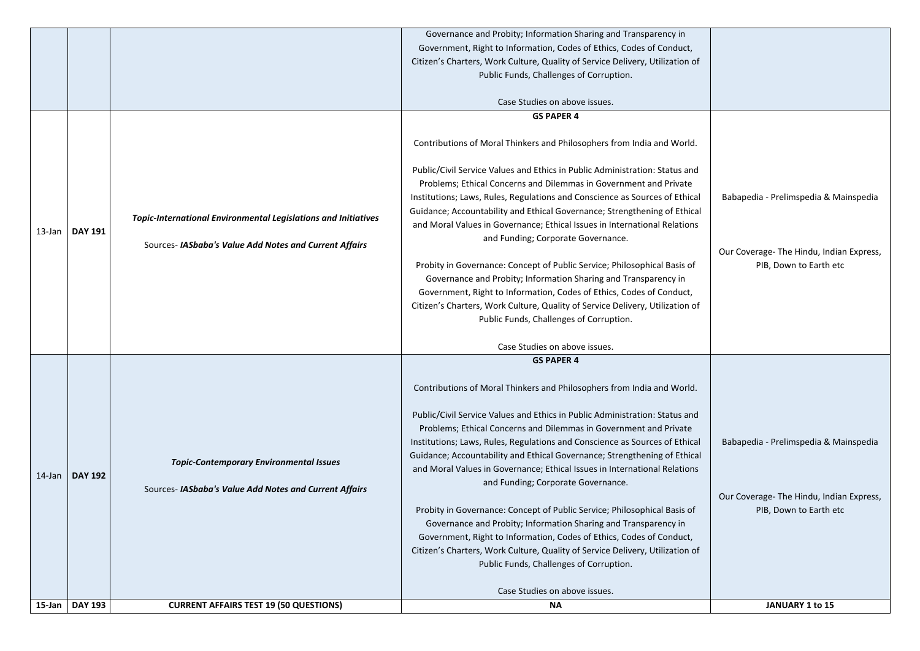| | | | | |
|---|---|---|---|---|
| | | | Governance and Probity; Information Sharing and Transparency in Government, Right to Information, Codes of Ethics, Codes of Conduct, Citizen's Charters, Work Culture, Quality of Service Delivery, Utilization of Public Funds, Challenges of Corruption.<br><br>Case Studies on above issues. | |
| 13-Jan | **DAY 191** | ***Topic-International Environmental Legislations and Initiatives***<br><br>Sources- ***IASbaba's Value Add Notes and Current Affairs*** | **GS PAPER 4**<br><br>Contributions of Moral Thinkers and Philosophers from India and World.<br><br>Public/Civil Service Values and Ethics in Public Administration: Status and Problems; Ethical Concerns and Dilemmas in Government and Private Institutions; Laws, Rules, Regulations and Conscience as Sources of Ethical Guidance; Accountability and Ethical Governance; Strengthening of Ethical and Moral Values in Governance; Ethical Issues in International Relations and Funding; Corporate Governance.<br><br>Probity in Governance: Concept of Public Service; Philosophical Basis of Governance and Probity; Information Sharing and Transparency in Government, Right to Information, Codes of Ethics, Codes of Conduct, Citizen's Charters, Work Culture, Quality of Service Delivery, Utilization of Public Funds, Challenges of Corruption.<br><br>Case Studies on above issues. | Babapedia - Prelimspedia & Mainspedia<br><br>Our Coverage- The Hindu, Indian Express, PIB, Down to Earth etc |
| 14-Jan | **DAY 192** | ***Topic-Contemporary Environmental Issues***<br><br>Sources- ***IASbaba's Value Add Notes and Current Affairs*** | **GS PAPER 4**<br><br>Contributions of Moral Thinkers and Philosophers from India and World.<br><br>Public/Civil Service Values and Ethics in Public Administration: Status and Problems; Ethical Concerns and Dilemmas in Government and Private Institutions; Laws, Rules, Regulations and Conscience as Sources of Ethical Guidance; Accountability and Ethical Governance; Strengthening of Ethical and Moral Values in Governance; Ethical Issues in International Relations and Funding; Corporate Governance.<br><br>Probity in Governance: Concept of Public Service; Philosophical Basis of Governance and Probity; Information Sharing and Transparency in Government, Right to Information, Codes of Ethics, Codes of Conduct, Citizen's Charters, Work Culture, Quality of Service Delivery, Utilization of Public Funds, Challenges of Corruption.<br><br>Case Studies on above issues. | Babapedia - Prelimspedia & Mainspedia<br><br>Our Coverage- The Hindu, Indian Express, PIB, Down to Earth etc |
| **15-Jan** | **DAY 193** | **CURRENT AFFAIRS TEST 19 (50 QUESTIONS)** | **NA** | **JANUARY 1 to 15** |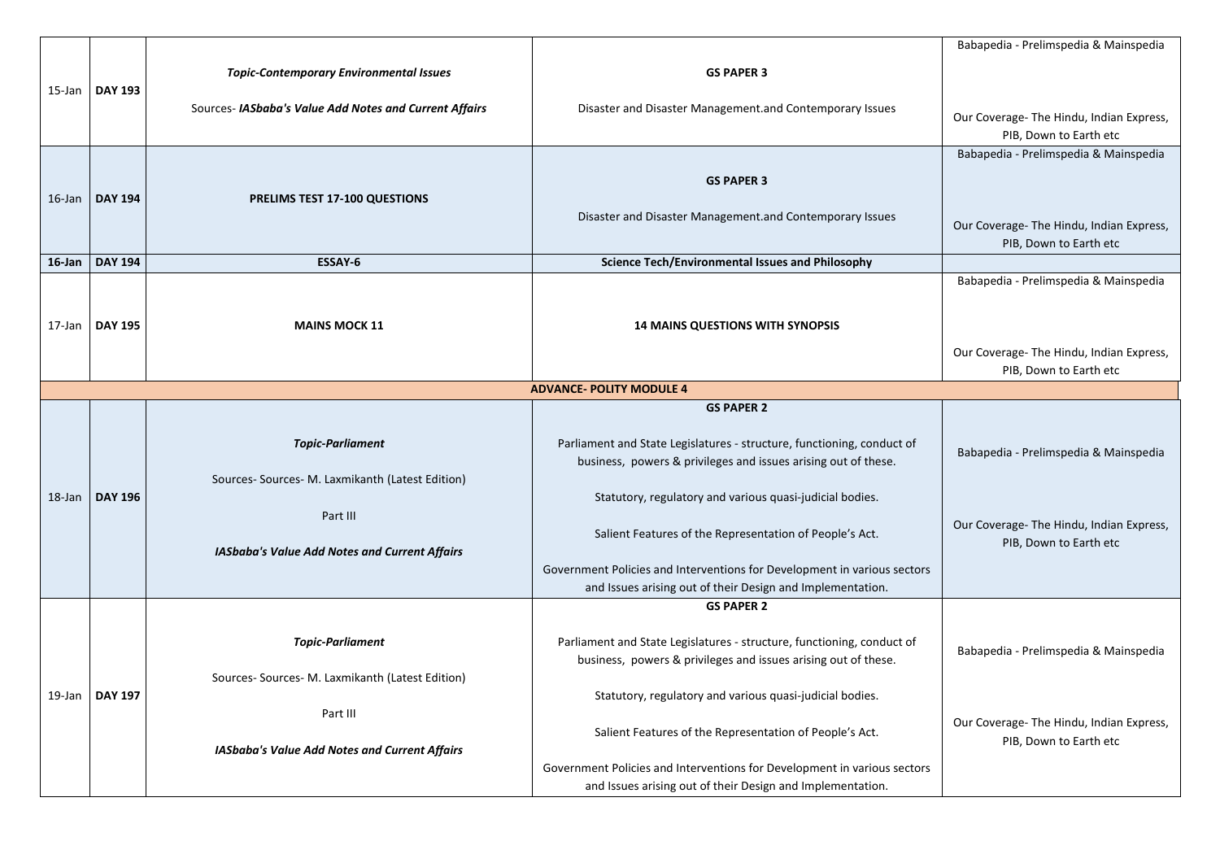| | | | | |
|---|---|---|---|---|
| 15-Jan | **DAY 193** | ***Topic-Contemporary Environmental Issues***<br><br>Sources- ***IASbaba's Value Add Notes and Current Affairs*** | **GS PAPER 3**<br><br>Disaster and Disaster Management.and Contemporary Issues | Babapedia - Prelimspedia & Mainspedia<br><br>Our Coverage- The Hindu, Indian Express, PIB, Down to Earth etc |
| 16-Jan | **DAY 194** | **PRELIMS TEST 17-100 QUESTIONS** | **GS PAPER 3**<br><br>Disaster and Disaster Management.and Contemporary Issues | Babapedia - Prelimspedia & Mainspedia<br><br>Our Coverage- The Hindu, Indian Express, PIB, Down to Earth etc |
| **16-Jan** | **DAY 194** | **ESSAY-6** | **Science Tech/Environmental Issues and Philosophy** | |
| 17-Jan | **DAY 195** | **MAINS MOCK 11** | **14 MAINS QUESTIONS WITH SYNOPSIS** | Babapedia - Prelimspedia & Mainspedia<br><br>Our Coverage- The Hindu, Indian Express, PIB, Down to Earth etc |
| | | | **ADVANCE- POLITY MODULE 4** | |
| 18-Jan | **DAY 196** | ***Topic-Parliament***<br><br>Sources- Sources- M. Laxmikanth (Latest Edition)<br><br>Part III<br><br>***IASbaba's Value Add Notes and Current Affairs*** | **GS PAPER 2**<br><br>Parliament and State Legislatures - structure, functioning, conduct of business, powers & privileges and issues arising out of these.<br><br>Statutory, regulatory and various quasi-judicial bodies.<br><br>Salient Features of the Representation of People's Act.<br><br>Government Policies and Interventions for Development in various sectors and Issues arising out of their Design and Implementation. | Babapedia - Prelimspedia & Mainspedia<br><br>Our Coverage- The Hindu, Indian Express, PIB, Down to Earth etc |
| 19-Jan | **DAY 197** | ***Topic-Parliament***<br><br>Sources- Sources- M. Laxmikanth (Latest Edition)<br><br>Part III<br><br>***IASbaba's Value Add Notes and Current Affairs*** | **GS PAPER 2**<br><br>Parliament and State Legislatures - structure, functioning, conduct of business, powers & privileges and issues arising out of these.<br><br>Statutory, regulatory and various quasi-judicial bodies.<br><br>Salient Features of the Representation of People's Act.<br><br>Government Policies and Interventions for Development in various sectors and Issues arising out of their Design and Implementation. | Babapedia - Prelimspedia & Mainspedia<br><br>Our Coverage- The Hindu, Indian Express, PIB, Down to Earth etc |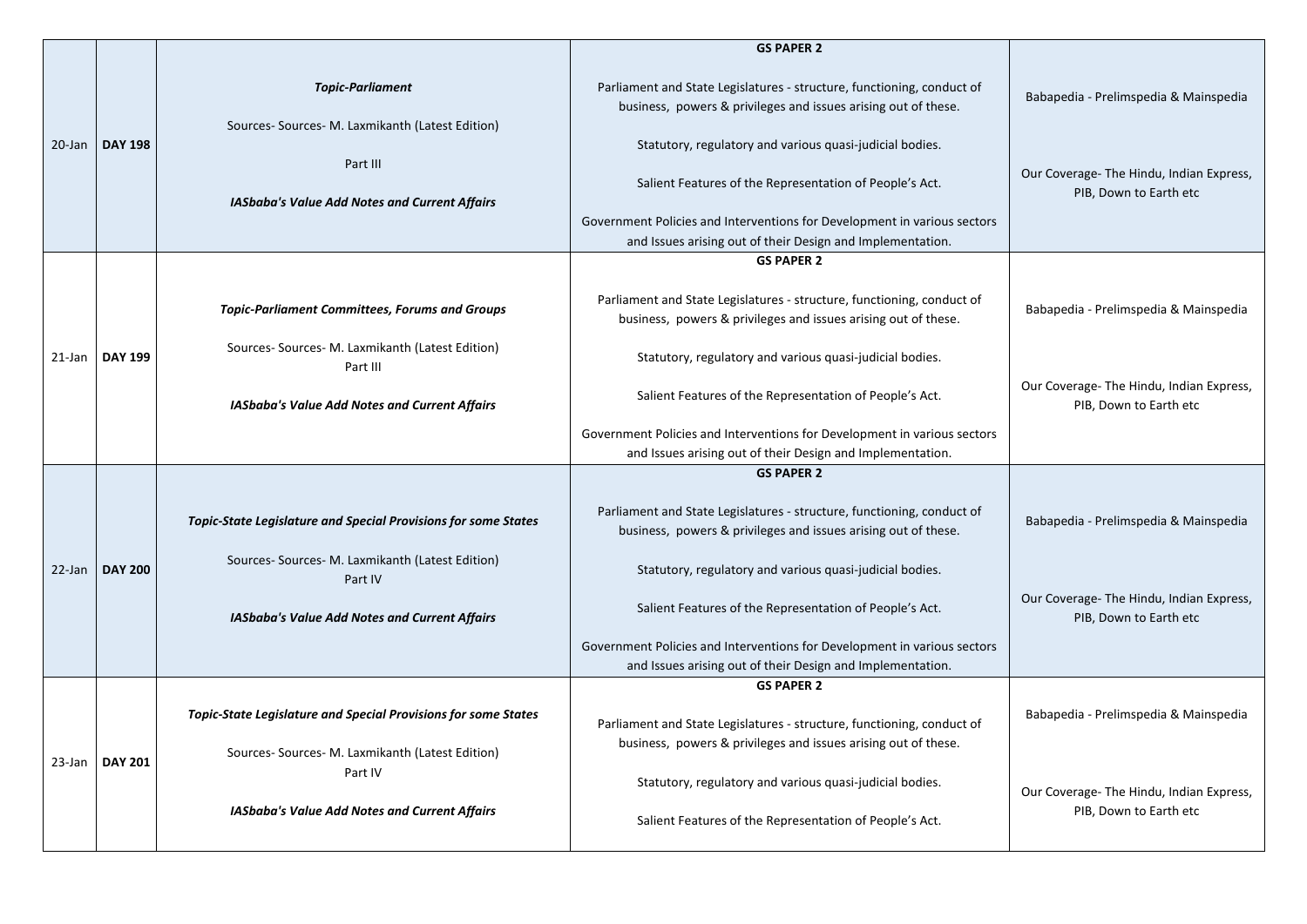| | | | | |
|---|---|---|---|---|
| 20-Jan | **DAY 198** | ***Topic-Parliament***<br><br>Sources- Sources- M. Laxmikanth (Latest Edition)<br><br>Part III<br><br>***IASbaba's Value Add Notes and Current Affairs*** | **GS PAPER 2**<br><br>Parliament and State Legislatures - structure, functioning, conduct of business, powers & privileges and issues arising out of these.<br><br>Statutory, regulatory and various quasi-judicial bodies.<br><br>Salient Features of the Representation of People's Act.<br><br>Government Policies and Interventions for Development in various sectors and Issues arising out of their Design and Implementation. | Babapedia - Prelimspedia & Mainspedia<br><br>Our Coverage- The Hindu, Indian Express, PIB, Down to Earth etc |
| 21-Jan | **DAY 199** | ***Topic-Parliament Committees, Forums and Groups***<br><br>Sources- Sources- M. Laxmikanth (Latest Edition)<br>Part III<br><br>***IASbaba's Value Add Notes and Current Affairs*** | **GS PAPER 2**<br><br>Parliament and State Legislatures - structure, functioning, conduct of business, powers & privileges and issues arising out of these.<br><br>Statutory, regulatory and various quasi-judicial bodies.<br><br>Salient Features of the Representation of People's Act.<br><br>Government Policies and Interventions for Development in various sectors and Issues arising out of their Design and Implementation. | Babapedia - Prelimspedia & Mainspedia<br><br>Our Coverage- The Hindu, Indian Express, PIB, Down to Earth etc |
| 22-Jan | **DAY 200** | ***Topic-State Legislature and Special Provisions for some States***<br><br>Sources- Sources- M. Laxmikanth (Latest Edition)<br>Part IV<br><br>***IASbaba's Value Add Notes and Current Affairs*** | **GS PAPER 2**<br><br>Parliament and State Legislatures - structure, functioning, conduct of business, powers & privileges and issues arising out of these.<br><br>Statutory, regulatory and various quasi-judicial bodies.<br><br>Salient Features of the Representation of People's Act.<br><br>Government Policies and Interventions for Development in various sectors and Issues arising out of their Design and Implementation. | Babapedia - Prelimspedia & Mainspedia<br><br>Our Coverage- The Hindu, Indian Express, PIB, Down to Earth etc |
| 23-Jan | **DAY 201** | ***Topic-State Legislature and Special Provisions for some States***<br><br>Sources- Sources- M. Laxmikanth (Latest Edition)<br>Part IV<br><br>***IASbaba's Value Add Notes and Current Affairs*** | **GS PAPER 2**<br><br>Parliament and State Legislatures - structure, functioning, conduct of business, powers & privileges and issues arising out of these.<br><br>Statutory, regulatory and various quasi-judicial bodies.<br><br>Salient Features of the Representation of People's Act. | Babapedia - Prelimspedia & Mainspedia<br><br>Our Coverage- The Hindu, Indian Express, PIB, Down to Earth etc |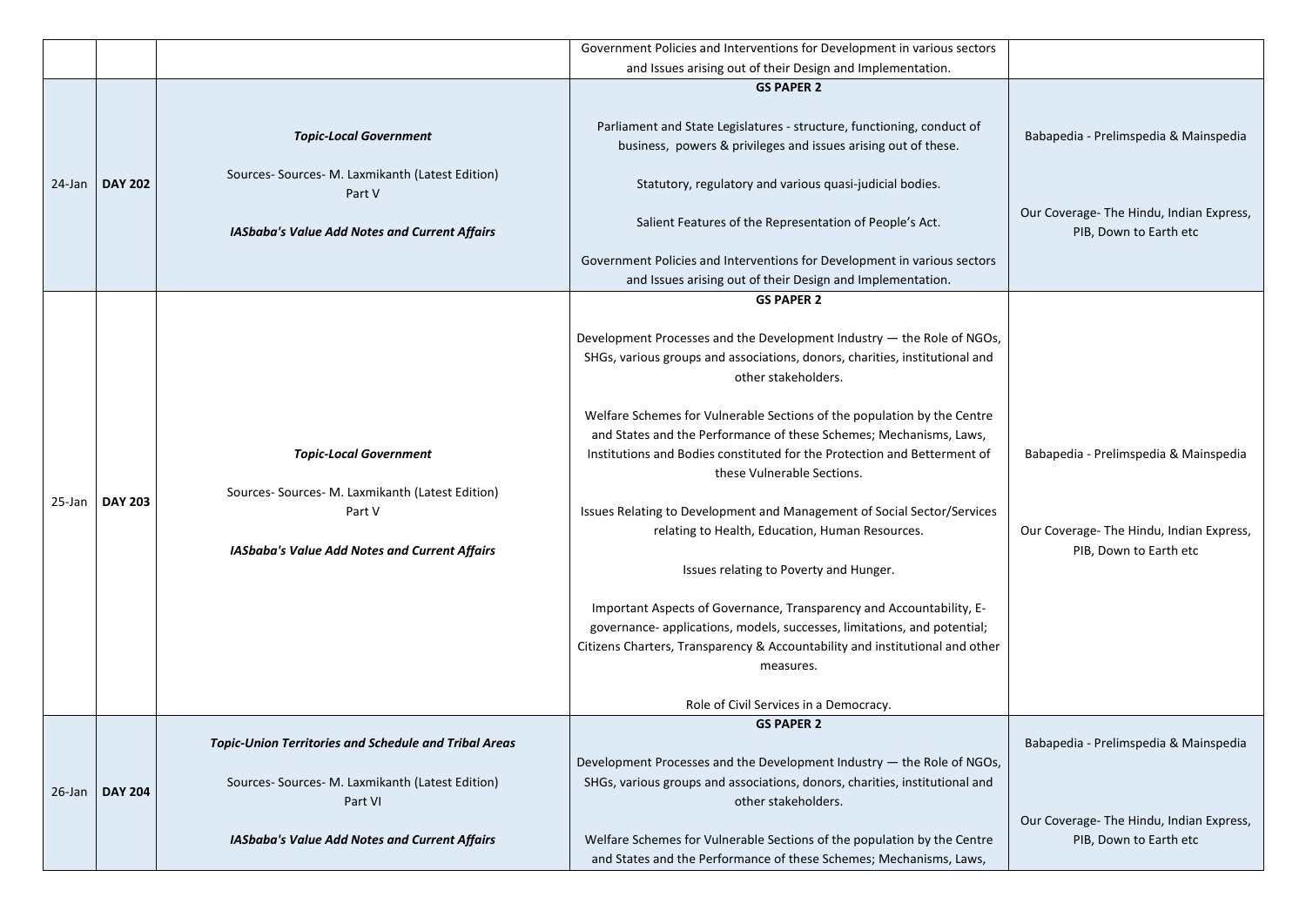| | | | | |
|---|---|---|---|---|
| | | | Government Policies and Interventions for Development in various sectors and Issues arising out of their Design and Implementation. | |
| 24-Jan | **DAY 202** | ***Topic-Local Government***<br><br>Sources- Sources- M. Laxmikanth (Latest Edition) Part V<br><br>***IASbaba's Value Add Notes and Current Affairs*** | **GS PAPER 2**<br><br>Parliament and State Legislatures - structure, functioning, conduct of business, powers & privileges and issues arising out of these.<br><br>Statutory, regulatory and various quasi-judicial bodies.<br><br>Salient Features of the Representation of People's Act.<br><br>Government Policies and Interventions for Development in various sectors and Issues arising out of their Design and Implementation. | Babapedia - Prelimspedia & Mainspedia<br><br>Our Coverage- The Hindu, Indian Express, PIB, Down to Earth etc |
| 25-Jan | **DAY 203** | ***Topic-Local Government***<br><br>Sources- Sources- M. Laxmikanth (Latest Edition) Part V<br><br>***IASbaba's Value Add Notes and Current Affairs*** | **GS PAPER 2**<br><br>Development Processes and the Development Industry — the Role of NGOs, SHGs, various groups and associations, donors, charities, institutional and other stakeholders.<br><br>Welfare Schemes for Vulnerable Sections of the population by the Centre and States and the Performance of these Schemes; Mechanisms, Laws, Institutions and Bodies constituted for the Protection and Betterment of these Vulnerable Sections.<br><br>Issues Relating to Development and Management of Social Sector/Services relating to Health, Education, Human Resources.<br><br>Issues relating to Poverty and Hunger.<br><br>Important Aspects of Governance, Transparency and Accountability, E-governance- applications, models, successes, limitations, and potential; Citizens Charters, Transparency & Accountability and institutional and other measures.<br><br>Role of Civil Services in a Democracy. | Babapedia - Prelimspedia & Mainspedia<br><br>Our Coverage- The Hindu, Indian Express, PIB, Down to Earth etc |
| 26-Jan | **DAY 204** | ***Topic-Union Territories and Schedule and Tribal Areas***<br><br>Sources- Sources- M. Laxmikanth (Latest Edition) Part VI<br><br>***IASbaba's Value Add Notes and Current Affairs*** | **GS PAPER 2**<br><br>Development Processes and the Development Industry — the Role of NGOs, SHGs, various groups and associations, donors, charities, institutional and other stakeholders.<br><br>Welfare Schemes for Vulnerable Sections of the population by the Centre and States and the Performance of these Schemes; Mechanisms, Laws, | Babapedia - Prelimspedia & Mainspedia<br><br>Our Coverage- The Hindu, Indian Express, PIB, Down to Earth etc |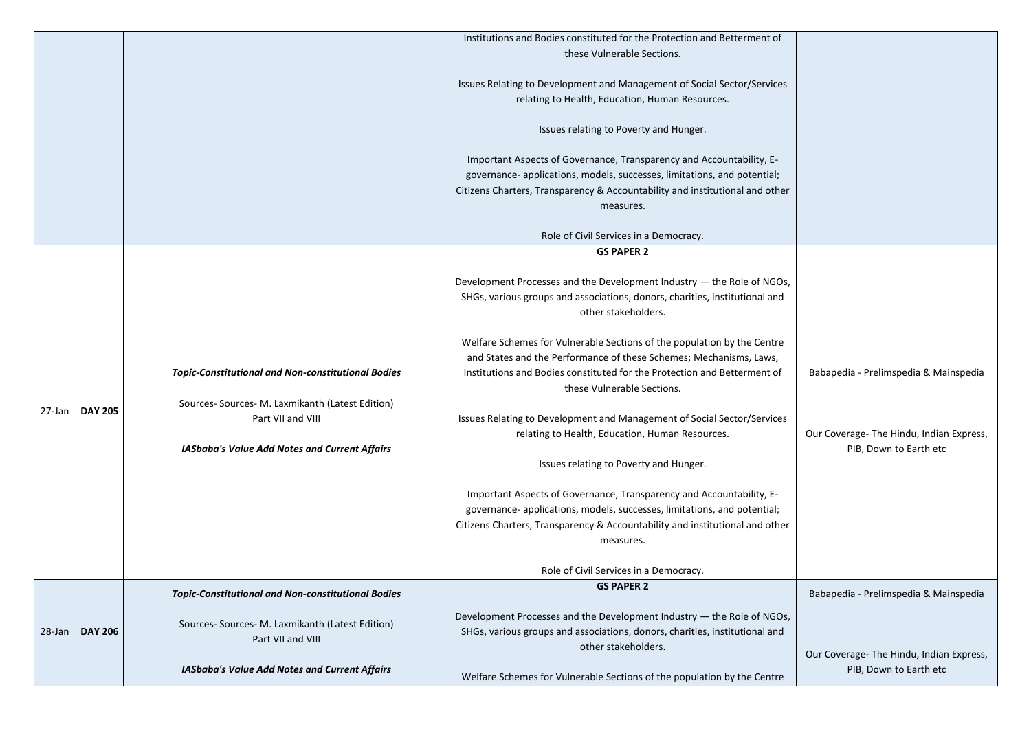| | | | | |
|---|---|---|---|---|
| | | | Institutions and Bodies constituted for the Protection and Betterment of these Vulnerable Sections.<br><br>Issues Relating to Development and Management of Social Sector/Services relating to Health, Education, Human Resources.<br><br>Issues relating to Poverty and Hunger.<br><br>Important Aspects of Governance, Transparency and Accountability, E-governance- applications, models, successes, limitations, and potential; Citizens Charters, Transparency & Accountability and institutional and other measures.<br><br>Role of Civil Services in a Democracy. | |
| 27-Jan | **DAY 205** | ***Topic-Constitutional and Non-constitutional Bodies***<br><br>Sources- Sources- M. Laxmikanth (Latest Edition) Part VII and VIII<br><br>***IASbaba's Value Add Notes and Current Affairs*** | **GS PAPER 2**<br><br>Development Processes and the Development Industry — the Role of NGOs, SHGs, various groups and associations, donors, charities, institutional and other stakeholders.<br><br>Welfare Schemes for Vulnerable Sections of the population by the Centre and States and the Performance of these Schemes; Mechanisms, Laws, Institutions and Bodies constituted for the Protection and Betterment of these Vulnerable Sections.<br><br>Issues Relating to Development and Management of Social Sector/Services relating to Health, Education, Human Resources.<br><br>Issues relating to Poverty and Hunger.<br><br>Important Aspects of Governance, Transparency and Accountability, E-governance- applications, models, successes, limitations, and potential; Citizens Charters, Transparency & Accountability and institutional and other measures.<br><br>Role of Civil Services in a Democracy. | Babapedia - Prelimspedia & Mainspedia<br><br>Our Coverage- The Hindu, Indian Express, PIB, Down to Earth etc |
| 28-Jan | **DAY 206** | ***Topic-Constitutional and Non-constitutional Bodies***<br><br>Sources- Sources- M. Laxmikanth (Latest Edition) Part VII and VIII<br><br>***IASbaba's Value Add Notes and Current Affairs*** | **GS PAPER 2**<br><br>Development Processes and the Development Industry — the Role of NGOs, SHGs, various groups and associations, donors, charities, institutional and other stakeholders.<br><br>Welfare Schemes for Vulnerable Sections of the population by the Centre | Babapedia - Prelimspedia & Mainspedia<br><br>Our Coverage- The Hindu, Indian Express, PIB, Down to Earth etc |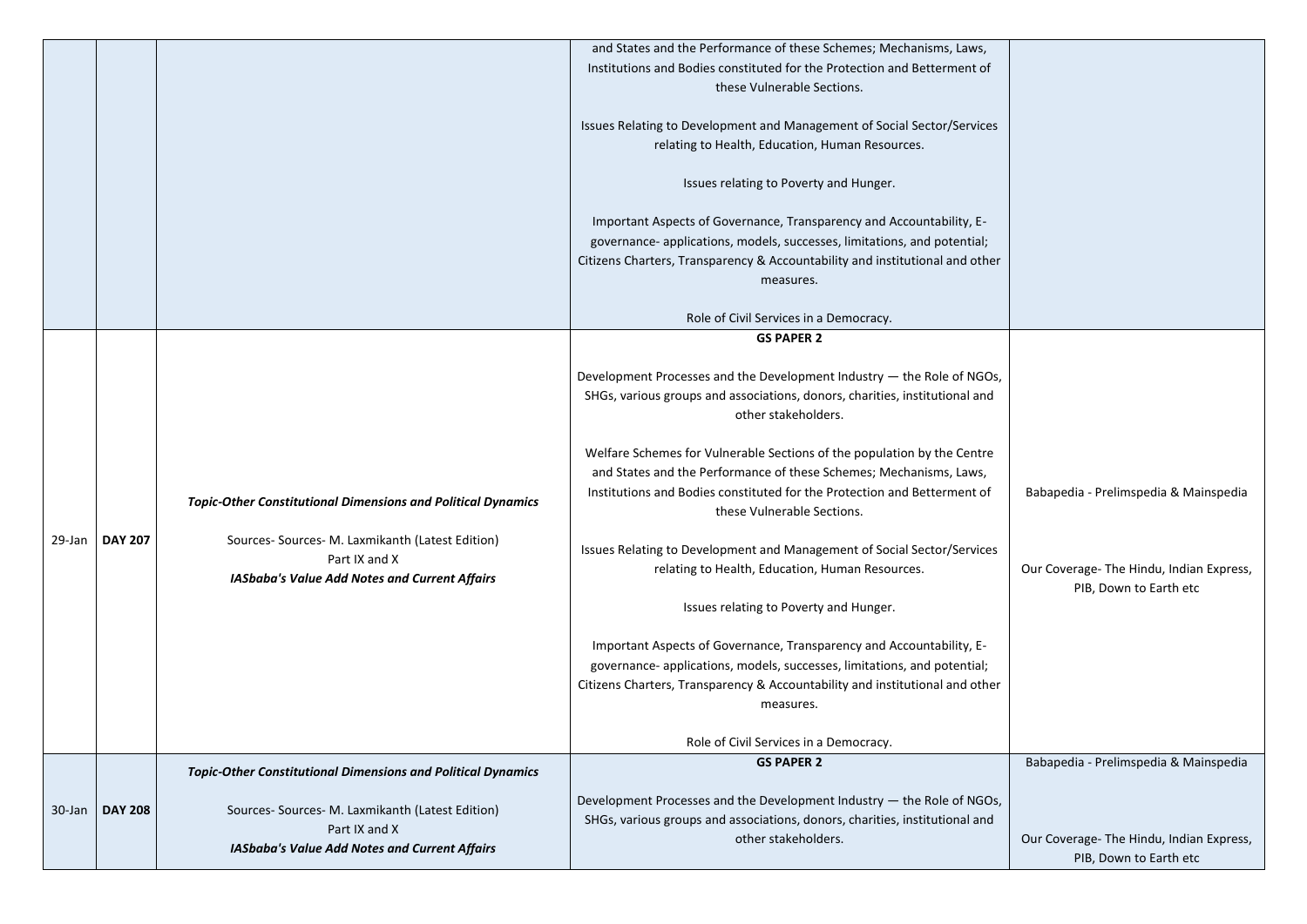| | | | | |
|---|---|---|---|---|
| | | | and States and the Performance of these Schemes; Mechanisms, Laws, Institutions and Bodies constituted for the Protection and Betterment of these Vulnerable Sections.<br><br>Issues Relating to Development and Management of Social Sector/Services relating to Health, Education, Human Resources.<br><br>Issues relating to Poverty and Hunger.<br><br>Important Aspects of Governance, Transparency and Accountability, E-governance- applications, models, successes, limitations, and potential; Citizens Charters, Transparency & Accountability and institutional and other measures.<br><br>Role of Civil Services in a Democracy. | |
| 29-Jan | **DAY 207** | ***Topic-Other Constitutional Dimensions and Political Dynamics***<br><br>Sources- Sources- M. Laxmikanth (Latest Edition)<br>Part IX and X<br>***IASbaba's Value Add Notes and Current Affairs*** | **GS PAPER 2**<br><br>Development Processes and the Development Industry — the Role of NGOs, SHGs, various groups and associations, donors, charities, institutional and other stakeholders.<br><br>Welfare Schemes for Vulnerable Sections of the population by the Centre and States and the Performance of these Schemes; Mechanisms, Laws, Institutions and Bodies constituted for the Protection and Betterment of these Vulnerable Sections.<br><br>Issues Relating to Development and Management of Social Sector/Services relating to Health, Education, Human Resources.<br><br>Issues relating to Poverty and Hunger.<br><br>Important Aspects of Governance, Transparency and Accountability, E-governance- applications, models, successes, limitations, and potential; Citizens Charters, Transparency & Accountability and institutional and other measures.<br><br>Role of Civil Services in a Democracy. | Babapedia - Prelimspedia & Mainspedia<br><br>Our Coverage- The Hindu, Indian Express, PIB, Down to Earth etc |
| 30-Jan | **DAY 208** | ***Topic-Other Constitutional Dimensions and Political Dynamics***<br><br>Sources- Sources- M. Laxmikanth (Latest Edition)<br>Part IX and X<br>***IASbaba's Value Add Notes and Current Affairs*** | **GS PAPER 2**<br><br>Development Processes and the Development Industry — the Role of NGOs, SHGs, various groups and associations, donors, charities, institutional and other stakeholders. | Babapedia - Prelimspedia & Mainspedia<br><br>Our Coverage- The Hindu, Indian Express, PIB, Down to Earth etc |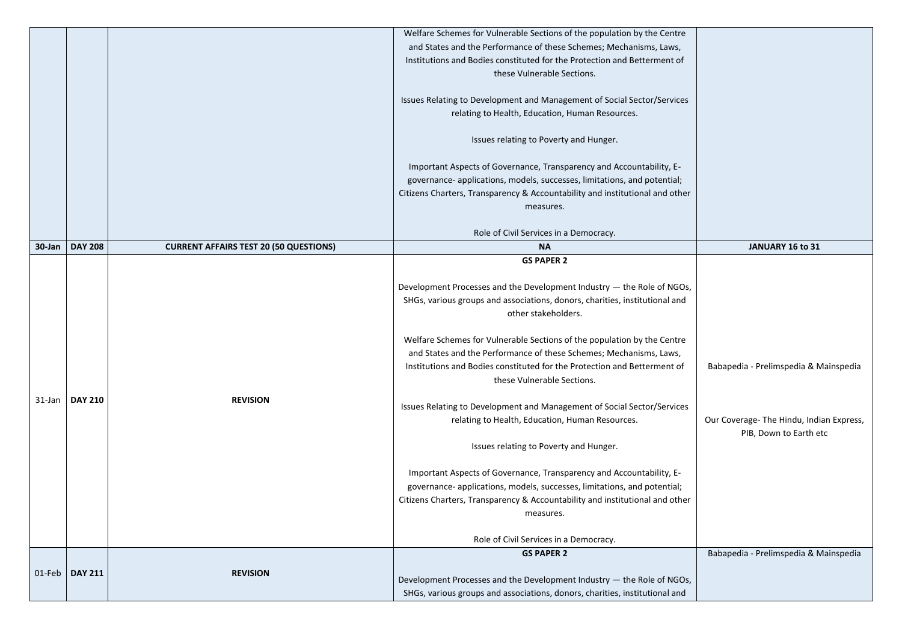| | | | | |
|---|---|---|---|---|
| | | | Welfare Schemes for Vulnerable Sections of the population by the Centre and States and the Performance of these Schemes; Mechanisms, Laws, Institutions and Bodies constituted for the Protection and Betterment of these Vulnerable Sections.<br><br>Issues Relating to Development and Management of Social Sector/Services relating to Health, Education, Human Resources.<br><br>Issues relating to Poverty and Hunger.<br><br>Important Aspects of Governance, Transparency and Accountability, E-governance- applications, models, successes, limitations, and potential; Citizens Charters, Transparency & Accountability and institutional and other measures.<br><br>Role of Civil Services in a Democracy. | |
| **30-Jan** | **DAY 208** | **CURRENT AFFAIRS TEST 20 (50 QUESTIONS)** | **NA** | **JANUARY 16 to 31** |
| 31-Jan | **DAY 210** | **REVISION** | **GS PAPER 2**<br><br>Development Processes and the Development Industry — the Role of NGOs, SHGs, various groups and associations, donors, charities, institutional and other stakeholders.<br><br>Welfare Schemes for Vulnerable Sections of the population by the Centre and States and the Performance of these Schemes; Mechanisms, Laws, Institutions and Bodies constituted for the Protection and Betterment of these Vulnerable Sections.<br><br>Issues Relating to Development and Management of Social Sector/Services relating to Health, Education, Human Resources.<br><br>Issues relating to Poverty and Hunger.<br><br>Important Aspects of Governance, Transparency and Accountability, E-governance- applications, models, successes, limitations, and potential; Citizens Charters, Transparency & Accountability and institutional and other measures.<br><br>Role of Civil Services in a Democracy. | Babapedia - Prelimspedia & Mainspedia<br><br>Our Coverage- The Hindu, Indian Express, PIB, Down to Earth etc |
| 01-Feb | **DAY 211** | **REVISION** | **GS PAPER 2**<br><br>Development Processes and the Development Industry — the Role of NGOs, SHGs, various groups and associations, donors, charities, institutional and | Babapedia - Prelimspedia & Mainspedia |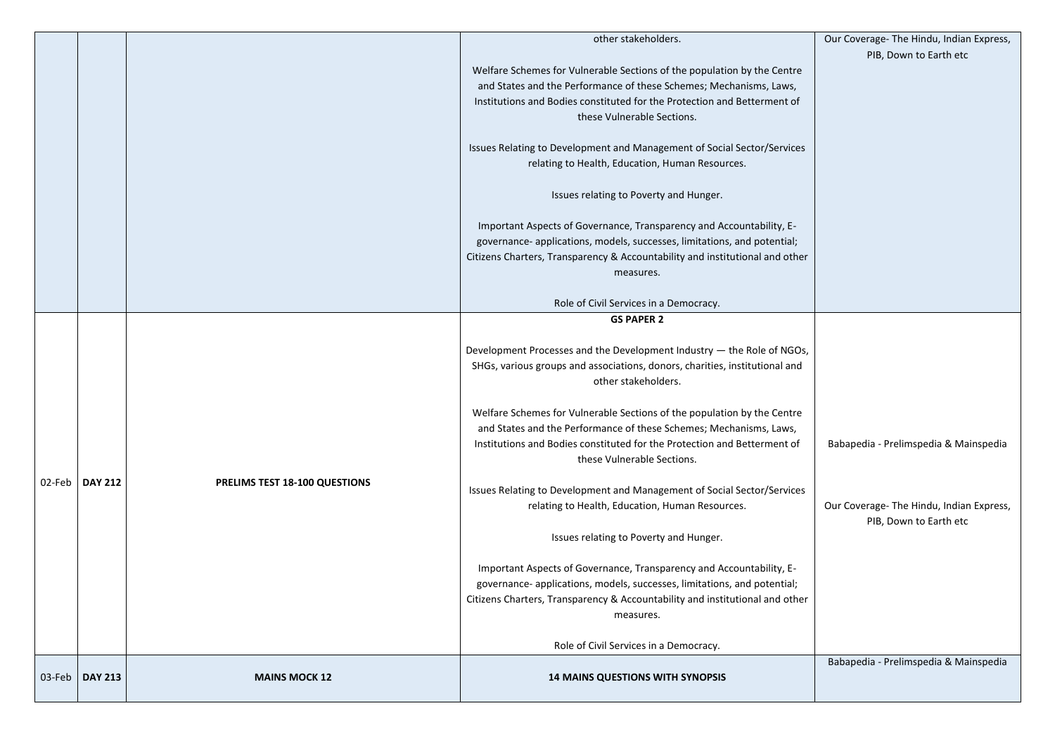| | | | | |
|---|---|---|---|---|
| | | | other stakeholders.<br><br>Welfare Schemes for Vulnerable Sections of the population by the Centre and States and the Performance of these Schemes; Mechanisms, Laws, Institutions and Bodies constituted for the Protection and Betterment of these Vulnerable Sections.<br><br>Issues Relating to Development and Management of Social Sector/Services relating to Health, Education, Human Resources.<br><br>Issues relating to Poverty and Hunger.<br><br>Important Aspects of Governance, Transparency and Accountability, E-governance- applications, models, successes, limitations, and potential; Citizens Charters, Transparency & Accountability and institutional and other measures.<br><br>Role of Civil Services in a Democracy. | Our Coverage- The Hindu, Indian Express, PIB, Down to Earth etc |
| 02-Feb | **DAY 212** | **PRELIMS TEST 18-100 QUESTIONS** | **GS PAPER 2**<br><br>Development Processes and the Development Industry — the Role of NGOs, SHGs, various groups and associations, donors, charities, institutional and other stakeholders.<br><br>Welfare Schemes for Vulnerable Sections of the population by the Centre and States and the Performance of these Schemes; Mechanisms, Laws, Institutions and Bodies constituted for the Protection and Betterment of these Vulnerable Sections.<br><br>Issues Relating to Development and Management of Social Sector/Services relating to Health, Education, Human Resources.<br><br>Issues relating to Poverty and Hunger.<br><br>Important Aspects of Governance, Transparency and Accountability, E-governance- applications, models, successes, limitations, and potential; Citizens Charters, Transparency & Accountability and institutional and other measures.<br><br>Role of Civil Services in a Democracy. | Babapedia - Prelimspedia & Mainspedia<br><br>Our Coverage- The Hindu, Indian Express, PIB, Down to Earth etc |
| 03-Feb | **DAY 213** | **MAINS MOCK 12** | **14 MAINS QUESTIONS WITH SYNOPSIS** | Babapedia - Prelimspedia & Mainspedia |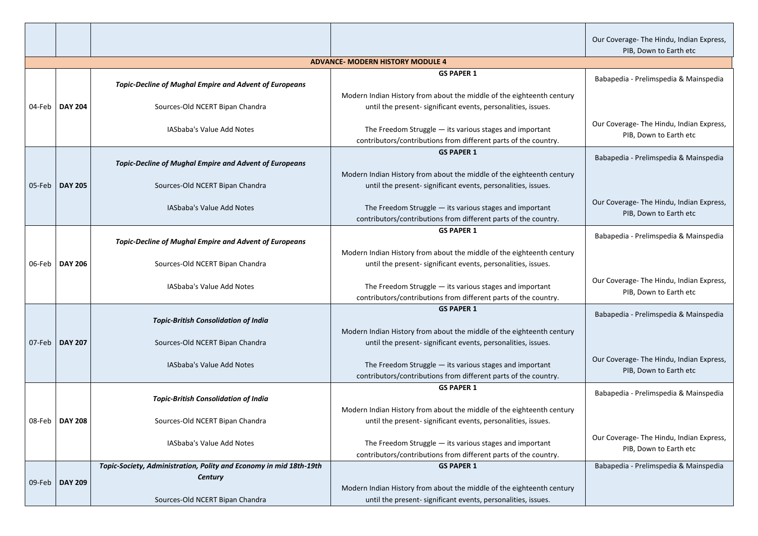|  |  |  |  | Our Coverage- The Hindu, Indian Express, PIB, Down to Earth etc |
|---|---|---|---|---|
| **ADVANCE- MODERN HISTORY MODULE 4** |  |  |  |  |
| 04-Feb | **DAY 204** | ***Topic-Decline of Mughal Empire and Advent of Europeans***<br><br>Sources-Old NCERT Bipan Chandra<br><br>IASbaba's Value Add Notes | **GS PAPER 1**<br><br>Modern Indian History from about the middle of the eighteenth century until the present- significant events, personalities, issues.<br><br>The Freedom Struggle — its various stages and important contributors/contributions from different parts of the country. | Babapedia - Prelimspedia & Mainspedia<br><br>Our Coverage- The Hindu, Indian Express, PIB, Down to Earth etc |
| 05-Feb | **DAY 205** | ***Topic-Decline of Mughal Empire and Advent of Europeans***<br><br>Sources-Old NCERT Bipan Chandra<br><br>IASbaba's Value Add Notes | **GS PAPER 1**<br><br>Modern Indian History from about the middle of the eighteenth century until the present- significant events, personalities, issues.<br><br>The Freedom Struggle — its various stages and important contributors/contributions from different parts of the country. | Babapedia - Prelimspedia & Mainspedia<br><br>Our Coverage- The Hindu, Indian Express, PIB, Down to Earth etc |
| 06-Feb | **DAY 206** | ***Topic-Decline of Mughal Empire and Advent of Europeans***<br><br>Sources-Old NCERT Bipan Chandra<br><br>IASbaba's Value Add Notes | **GS PAPER 1**<br><br>Modern Indian History from about the middle of the eighteenth century until the present- significant events, personalities, issues.<br><br>The Freedom Struggle — its various stages and important contributors/contributions from different parts of the country. | Babapedia - Prelimspedia & Mainspedia<br><br>Our Coverage- The Hindu, Indian Express, PIB, Down to Earth etc |
| 07-Feb | **DAY 207** | ***Topic-British Consolidation of India***<br><br>Sources-Old NCERT Bipan Chandra<br><br>IASbaba's Value Add Notes | **GS PAPER 1**<br><br>Modern Indian History from about the middle of the eighteenth century until the present- significant events, personalities, issues.<br><br>The Freedom Struggle — its various stages and important contributors/contributions from different parts of the country. | Babapedia - Prelimspedia & Mainspedia<br><br>Our Coverage- The Hindu, Indian Express, PIB, Down to Earth etc |
| 08-Feb | **DAY 208** | ***Topic-British Consolidation of India***<br><br>Sources-Old NCERT Bipan Chandra<br><br>IASbaba's Value Add Notes | **GS PAPER 1**<br><br>Modern Indian History from about the middle of the eighteenth century until the present- significant events, personalities, issues.<br><br>The Freedom Struggle — its various stages and important contributors/contributions from different parts of the country. | Babapedia - Prelimspedia & Mainspedia<br><br>Our Coverage- The Hindu, Indian Express, PIB, Down to Earth etc |
| 09-Feb | **DAY 209** | ***Topic-Society, Administration, Polity and Economy in mid 18th-19th Century***<br><br>Sources-Old NCERT Bipan Chandra | **GS PAPER 1**<br><br>Modern Indian History from about the middle of the eighteenth century until the present- significant events, personalities, issues. | Babapedia - Prelimspedia & Mainspedia |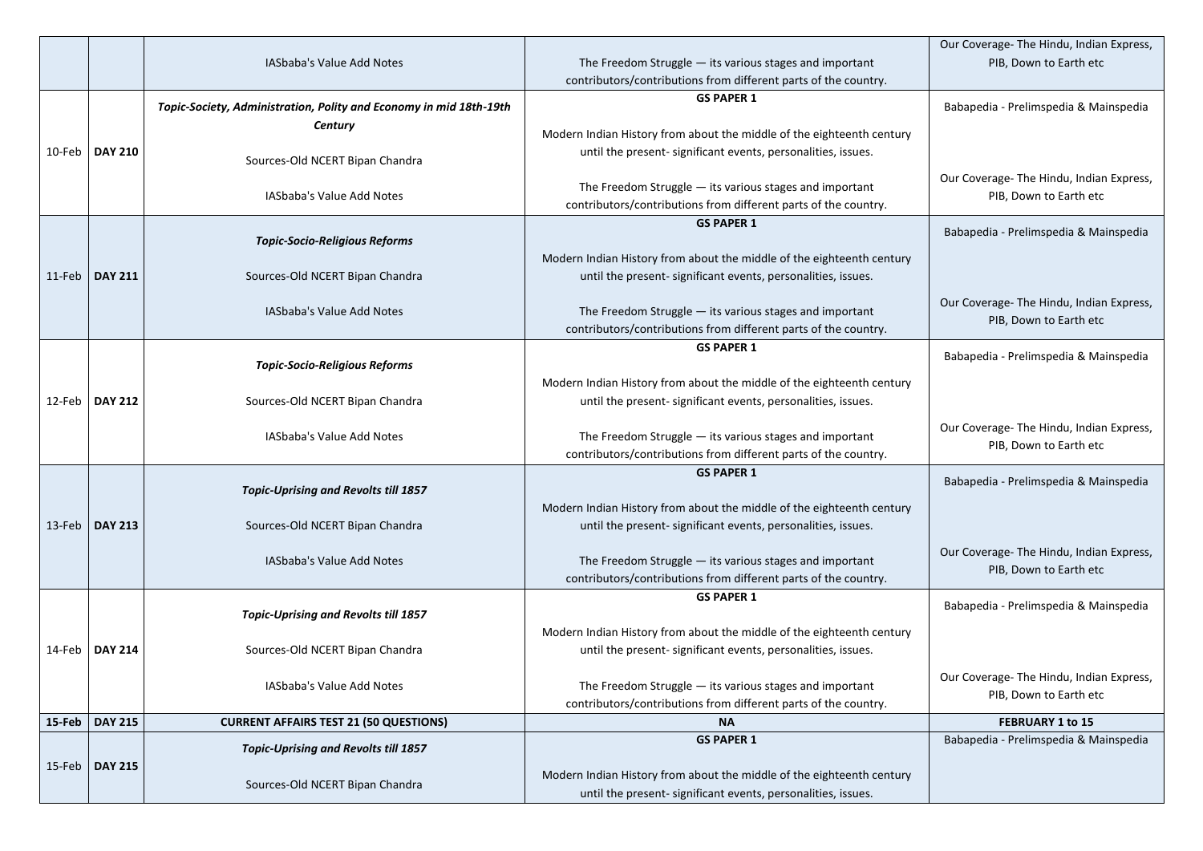| | | | | |
|---|---|---|---|---|
| | | IASbaba's Value Add Notes | The Freedom Struggle — its various stages and important contributors/contributions from different parts of the country. | Our Coverage- The Hindu, Indian Express, PIB, Down to Earth etc |
| 10-Feb | **DAY 210** | ***Topic-Society, Administration, Polity and Economy in mid 18th-19th Century***<br><br>Sources-Old NCERT Bipan Chandra<br><br>IASbaba's Value Add Notes | **GS PAPER 1**<br><br>Modern Indian History from about the middle of the eighteenth century until the present- significant events, personalities, issues.<br><br>The Freedom Struggle — its various stages and important contributors/contributions from different parts of the country. | Babapedia - Prelimspedia & Mainspedia<br><br>Our Coverage- The Hindu, Indian Express, PIB, Down to Earth etc |
| 11-Feb | **DAY 211** | ***Topic-Socio-Religious Reforms***<br><br>Sources-Old NCERT Bipan Chandra<br><br>IASbaba's Value Add Notes | **GS PAPER 1**<br><br>Modern Indian History from about the middle of the eighteenth century until the present- significant events, personalities, issues.<br><br>The Freedom Struggle — its various stages and important contributors/contributions from different parts of the country. | Babapedia - Prelimspedia & Mainspedia<br><br>Our Coverage- The Hindu, Indian Express, PIB, Down to Earth etc |
| 12-Feb | **DAY 212** | ***Topic-Socio-Religious Reforms***<br><br>Sources-Old NCERT Bipan Chandra<br><br>IASbaba's Value Add Notes | **GS PAPER 1**<br><br>Modern Indian History from about the middle of the eighteenth century until the present- significant events, personalities, issues.<br><br>The Freedom Struggle — its various stages and important contributors/contributions from different parts of the country. | Babapedia - Prelimspedia & Mainspedia<br><br>Our Coverage- The Hindu, Indian Express, PIB, Down to Earth etc |
| 13-Feb | **DAY 213** | ***Topic-Uprising and Revolts till 1857***<br><br>Sources-Old NCERT Bipan Chandra<br><br>IASbaba's Value Add Notes | **GS PAPER 1**<br><br>Modern Indian History from about the middle of the eighteenth century until the present- significant events, personalities, issues.<br><br>The Freedom Struggle — its various stages and important contributors/contributions from different parts of the country. | Babapedia - Prelimspedia & Mainspedia<br><br>Our Coverage- The Hindu, Indian Express, PIB, Down to Earth etc |
| 14-Feb | **DAY 214** | ***Topic-Uprising and Revolts till 1857***<br><br>Sources-Old NCERT Bipan Chandra<br><br>IASbaba's Value Add Notes | **GS PAPER 1**<br><br>Modern Indian History from about the middle of the eighteenth century until the present- significant events, personalities, issues.<br><br>The Freedom Struggle — its various stages and important contributors/contributions from different parts of the country. | Babapedia - Prelimspedia & Mainspedia<br><br>Our Coverage- The Hindu, Indian Express, PIB, Down to Earth etc |
| **15-Feb** | **DAY 215** | **CURRENT AFFAIRS TEST 21 (50 QUESTIONS)** | **NA** | **FEBRUARY 1 to 15** |
| 15-Feb | **DAY 215** | ***Topic-Uprising and Revolts till 1857***<br><br>Sources-Old NCERT Bipan Chandra | **GS PAPER 1**<br><br>Modern Indian History from about the middle of the eighteenth century until the present- significant events, personalities, issues. | Babapedia - Prelimspedia & Mainspedia |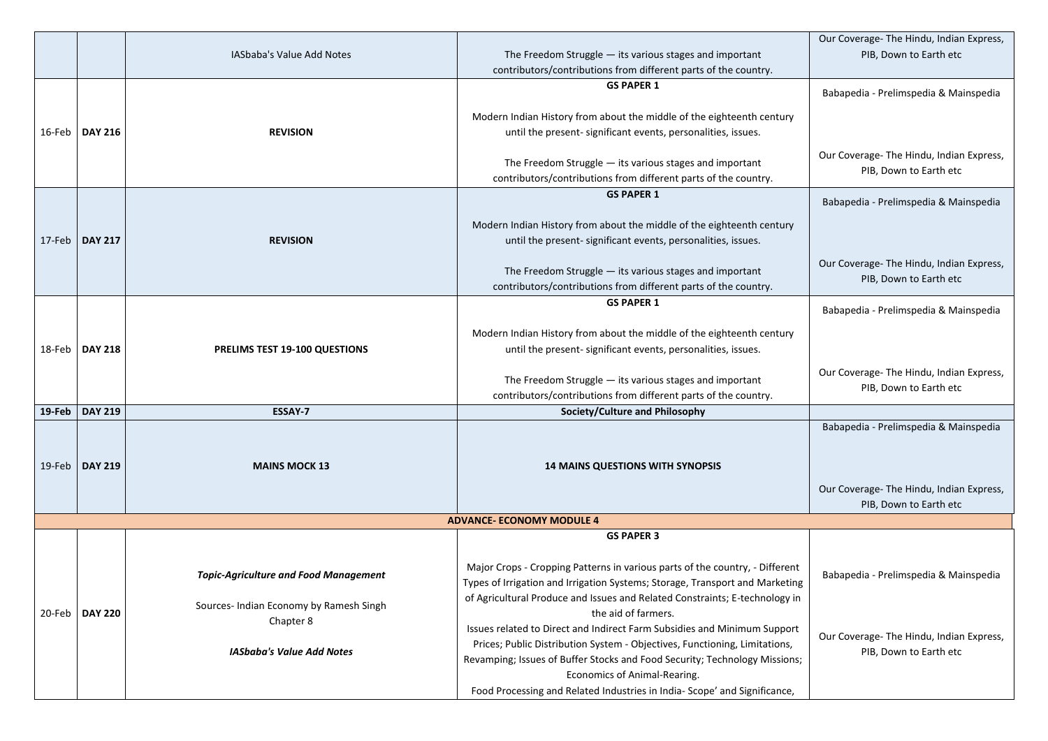|  |  |  |  |  |
|---|---|---|---|---|
|  |  | IASbaba's Value Add Notes | The Freedom Struggle — its various stages and important contributors/contributions from different parts of the country. | Our Coverage- The Hindu, Indian Express, PIB, Down to Earth etc |
| 16-Feb | **DAY 216** | **REVISION** | **GS PAPER 1**<br><br>Modern Indian History from about the middle of the eighteenth century until the present- significant events, personalities, issues.<br><br>The Freedom Struggle — its various stages and important contributors/contributions from different parts of the country. | Babapedia - Prelimspedia & Mainspedia<br><br>Our Coverage- The Hindu, Indian Express, PIB, Down to Earth etc |
| 17-Feb | **DAY 217** | **REVISION** | **GS PAPER 1**<br><br>Modern Indian History from about the middle of the eighteenth century until the present- significant events, personalities, issues.<br><br>The Freedom Struggle — its various stages and important contributors/contributions from different parts of the country. | Babapedia - Prelimspedia & Mainspedia<br><br>Our Coverage- The Hindu, Indian Express, PIB, Down to Earth etc |
| 18-Feb | **DAY 218** | **PRELIMS TEST 19-100 QUESTIONS** | **GS PAPER 1**<br><br>Modern Indian History from about the middle of the eighteenth century until the present- significant events, personalities, issues.<br><br>The Freedom Struggle — its various stages and important contributors/contributions from different parts of the country. | Babapedia - Prelimspedia & Mainspedia<br><br>Our Coverage- The Hindu, Indian Express, PIB, Down to Earth etc |
| **19-Feb** | **DAY 219** | **ESSAY-7** | **Society/Culture and Philosophy** |  |
| 19-Feb | **DAY 219** | **MAINS MOCK 13** | **14 MAINS QUESTIONS WITH SYNOPSIS** | Babapedia - Prelimspedia & Mainspedia<br><br>Our Coverage- The Hindu, Indian Express, PIB, Down to Earth etc |
| **ADVANCE- ECONOMY MODULE 4** |  |  |  |  |
| 20-Feb | **DAY 220** | ***Topic-Agriculture and Food Management***<br><br>Sources- Indian Economy by Ramesh Singh Chapter 8<br><br>***IASbaba's Value Add Notes*** | **GS PAPER 3**<br><br>Major Crops - Cropping Patterns in various parts of the country, - Different Types of Irrigation and Irrigation Systems; Storage, Transport and Marketing of Agricultural Produce and Issues and Related Constraints; E-technology in the aid of farmers.<br>Issues related to Direct and Indirect Farm Subsidies and Minimum Support Prices; Public Distribution System - Objectives, Functioning, Limitations, Revamping; Issues of Buffer Stocks and Food Security; Technology Missions; Economics of Animal-Rearing.<br>Food Processing and Related Industries in India- Scope' and Significance, | Babapedia - Prelimspedia & Mainspedia<br><br>Our Coverage- The Hindu, Indian Express, PIB, Down to Earth etc |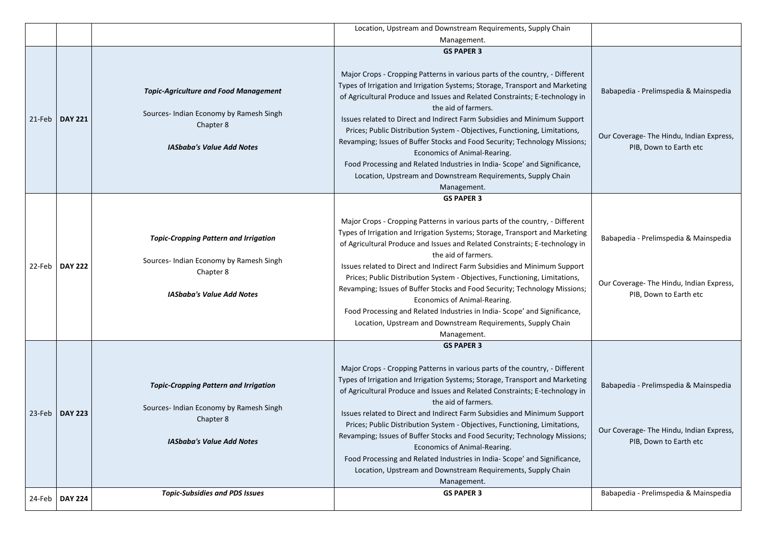| | | | Location, Upstream and Downstream Requirements, Supply Chain Management. | |
|---|---|---|---|---|
| 21-Feb | **DAY 221** | ***Topic-Agriculture and Food Management***<br><br>Sources- Indian Economy by Ramesh Singh Chapter 8<br><br>***IASbaba's Value Add Notes*** | **GS PAPER 3**<br><br>Major Crops - Cropping Patterns in various parts of the country, - Different Types of Irrigation and Irrigation Systems; Storage, Transport and Marketing of Agricultural Produce and Issues and Related Constraints; E-technology in the aid of farmers.<br>Issues related to Direct and Indirect Farm Subsidies and Minimum Support Prices; Public Distribution System - Objectives, Functioning, Limitations, Revamping; Issues of Buffer Stocks and Food Security; Technology Missions; Economics of Animal-Rearing.<br>Food Processing and Related Industries in India- Scope' and Significance, Location, Upstream and Downstream Requirements, Supply Chain Management. | Babapedia - Prelimspedia & Mainspedia<br><br>Our Coverage- The Hindu, Indian Express, PIB, Down to Earth etc |
| 22-Feb | **DAY 222** | ***Topic-Cropping Pattern and Irrigation***<br><br>Sources- Indian Economy by Ramesh Singh Chapter 8<br><br>***IASbaba's Value Add Notes*** | **GS PAPER 3**<br><br>Major Crops - Cropping Patterns in various parts of the country, - Different Types of Irrigation and Irrigation Systems; Storage, Transport and Marketing of Agricultural Produce and Issues and Related Constraints; E-technology in the aid of farmers.<br>Issues related to Direct and Indirect Farm Subsidies and Minimum Support Prices; Public Distribution System - Objectives, Functioning, Limitations, Revamping; Issues of Buffer Stocks and Food Security; Technology Missions; Economics of Animal-Rearing.<br>Food Processing and Related Industries in India- Scope' and Significance, Location, Upstream and Downstream Requirements, Supply Chain Management. | Babapedia - Prelimspedia & Mainspedia<br><br>Our Coverage- The Hindu, Indian Express, PIB, Down to Earth etc |
| 23-Feb | **DAY 223** | ***Topic-Cropping Pattern and Irrigation***<br><br>Sources- Indian Economy by Ramesh Singh Chapter 8<br><br>***IASbaba's Value Add Notes*** | **GS PAPER 3**<br><br>Major Crops - Cropping Patterns in various parts of the country, - Different Types of Irrigation and Irrigation Systems; Storage, Transport and Marketing of Agricultural Produce and Issues and Related Constraints; E-technology in the aid of farmers.<br>Issues related to Direct and Indirect Farm Subsidies and Minimum Support Prices; Public Distribution System - Objectives, Functioning, Limitations, Revamping; Issues of Buffer Stocks and Food Security; Technology Missions; Economics of Animal-Rearing.<br>Food Processing and Related Industries in India- Scope' and Significance, Location, Upstream and Downstream Requirements, Supply Chain Management. | Babapedia - Prelimspedia & Mainspedia<br><br>Our Coverage- The Hindu, Indian Express, PIB, Down to Earth etc |
| 24-Feb | **DAY 224** | ***Topic-Subsidies and PDS Issues*** | **GS PAPER 3** | Babapedia - Prelimspedia & Mainspedia |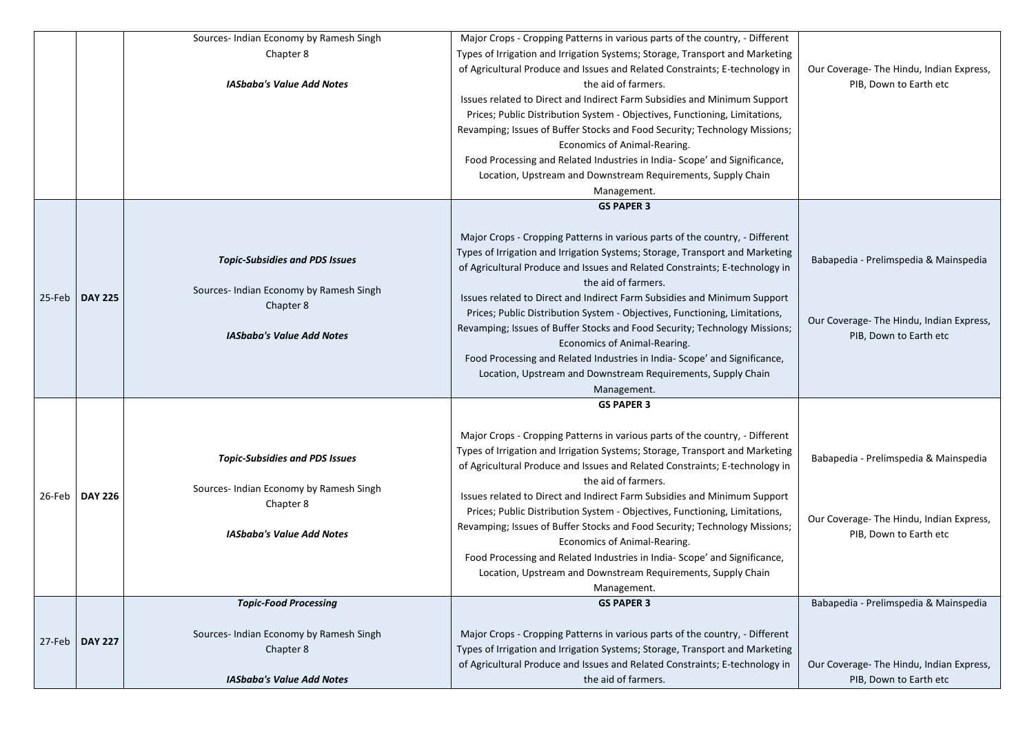| | | | | |
|---|---|---|---|---|
| | | Sources- Indian Economy by Ramesh Singh<br>Chapter 8<br><br>***IASbaba's Value Add Notes*** | Major Crops - Cropping Patterns in various parts of the country, - Different Types of Irrigation and Irrigation Systems; Storage, Transport and Marketing of Agricultural Produce and Issues and Related Constraints; E-technology in the aid of farmers.<br>Issues related to Direct and Indirect Farm Subsidies and Minimum Support Prices; Public Distribution System - Objectives, Functioning, Limitations, Revamping; Issues of Buffer Stocks and Food Security; Technology Missions; Economics of Animal-Rearing.<br>Food Processing and Related Industries in India- Scope' and Significance, Location, Upstream and Downstream Requirements, Supply Chain Management. | Our Coverage- The Hindu, Indian Express, PIB, Down to Earth etc |
| 25-Feb | **DAY 225** | ***Topic-Subsidies and PDS Issues***<br><br>Sources- Indian Economy by Ramesh Singh<br>Chapter 8<br><br>***IASbaba's Value Add Notes*** | **GS PAPER 3**<br><br>Major Crops - Cropping Patterns in various parts of the country, - Different Types of Irrigation and Irrigation Systems; Storage, Transport and Marketing of Agricultural Produce and Issues and Related Constraints; E-technology in the aid of farmers.<br>Issues related to Direct and Indirect Farm Subsidies and Minimum Support Prices; Public Distribution System - Objectives, Functioning, Limitations, Revamping; Issues of Buffer Stocks and Food Security; Technology Missions; Economics of Animal-Rearing.<br>Food Processing and Related Industries in India- Scope' and Significance, Location, Upstream and Downstream Requirements, Supply Chain Management. | Babapedia - Prelimspedia & Mainspedia<br><br>Our Coverage- The Hindu, Indian Express, PIB, Down to Earth etc |
| 26-Feb | **DAY 226** | ***Topic-Subsidies and PDS Issues***<br><br>Sources- Indian Economy by Ramesh Singh<br>Chapter 8<br><br>***IASbaba's Value Add Notes*** | **GS PAPER 3**<br><br>Major Crops - Cropping Patterns in various parts of the country, - Different Types of Irrigation and Irrigation Systems; Storage, Transport and Marketing of Agricultural Produce and Issues and Related Constraints; E-technology in the aid of farmers.<br>Issues related to Direct and Indirect Farm Subsidies and Minimum Support Prices; Public Distribution System - Objectives, Functioning, Limitations, Revamping; Issues of Buffer Stocks and Food Security; Technology Missions; Economics of Animal-Rearing.<br>Food Processing and Related Industries in India- Scope' and Significance, Location, Upstream and Downstream Requirements, Supply Chain Management. | Babapedia - Prelimspedia & Mainspedia<br><br>Our Coverage- The Hindu, Indian Express, PIB, Down to Earth etc |
| 27-Feb | **DAY 227** | ***Topic-Food Processing***<br><br>Sources- Indian Economy by Ramesh Singh<br>Chapter 8<br><br>***IASbaba's Value Add Notes*** | **GS PAPER 3**<br><br>Major Crops - Cropping Patterns in various parts of the country, - Different Types of Irrigation and Irrigation Systems; Storage, Transport and Marketing of Agricultural Produce and Issues and Related Constraints; E-technology in the aid of farmers. | Babapedia - Prelimspedia & Mainspedia<br><br>Our Coverage- The Hindu, Indian Express, PIB, Down to Earth etc |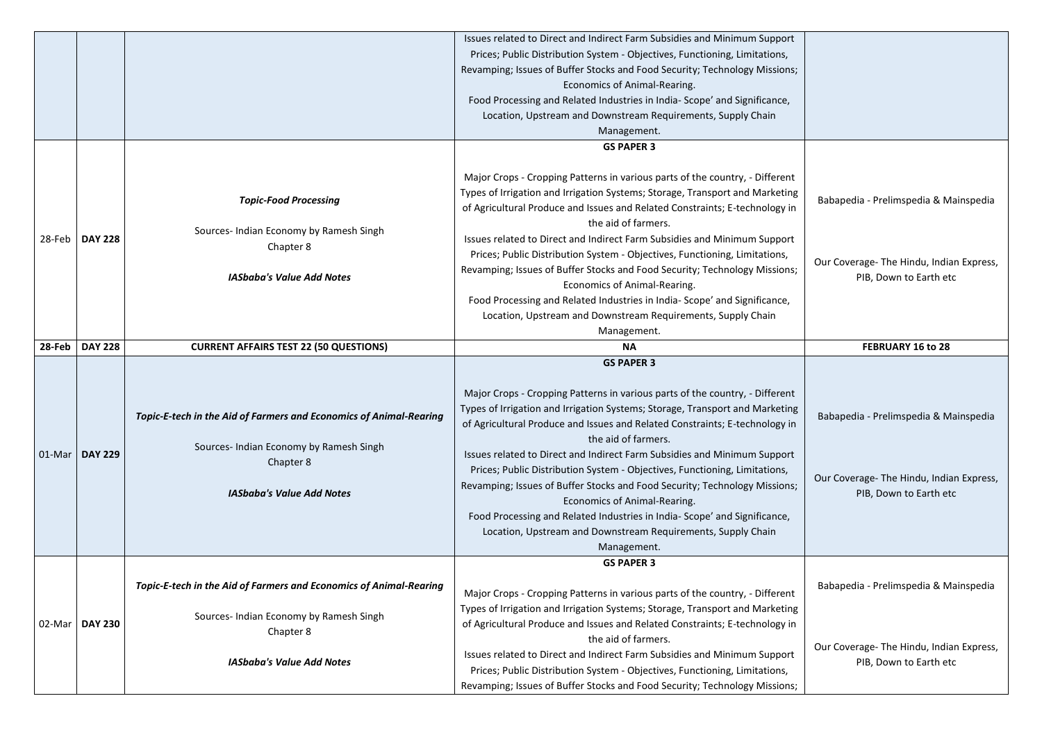| | | | Issues related to Direct and Indirect Farm Subsidies and Minimum Support Prices; Public Distribution System - Objectives, Functioning, Limitations, Revamping; Issues of Buffer Stocks and Food Security; Technology Missions; Economics of Animal-Rearing.<br>Food Processing and Related Industries in India- Scope' and Significance, Location, Upstream and Downstream Requirements, Supply Chain Management. | |
|---|---|---|---|---|
| 28-Feb | **DAY 228** | ***Topic-Food Processing***<br><br>Sources- Indian Economy by Ramesh Singh<br>Chapter 8<br><br>***IASbaba's Value Add Notes*** | **GS PAPER 3**<br><br>Major Crops - Cropping Patterns in various parts of the country, - Different Types of Irrigation and Irrigation Systems; Storage, Transport and Marketing of Agricultural Produce and Issues and Related Constraints; E-technology in the aid of farmers.<br>Issues related to Direct and Indirect Farm Subsidies and Minimum Support Prices; Public Distribution System - Objectives, Functioning, Limitations, Revamping; Issues of Buffer Stocks and Food Security; Technology Missions; Economics of Animal-Rearing.<br>Food Processing and Related Industries in India- Scope' and Significance, Location, Upstream and Downstream Requirements, Supply Chain Management. | Babapedia - Prelimspedia & Mainspedia<br><br>Our Coverage- The Hindu, Indian Express, PIB, Down to Earth etc |
| **28-Feb** | **DAY 228** | **CURRENT AFFAIRS TEST 22 (50 QUESTIONS)** | **NA** | **FEBRUARY 16 to 28** |
| 01-Mar | **DAY 229** | ***Topic-E-tech in the Aid of Farmers and Economics of Animal-Rearing***<br><br>Sources- Indian Economy by Ramesh Singh<br>Chapter 8<br><br>***IASbaba's Value Add Notes*** | **GS PAPER 3**<br><br>Major Crops - Cropping Patterns in various parts of the country, - Different Types of Irrigation and Irrigation Systems; Storage, Transport and Marketing of Agricultural Produce and Issues and Related Constraints; E-technology in the aid of farmers.<br>Issues related to Direct and Indirect Farm Subsidies and Minimum Support Prices; Public Distribution System - Objectives, Functioning, Limitations, Revamping; Issues of Buffer Stocks and Food Security; Technology Missions; Economics of Animal-Rearing.<br>Food Processing and Related Industries in India- Scope' and Significance, Location, Upstream and Downstream Requirements, Supply Chain Management. | Babapedia - Prelimspedia & Mainspedia<br><br>Our Coverage- The Hindu, Indian Express, PIB, Down to Earth etc |
| 02-Mar | **DAY 230** | ***Topic-E-tech in the Aid of Farmers and Economics of Animal-Rearing***<br><br>Sources- Indian Economy by Ramesh Singh<br>Chapter 8<br><br>***IASbaba's Value Add Notes*** | **GS PAPER 3**<br><br>Major Crops - Cropping Patterns in various parts of the country, - Different Types of Irrigation and Irrigation Systems; Storage, Transport and Marketing of Agricultural Produce and Issues and Related Constraints; E-technology in the aid of farmers.<br>Issues related to Direct and Indirect Farm Subsidies and Minimum Support Prices; Public Distribution System - Objectives, Functioning, Limitations, Revamping; Issues of Buffer Stocks and Food Security; Technology Missions; | Babapedia - Prelimspedia & Mainspedia<br><br>Our Coverage- The Hindu, Indian Express, PIB, Down to Earth etc |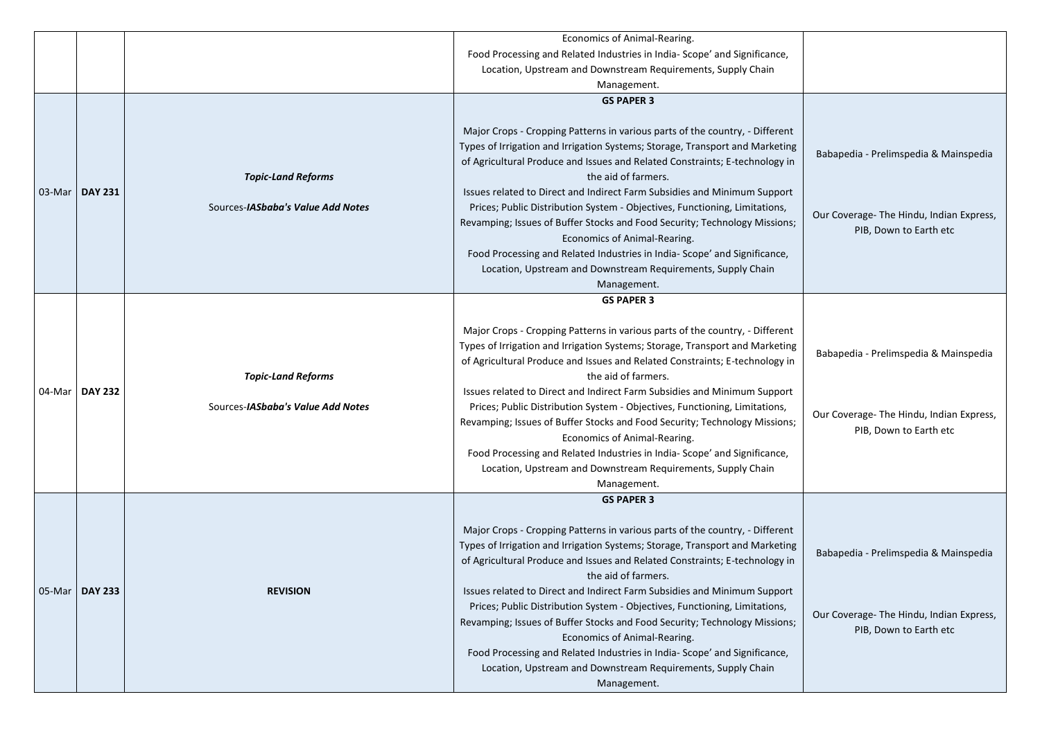| | | | Economics of Animal-Rearing.<br>Food Processing and Related Industries in India- Scope' and Significance, Location, Upstream and Downstream Requirements, Supply Chain Management. | |
|---|---|---|---|---|
| 03-Mar | **DAY 231** | ***Topic-Land Reforms***<br><br>Sources-***IASbaba's Value Add Notes*** | **GS PAPER 3**<br><br>Major Crops - Cropping Patterns in various parts of the country, - Different Types of Irrigation and Irrigation Systems; Storage, Transport and Marketing of Agricultural Produce and Issues and Related Constraints; E-technology in the aid of farmers.<br>Issues related to Direct and Indirect Farm Subsidies and Minimum Support Prices; Public Distribution System - Objectives, Functioning, Limitations, Revamping; Issues of Buffer Stocks and Food Security; Technology Missions; Economics of Animal-Rearing.<br>Food Processing and Related Industries in India- Scope' and Significance, Location, Upstream and Downstream Requirements, Supply Chain Management. | Babapedia - Prelimspedia & Mainspedia<br><br>Our Coverage- The Hindu, Indian Express, PIB, Down to Earth etc |
| 04-Mar | **DAY 232** | ***Topic-Land Reforms***<br><br>Sources-***IASbaba's Value Add Notes*** | **GS PAPER 3**<br><br>Major Crops - Cropping Patterns in various parts of the country, - Different Types of Irrigation and Irrigation Systems; Storage, Transport and Marketing of Agricultural Produce and Issues and Related Constraints; E-technology in the aid of farmers.<br>Issues related to Direct and Indirect Farm Subsidies and Minimum Support Prices; Public Distribution System - Objectives, Functioning, Limitations, Revamping; Issues of Buffer Stocks and Food Security; Technology Missions; Economics of Animal-Rearing.<br>Food Processing and Related Industries in India- Scope' and Significance, Location, Upstream and Downstream Requirements, Supply Chain Management. | Babapedia - Prelimspedia & Mainspedia<br><br>Our Coverage- The Hindu, Indian Express, PIB, Down to Earth etc |
| 05-Mar | **DAY 233** | **REVISION** | **GS PAPER 3**<br><br>Major Crops - Cropping Patterns in various parts of the country, - Different Types of Irrigation and Irrigation Systems; Storage, Transport and Marketing of Agricultural Produce and Issues and Related Constraints; E-technology in the aid of farmers.<br>Issues related to Direct and Indirect Farm Subsidies and Minimum Support Prices; Public Distribution System - Objectives, Functioning, Limitations, Revamping; Issues of Buffer Stocks and Food Security; Technology Missions; Economics of Animal-Rearing.<br>Food Processing and Related Industries in India- Scope' and Significance, Location, Upstream and Downstream Requirements, Supply Chain Management. | Babapedia - Prelimspedia & Mainspedia<br><br>Our Coverage- The Hindu, Indian Express, PIB, Down to Earth etc |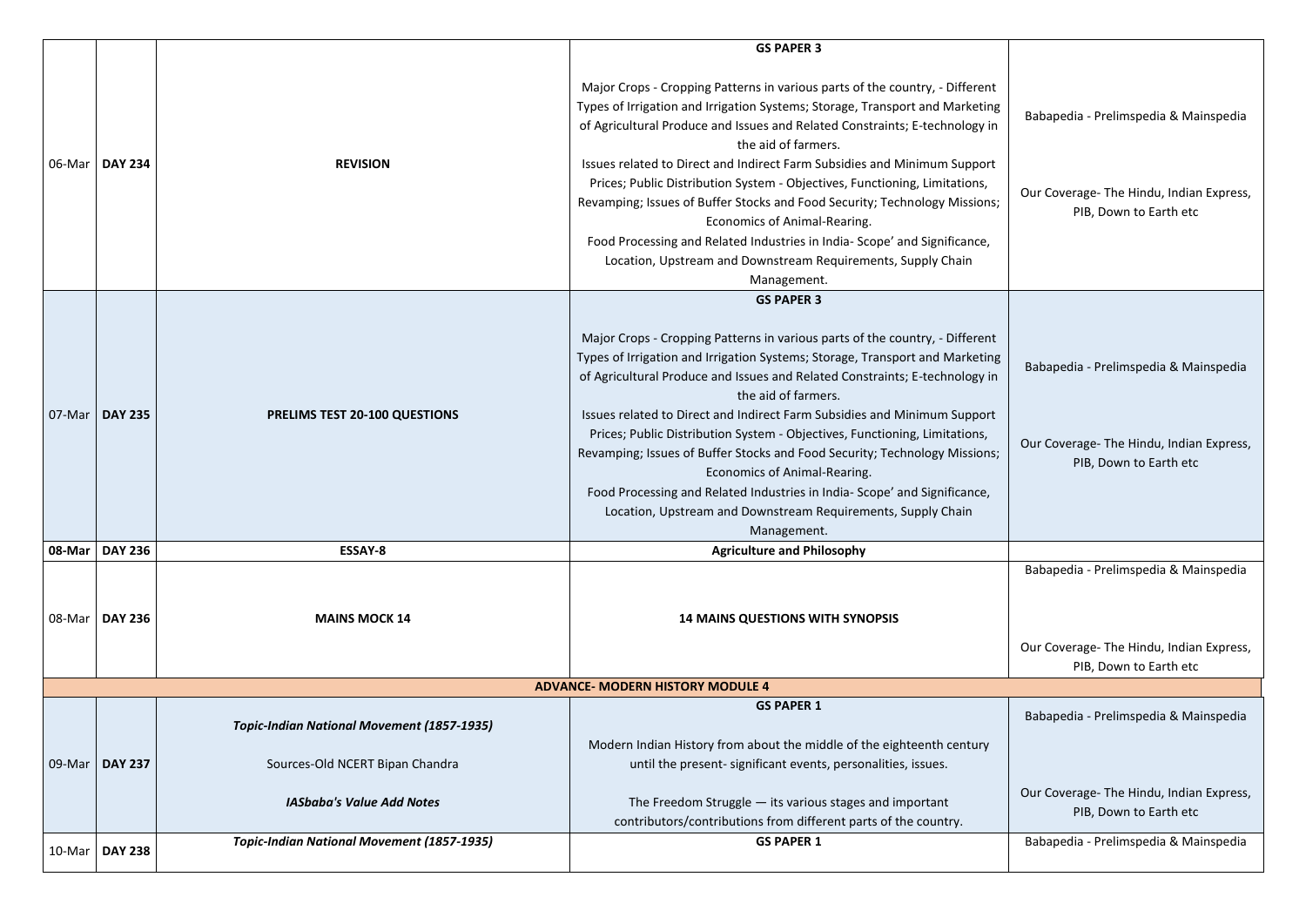| | | | | |
|---|---|---|---|---|
| 06-Mar | **DAY 234** | **REVISION** | **GS PAPER 3**<br><br>Major Crops - Cropping Patterns in various parts of the country, - Different Types of Irrigation and Irrigation Systems; Storage, Transport and Marketing of Agricultural Produce and Issues and Related Constraints; E-technology in the aid of farmers.<br>Issues related to Direct and Indirect Farm Subsidies and Minimum Support Prices; Public Distribution System - Objectives, Functioning, Limitations, Revamping; Issues of Buffer Stocks and Food Security; Technology Missions; Economics of Animal-Rearing.<br>Food Processing and Related Industries in India- Scope' and Significance, Location, Upstream and Downstream Requirements, Supply Chain Management. | Babapedia - Prelimspedia & Mainspedia<br><br>Our Coverage- The Hindu, Indian Express, PIB, Down to Earth etc |
| 07-Mar | **DAY 235** | **PRELIMS TEST 20-100 QUESTIONS** | **GS PAPER 3**<br><br>Major Crops - Cropping Patterns in various parts of the country, - Different Types of Irrigation and Irrigation Systems; Storage, Transport and Marketing of Agricultural Produce and Issues and Related Constraints; E-technology in the aid of farmers.<br>Issues related to Direct and Indirect Farm Subsidies and Minimum Support Prices; Public Distribution System - Objectives, Functioning, Limitations, Revamping; Issues of Buffer Stocks and Food Security; Technology Missions; Economics of Animal-Rearing.<br>Food Processing and Related Industries in India- Scope' and Significance, Location, Upstream and Downstream Requirements, Supply Chain Management. | Babapedia - Prelimspedia & Mainspedia<br><br>Our Coverage- The Hindu, Indian Express, PIB, Down to Earth etc |
| **08-Mar** | **DAY 236** | **ESSAY-8** | **Agriculture and Philosophy** | |
| 08-Mar | **DAY 236** | **MAINS MOCK 14** | **14 MAINS QUESTIONS WITH SYNOPSIS** | Babapedia - Prelimspedia & Mainspedia<br><br>Our Coverage- The Hindu, Indian Express, PIB, Down to Earth etc |
| **ADVANCE- MODERN HISTORY MODULE 4** | | | | |
| 09-Mar | **DAY 237** | ***Topic-Indian National Movement (1857-1935)***<br><br>Sources-Old NCERT Bipan Chandra<br><br>***IASbaba's Value Add Notes*** | **GS PAPER 1**<br><br>Modern Indian History from about the middle of the eighteenth century until the present- significant events, personalities, issues.<br><br>The Freedom Struggle — its various stages and important contributors/contributions from different parts of the country. | Babapedia - Prelimspedia & Mainspedia<br><br>Our Coverage- The Hindu, Indian Express, PIB, Down to Earth etc |
| 10-Mar | **DAY 238** | ***Topic-Indian National Movement (1857-1935)*** | **GS PAPER 1** | Babapedia - Prelimspedia & Mainspedia |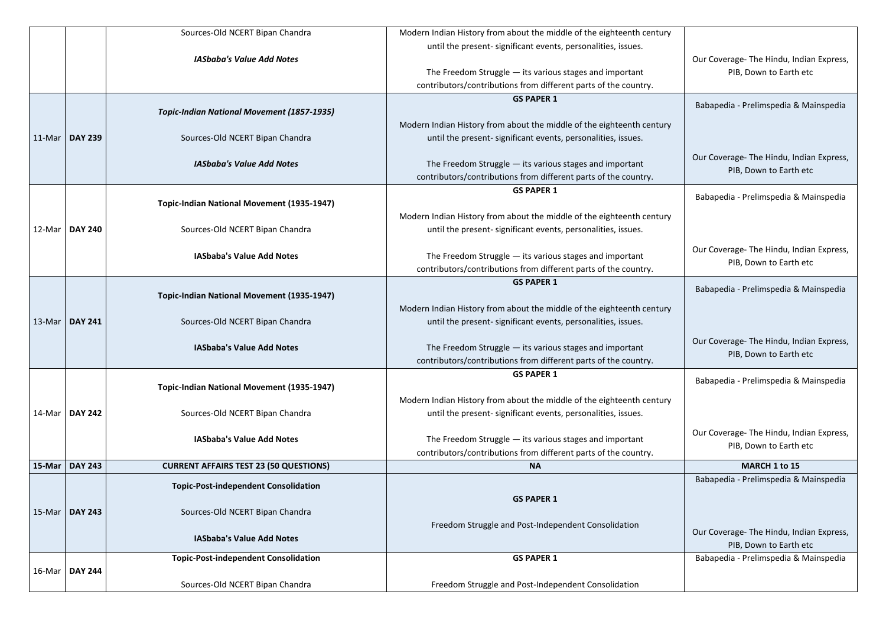| | | | | |
|---|---|---|---|---|
| | | Sources-Old NCERT Bipan Chandra<br><br>***IASbaba's Value Add Notes*** | Modern Indian History from about the middle of the eighteenth century until the present- significant events, personalities, issues.<br><br>The Freedom Struggle — its various stages and important contributors/contributions from different parts of the country. | Our Coverage- The Hindu, Indian Express, PIB, Down to Earth etc |
| 11-Mar | **DAY 239** | ***Topic-Indian National Movement (1857-1935)***<br><br>Sources-Old NCERT Bipan Chandra<br><br>***IASbaba's Value Add Notes*** | **GS PAPER 1**<br><br>Modern Indian History from about the middle of the eighteenth century until the present- significant events, personalities, issues.<br><br>The Freedom Struggle — its various stages and important contributors/contributions from different parts of the country. | Babapedia - Prelimspedia & Mainspedia<br><br>Our Coverage- The Hindu, Indian Express, PIB, Down to Earth etc |
| 12-Mar | **DAY 240** | **Topic-Indian National Movement (1935-1947)**<br><br>Sources-Old NCERT Bipan Chandra<br><br>**IASbaba's Value Add Notes** | **GS PAPER 1**<br><br>Modern Indian History from about the middle of the eighteenth century until the present- significant events, personalities, issues.<br><br>The Freedom Struggle — its various stages and important contributors/contributions from different parts of the country. | Babapedia - Prelimspedia & Mainspedia<br><br>Our Coverage- The Hindu, Indian Express, PIB, Down to Earth etc |
| 13-Mar | **DAY 241** | **Topic-Indian National Movement (1935-1947)**<br><br>Sources-Old NCERT Bipan Chandra<br><br>**IASbaba's Value Add Notes** | **GS PAPER 1**<br><br>Modern Indian History from about the middle of the eighteenth century until the present- significant events, personalities, issues.<br><br>The Freedom Struggle — its various stages and important contributors/contributions from different parts of the country. | Babapedia - Prelimspedia & Mainspedia<br><br>Our Coverage- The Hindu, Indian Express, PIB, Down to Earth etc |
| 14-Mar | **DAY 242** | **Topic-Indian National Movement (1935-1947)**<br><br>Sources-Old NCERT Bipan Chandra<br><br>**IASbaba's Value Add Notes** | **GS PAPER 1**<br><br>Modern Indian History from about the middle of the eighteenth century until the present- significant events, personalities, issues.<br><br>The Freedom Struggle — its various stages and important contributors/contributions from different parts of the country. | Babapedia - Prelimspedia & Mainspedia<br><br>Our Coverage- The Hindu, Indian Express, PIB, Down to Earth etc |
| **15-Mar** | **DAY 243** | **CURRENT AFFAIRS TEST 23 (50 QUESTIONS)** | **NA** | **MARCH 1 to 15** |
| 15-Mar | **DAY 243** | **Topic-Post-independent Consolidation**<br><br>Sources-Old NCERT Bipan Chandra<br><br>**IASbaba's Value Add Notes** | **GS PAPER 1**<br><br>Freedom Struggle and Post-Independent Consolidation | Babapedia - Prelimspedia & Mainspedia<br><br>Our Coverage- The Hindu, Indian Express, PIB, Down to Earth etc |
| 16-Mar | **DAY 244** | **Topic-Post-independent Consolidation**<br><br>Sources-Old NCERT Bipan Chandra | **GS PAPER 1**<br><br>Freedom Struggle and Post-Independent Consolidation | Babapedia - Prelimspedia & Mainspedia |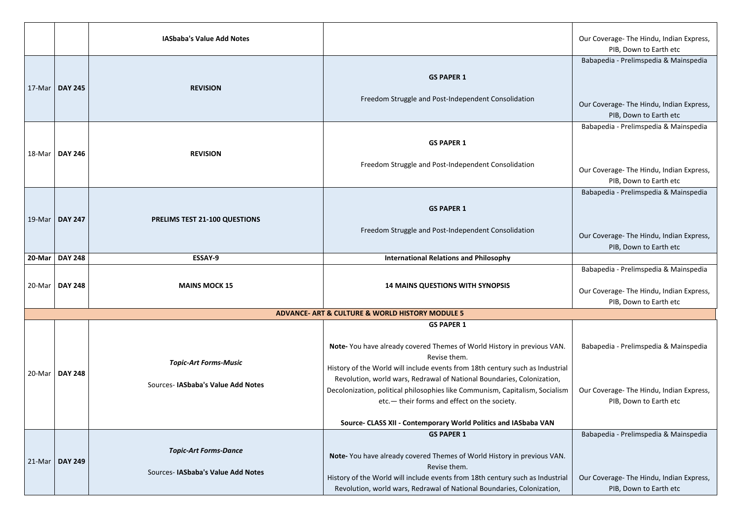| | | | | |
|---|---|---|---|---|
| | | **IASbaba's Value Add Notes** | | Our Coverage- The Hindu, Indian Express, PIB, Down to Earth etc |
| 17-Mar | **DAY 245** | **REVISION** | **GS PAPER 1**<br><br>Freedom Struggle and Post-Independent Consolidation | Babapedia - Prelimspedia & Mainspedia<br><br>Our Coverage- The Hindu, Indian Express, PIB, Down to Earth etc |
| 18-Mar | **DAY 246** | **REVISION** | **GS PAPER 1**<br><br>Freedom Struggle and Post-Independent Consolidation | Babapedia - Prelimspedia & Mainspedia<br><br>Our Coverage- The Hindu, Indian Express, PIB, Down to Earth etc |
| 19-Mar | **DAY 247** | **PRELIMS TEST 21-100 QUESTIONS** | **GS PAPER 1**<br><br>Freedom Struggle and Post-Independent Consolidation | Babapedia - Prelimspedia & Mainspedia<br><br>Our Coverage- The Hindu, Indian Express, PIB, Down to Earth etc |
| **20-Mar** | **DAY 248** | **ESSAY-9** | **International Relations and Philosophy** | |
| 20-Mar | **DAY 248** | **MAINS MOCK 15** | **14 MAINS QUESTIONS WITH SYNOPSIS** | Babapedia - Prelimspedia & Mainspedia<br><br>Our Coverage- The Hindu, Indian Express, PIB, Down to Earth etc |
| **ADVANCE- ART & CULTURE & WORLD HISTORY MODULE 5** | | | | |
| 20-Mar | **DAY 248** | ***Topic-Art Forms-Music***<br><br>Sources- **IASbaba's Value Add Notes** | **GS PAPER 1**<br><br>**Note-** You have already covered Themes of World History in previous VAN. Revise them.<br>History of the World will include events from 18th century such as Industrial Revolution, world wars, Redrawal of National Boundaries, Colonization, Decolonization, political philosophies like Communism, Capitalism, Socialism etc.— their forms and effect on the society.<br><br>**Source- CLASS XII - Contemporary World Politics and IASbaba VAN** | Babapedia - Prelimspedia & Mainspedia<br><br>Our Coverage- The Hindu, Indian Express, PIB, Down to Earth etc |
| 21-Mar | **DAY 249** | ***Topic-Art Forms-Dance***<br><br>Sources- **IASbaba's Value Add Notes** | **GS PAPER 1**<br><br>**Note-** You have already covered Themes of World History in previous VAN. Revise them.<br>History of the World will include events from 18th century such as Industrial Revolution, world wars, Redrawal of National Boundaries, Colonization, | Babapedia - Prelimspedia & Mainspedia<br><br>Our Coverage- The Hindu, Indian Express, PIB, Down to Earth etc |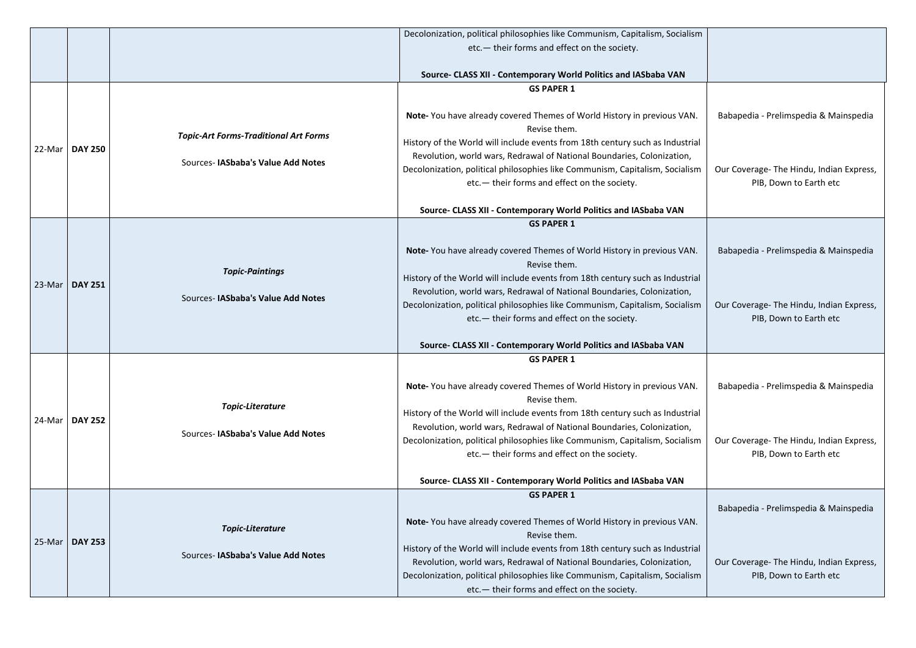| | | | | |
|---|---|---|---|---|
| | | | Decolonization, political philosophies like Communism, Capitalism, Socialism etc.— their forms and effect on the society.<br><br>**Source- CLASS XII - Contemporary World Politics and IASbaba VAN** | |
| 22-Mar | **DAY 250** | ***Topic-Art Forms-Traditional Art Forms***<br><br>Sources- **IASbaba's Value Add Notes** | **GS PAPER 1**<br><br>**Note-** You have already covered Themes of World History in previous VAN. Revise them.<br>History of the World will include events from 18th century such as Industrial Revolution, world wars, Redrawal of National Boundaries, Colonization, Decolonization, political philosophies like Communism, Capitalism, Socialism etc.— their forms and effect on the society.<br><br>**Source- CLASS XII - Contemporary World Politics and IASbaba VAN** | Babapedia - Prelimspedia & Mainspedia<br><br>Our Coverage- The Hindu, Indian Express, PIB, Down to Earth etc |
| 23-Mar | **DAY 251** | ***Topic-Paintings***<br><br>Sources- **IASbaba's Value Add Notes** | **GS PAPER 1**<br><br>**Note-** You have already covered Themes of World History in previous VAN. Revise them.<br>History of the World will include events from 18th century such as Industrial Revolution, world wars, Redrawal of National Boundaries, Colonization, Decolonization, political philosophies like Communism, Capitalism, Socialism etc.— their forms and effect on the society.<br><br>**Source- CLASS XII - Contemporary World Politics and IASbaba VAN** | Babapedia - Prelimspedia & Mainspedia<br><br>Our Coverage- The Hindu, Indian Express, PIB, Down to Earth etc |
| 24-Mar | **DAY 252** | ***Topic-Literature***<br><br>Sources- **IASbaba's Value Add Notes** | **GS PAPER 1**<br><br>**Note-** You have already covered Themes of World History in previous VAN. Revise them.<br>History of the World will include events from 18th century such as Industrial Revolution, world wars, Redrawal of National Boundaries, Colonization, Decolonization, political philosophies like Communism, Capitalism, Socialism etc.— their forms and effect on the society.<br><br>**Source- CLASS XII - Contemporary World Politics and IASbaba VAN** | Babapedia - Prelimspedia & Mainspedia<br><br>Our Coverage- The Hindu, Indian Express, PIB, Down to Earth etc |
| 25-Mar | **DAY 253** | ***Topic-Literature***<br><br>Sources- **IASbaba's Value Add Notes** | **GS PAPER 1**<br><br>**Note-** You have already covered Themes of World History in previous VAN. Revise them.<br>History of the World will include events from 18th century such as Industrial Revolution, world wars, Redrawal of National Boundaries, Colonization, Decolonization, political philosophies like Communism, Capitalism, Socialism etc.— their forms and effect on the society. | Babapedia - Prelimspedia & Mainspedia<br><br>Our Coverage- The Hindu, Indian Express, PIB, Down to Earth etc |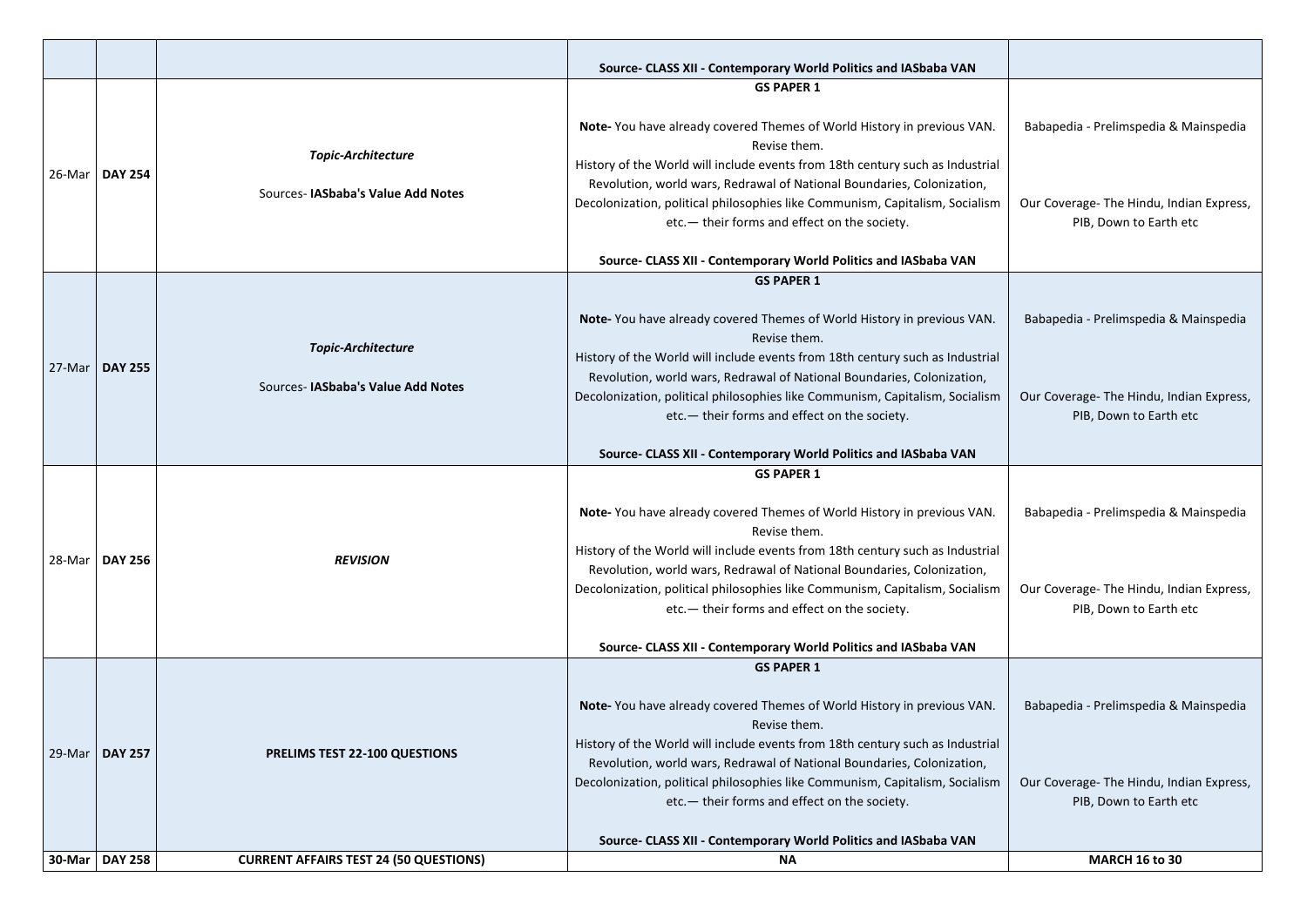| | | | | |
|---|---|---|---|---|
| | | | **Source- CLASS XII - Contemporary World Politics and IASbaba VAN** | |
| 26-Mar | **DAY 254** | ***Topic-Architecture*** Sources- **IASbaba's Value Add Notes** | **GS PAPER 1** **Note-** You have already covered Themes of World History in previous VAN. Revise them. History of the World will include events from 18th century such as Industrial Revolution, world wars, Redrawal of National Boundaries, Colonization, Decolonization, political philosophies like Communism, Capitalism, Socialism etc.— their forms and effect on the society. **Source- CLASS XII - Contemporary World Politics and IASbaba VAN** | Babapedia - Prelimspedia & Mainspedia Our Coverage- The Hindu, Indian Express, PIB, Down to Earth etc |
| 27-Mar | **DAY 255** | ***Topic-Architecture*** Sources- **IASbaba's Value Add Notes** | **GS PAPER 1** **Note-** You have already covered Themes of World History in previous VAN. Revise them. History of the World will include events from 18th century such as Industrial Revolution, world wars, Redrawal of National Boundaries, Colonization, Decolonization, political philosophies like Communism, Capitalism, Socialism etc.— their forms and effect on the society. **Source- CLASS XII - Contemporary World Politics and IASbaba VAN** | Babapedia - Prelimspedia & Mainspedia Our Coverage- The Hindu, Indian Express, PIB, Down to Earth etc |
| 28-Mar | **DAY 256** | ***REVISION*** | **GS PAPER 1** **Note-** You have already covered Themes of World History in previous VAN. Revise them. History of the World will include events from 18th century such as Industrial Revolution, world wars, Redrawal of National Boundaries, Colonization, Decolonization, political philosophies like Communism, Capitalism, Socialism etc.— their forms and effect on the society. **Source- CLASS XII - Contemporary World Politics and IASbaba VAN** | Babapedia - Prelimspedia & Mainspedia Our Coverage- The Hindu, Indian Express, PIB, Down to Earth etc |
| 29-Mar | **DAY 257** | **PRELIMS TEST 22-100 QUESTIONS** | **GS PAPER 1** **Note-** You have already covered Themes of World History in previous VAN. Revise them. History of the World will include events from 18th century such as Industrial Revolution, world wars, Redrawal of National Boundaries, Colonization, Decolonization, political philosophies like Communism, Capitalism, Socialism etc.— their forms and effect on the society. **Source- CLASS XII - Contemporary World Politics and IASbaba VAN** | Babapedia - Prelimspedia & Mainspedia Our Coverage- The Hindu, Indian Express, PIB, Down to Earth etc |
| **30-Mar** | **DAY 258** | **CURRENT AFFAIRS TEST 24 (50 QUESTIONS)** | **NA** | **MARCH 16 to 30** |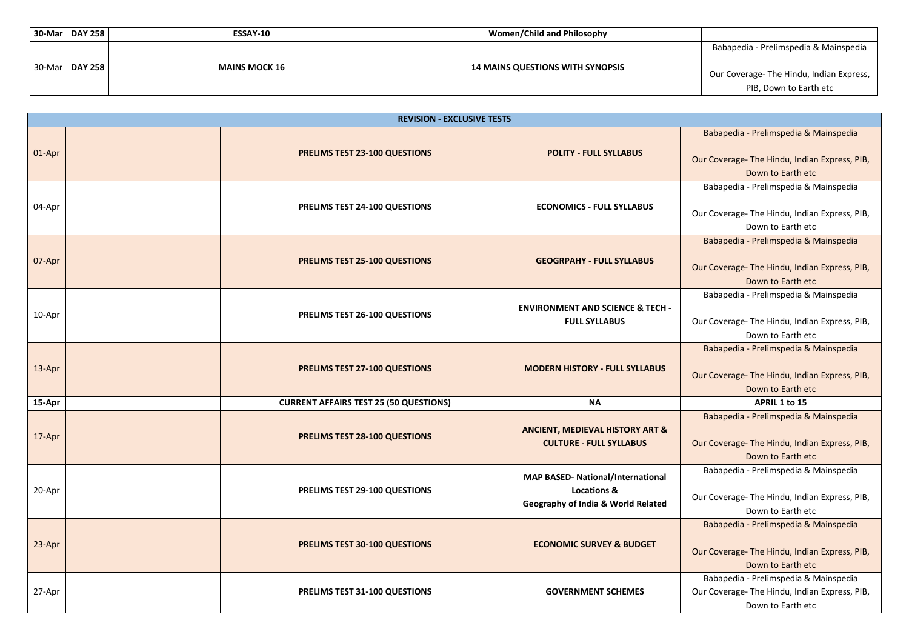| 30-Mar | DAY 258 | ESSAY-10 | Women/Child and Philosophy | |
|---|---|---|---|---|
| 30-Mar | DAY 258 | MAINS MOCK 16 | 14 MAINS QUESTIONS WITH SYNOPSIS | Babapedia - Prelimspedia & Mainspedia<br><br>Our Coverage- The Hindu, Indian Express, PIB, Down to Earth etc |

| REVISION - EXCLUSIVE TESTS | | | | |
|---|---|---|---|---|
| 01-Apr | | PRELIMS TEST 23-100 QUESTIONS | POLITY - FULL SYLLABUS | Babapedia - Prelimspedia & Mainspedia<br><br>Our Coverage- The Hindu, Indian Express, PIB, Down to Earth etc |
| 04-Apr | | PRELIMS TEST 24-100 QUESTIONS | ECONOMICS - FULL SYLLABUS | Babapedia - Prelimspedia & Mainspedia<br><br>Our Coverage- The Hindu, Indian Express, PIB, Down to Earth etc |
| 07-Apr | | PRELIMS TEST 25-100 QUESTIONS | GEOGRPAHY - FULL SYLLABUS | Babapedia - Prelimspedia & Mainspedia<br><br>Our Coverage- The Hindu, Indian Express, PIB, Down to Earth etc |
| 10-Apr | | PRELIMS TEST 26-100 QUESTIONS | ENVIRONMENT AND SCIENCE & TECH - FULL SYLLABUS | Babapedia - Prelimspedia & Mainspedia<br><br>Our Coverage- The Hindu, Indian Express, PIB, Down to Earth etc |
| 13-Apr | | PRELIMS TEST 27-100 QUESTIONS | MODERN HISTORY - FULL SYLLABUS | Babapedia - Prelimspedia & Mainspedia<br><br>Our Coverage- The Hindu, Indian Express, PIB, Down to Earth etc |
| 15-Apr | | CURRENT AFFAIRS TEST 25 (50 QUESTIONS) | NA | APRIL 1 to 15 |
| 17-Apr | | PRELIMS TEST 28-100 QUESTIONS | ANCIENT, MEDIEVAL HISTORY ART & CULTURE - FULL SYLLABUS | Babapedia - Prelimspedia & Mainspedia<br><br>Our Coverage- The Hindu, Indian Express, PIB, Down to Earth etc |
| 20-Apr | | PRELIMS TEST 29-100 QUESTIONS | MAP BASED- National/International Locations &<br>Geography of India & World Related | Babapedia - Prelimspedia & Mainspedia<br><br>Our Coverage- The Hindu, Indian Express, PIB, Down to Earth etc |
| 23-Apr | | PRELIMS TEST 30-100 QUESTIONS | ECONOMIC SURVEY & BUDGET | Babapedia - Prelimspedia & Mainspedia<br><br>Our Coverage- The Hindu, Indian Express, PIB, Down to Earth etc |
| 27-Apr | | PRELIMS TEST 31-100 QUESTIONS | GOVERNMENT SCHEMES | Babapedia - Prelimspedia & Mainspedia<br>Our Coverage- The Hindu, Indian Express, PIB, Down to Earth etc |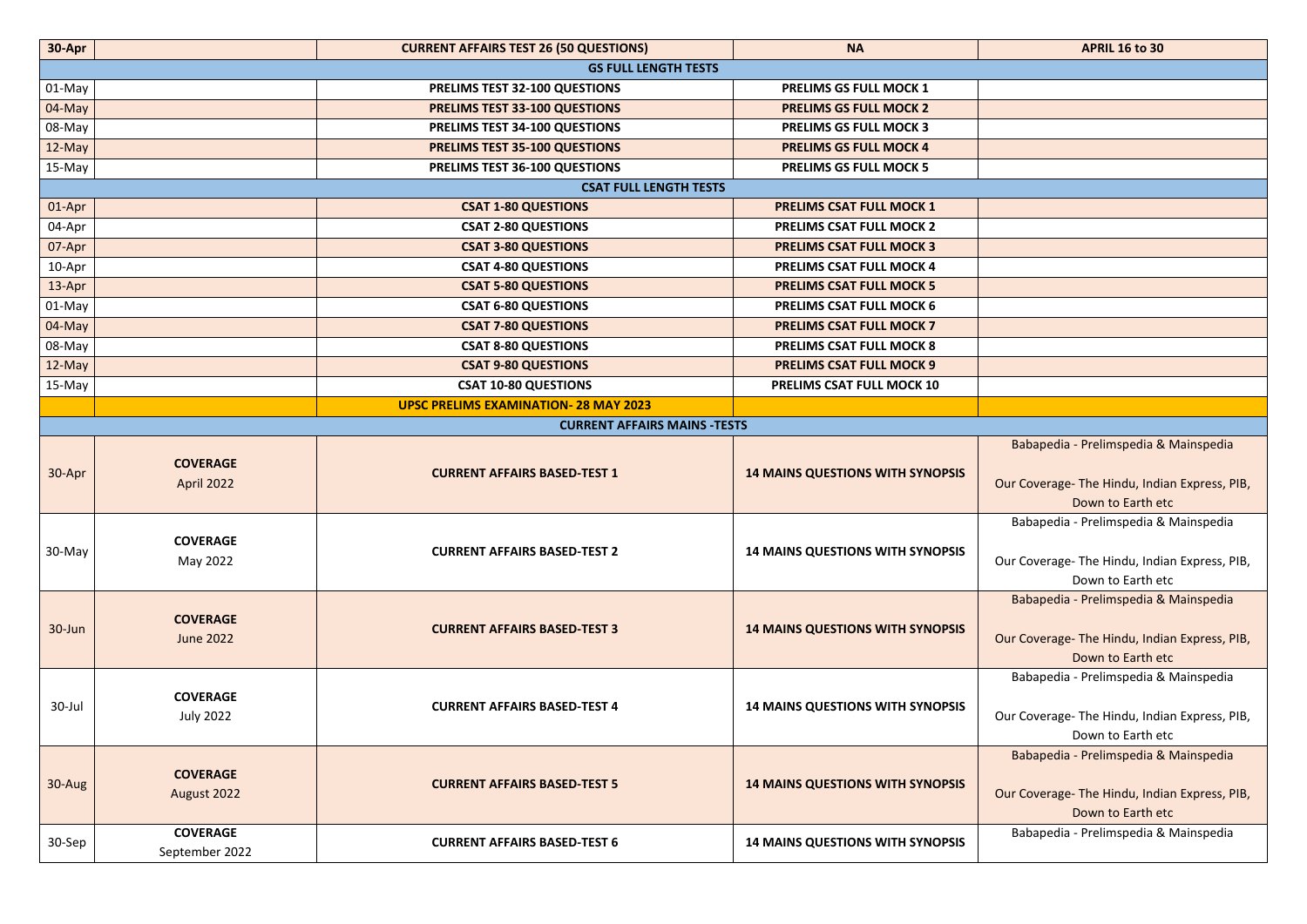| 30-Apr | | CURRENT AFFAIRS TEST 26 (50 QUESTIONS) | NA | APRIL 16 to 30 |
|---|---|---|---|---|
| **GS FULL LENGTH TESTS** | | | | |
| 01-May | | PRELIMS TEST 32-100 QUESTIONS | PRELIMS GS FULL MOCK 1 | |
| 04-May | | PRELIMS TEST 33-100 QUESTIONS | PRELIMS GS FULL MOCK 2 | |
| 08-May | | PRELIMS TEST 34-100 QUESTIONS | PRELIMS GS FULL MOCK 3 | |
| 12-May | | PRELIMS TEST 35-100 QUESTIONS | PRELIMS GS FULL MOCK 4 | |
| 15-May | | PRELIMS TEST 36-100 QUESTIONS | PRELIMS GS FULL MOCK 5 | |
| **CSAT FULL LENGTH TESTS** | | | | |
| 01-Apr | | CSAT 1-80 QUESTIONS | PRELIMS CSAT FULL MOCK 1 | |
| 04-Apr | | CSAT 2-80 QUESTIONS | PRELIMS CSAT FULL MOCK 2 | |
| 07-Apr | | CSAT 3-80 QUESTIONS | PRELIMS CSAT FULL MOCK 3 | |
| 10-Apr | | CSAT 4-80 QUESTIONS | PRELIMS CSAT FULL MOCK 4 | |
| 13-Apr | | CSAT 5-80 QUESTIONS | PRELIMS CSAT FULL MOCK 5 | |
| 01-May | | CSAT 6-80 QUESTIONS | PRELIMS CSAT FULL MOCK 6 | |
| 04-May | | CSAT 7-80 QUESTIONS | PRELIMS CSAT FULL MOCK 7 | |
| 08-May | | CSAT 8-80 QUESTIONS | PRELIMS CSAT FULL MOCK 8 | |
| 12-May | | CSAT 9-80 QUESTIONS | PRELIMS CSAT FULL MOCK 9 | |
| 15-May | | CSAT 10-80 QUESTIONS | PRELIMS CSAT FULL MOCK 10 | |
| | | **UPSC PRELIMS EXAMINATION- 28 MAY 2023** | | |
| **CURRENT AFFAIRS MAINS -TESTS** | | | | |
| 30-Apr | **COVERAGE** April 2022 | CURRENT AFFAIRS BASED-TEST 1 | 14 MAINS QUESTIONS WITH SYNOPSIS | Babapedia - Prelimspedia & Mainspedia<br><br>Our Coverage- The Hindu, Indian Express, PIB, Down to Earth etc |
| 30-May | **COVERAGE** May 2022 | CURRENT AFFAIRS BASED-TEST 2 | 14 MAINS QUESTIONS WITH SYNOPSIS | Babapedia - Prelimspedia & Mainspedia<br><br>Our Coverage- The Hindu, Indian Express, PIB, Down to Earth etc |
| 30-Jun | **COVERAGE** June 2022 | CURRENT AFFAIRS BASED-TEST 3 | 14 MAINS QUESTIONS WITH SYNOPSIS | Babapedia - Prelimspedia & Mainspedia<br><br>Our Coverage- The Hindu, Indian Express, PIB, Down to Earth etc |
| 30-Jul | **COVERAGE** July 2022 | CURRENT AFFAIRS BASED-TEST 4 | 14 MAINS QUESTIONS WITH SYNOPSIS | Babapedia - Prelimspedia & Mainspedia<br><br>Our Coverage- The Hindu, Indian Express, PIB, Down to Earth etc |
| 30-Aug | **COVERAGE** August 2022 | CURRENT AFFAIRS BASED-TEST 5 | 14 MAINS QUESTIONS WITH SYNOPSIS | Babapedia - Prelimspedia & Mainspedia<br><br>Our Coverage- The Hindu, Indian Express, PIB, Down to Earth etc |
| 30-Sep | **COVERAGE** September 2022 | CURRENT AFFAIRS BASED-TEST 6 | 14 MAINS QUESTIONS WITH SYNOPSIS | Babapedia - Prelimspedia & Mainspedia |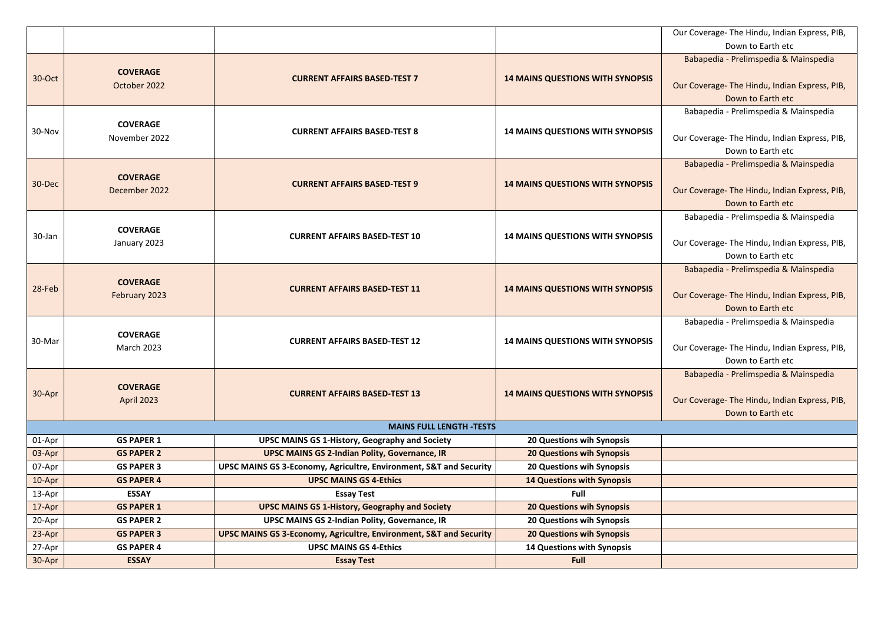| | | | | |
|---|---|---|---|---|
| | | | | Our Coverage- The Hindu, Indian Express, PIB, Down to Earth etc |
| 30-Oct | **COVERAGE** October 2022 | **CURRENT AFFAIRS BASED-TEST 7** | **14 MAINS QUESTIONS WITH SYNOPSIS** | Babapedia - Prelimspedia & Mainspedia<br><br>Our Coverage- The Hindu, Indian Express, PIB, Down to Earth etc |
| 30-Nov | **COVERAGE** November 2022 | **CURRENT AFFAIRS BASED-TEST 8** | **14 MAINS QUESTIONS WITH SYNOPSIS** | Babapedia - Prelimspedia & Mainspedia<br><br>Our Coverage- The Hindu, Indian Express, PIB, Down to Earth etc |
| 30-Dec | **COVERAGE** December 2022 | **CURRENT AFFAIRS BASED-TEST 9** | **14 MAINS QUESTIONS WITH SYNOPSIS** | Babapedia - Prelimspedia & Mainspedia<br><br>Our Coverage- The Hindu, Indian Express, PIB, Down to Earth etc |
| 30-Jan | **COVERAGE** January 2023 | **CURRENT AFFAIRS BASED-TEST 10** | **14 MAINS QUESTIONS WITH SYNOPSIS** | Babapedia - Prelimspedia & Mainspedia<br><br>Our Coverage- The Hindu, Indian Express, PIB, Down to Earth etc |
| 28-Feb | **COVERAGE** February 2023 | **CURRENT AFFAIRS BASED-TEST 11** | **14 MAINS QUESTIONS WITH SYNOPSIS** | Babapedia - Prelimspedia & Mainspedia<br><br>Our Coverage- The Hindu, Indian Express, PIB, Down to Earth etc |
| 30-Mar | **COVERAGE** March 2023 | **CURRENT AFFAIRS BASED-TEST 12** | **14 MAINS QUESTIONS WITH SYNOPSIS** | Babapedia - Prelimspedia & Mainspedia<br><br>Our Coverage- The Hindu, Indian Express, PIB, Down to Earth etc |
| 30-Apr | **COVERAGE** April 2023 | **CURRENT AFFAIRS BASED-TEST 13** | **14 MAINS QUESTIONS WITH SYNOPSIS** | Babapedia - Prelimspedia & Mainspedia<br><br>Our Coverage- The Hindu, Indian Express, PIB, Down to Earth etc |
| | | **MAINS FULL LENGTH -TESTS** | | |
| 01-Apr | **GS PAPER 1** | **UPSC MAINS GS 1-History, Geography and Society** | **20 Questions wih Synopsis** | |
| 03-Apr | **GS PAPER 2** | **UPSC MAINS GS 2-Indian Polity, Governance, IR** | **20 Questions wih Synopsis** | |
| 07-Apr | **GS PAPER 3** | **UPSC MAINS GS 3-Economy, Agricultre, Environment, S&T and Security** | **20 Questions wih Synopsis** | |
| 10-Apr | **GS PAPER 4** | **UPSC MAINS GS 4-Ethics** | **14 Questions with Synopsis** | |
| 13-Apr | **ESSAY** | **Essay Test** | **Full** | |
| 17-Apr | **GS PAPER 1** | **UPSC MAINS GS 1-History, Geography and Society** | **20 Questions wih Synopsis** | |
| 20-Apr | **GS PAPER 2** | **UPSC MAINS GS 2-Indian Polity, Governance, IR** | **20 Questions wih Synopsis** | |
| 23-Apr | **GS PAPER 3** | **UPSC MAINS GS 3-Economy, Agricultre, Environment, S&T and Security** | **20 Questions wih Synopsis** | |
| 27-Apr | **GS PAPER 4** | **UPSC MAINS GS 4-Ethics** | **14 Questions with Synopsis** | |
| 30-Apr | **ESSAY** | **Essay Test** | **Full** | |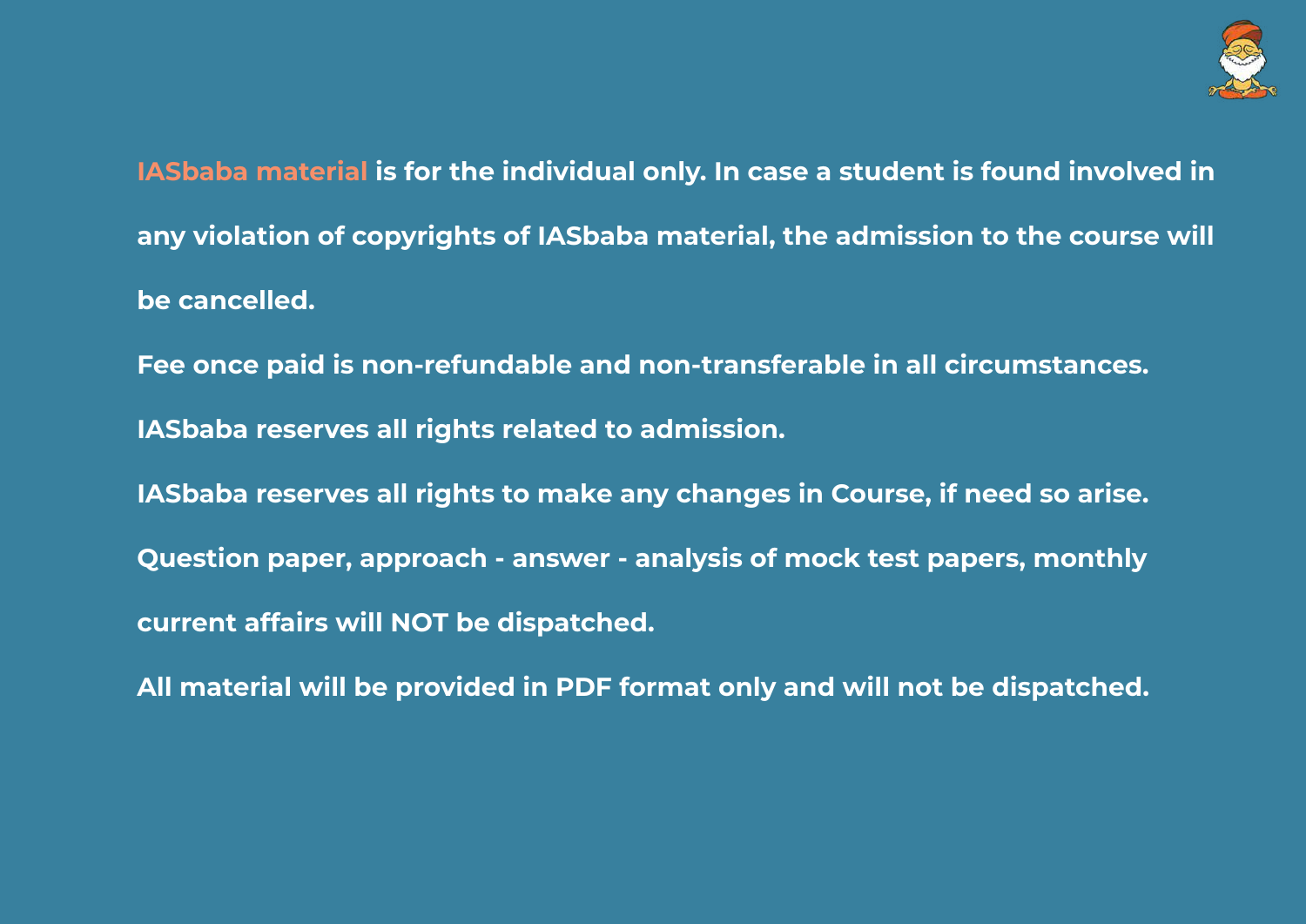**IASbaba material is for the individual only. In case a student is found involved in any violation of copyrights of IASbaba material, the admission to the course will be cancelled.**

**Fee once paid is non-refundable and non-transferable in all circumstances.**

**IASbaba reserves all rights related to admission.**

**IASbaba reserves all rights to make any changes in Course, if need so arise.**

**Question paper, approach - answer - analysis of mock test papers, monthly current affairs will NOT be dispatched.**

**All material will be provided in PDF format only and will not be dispatched.**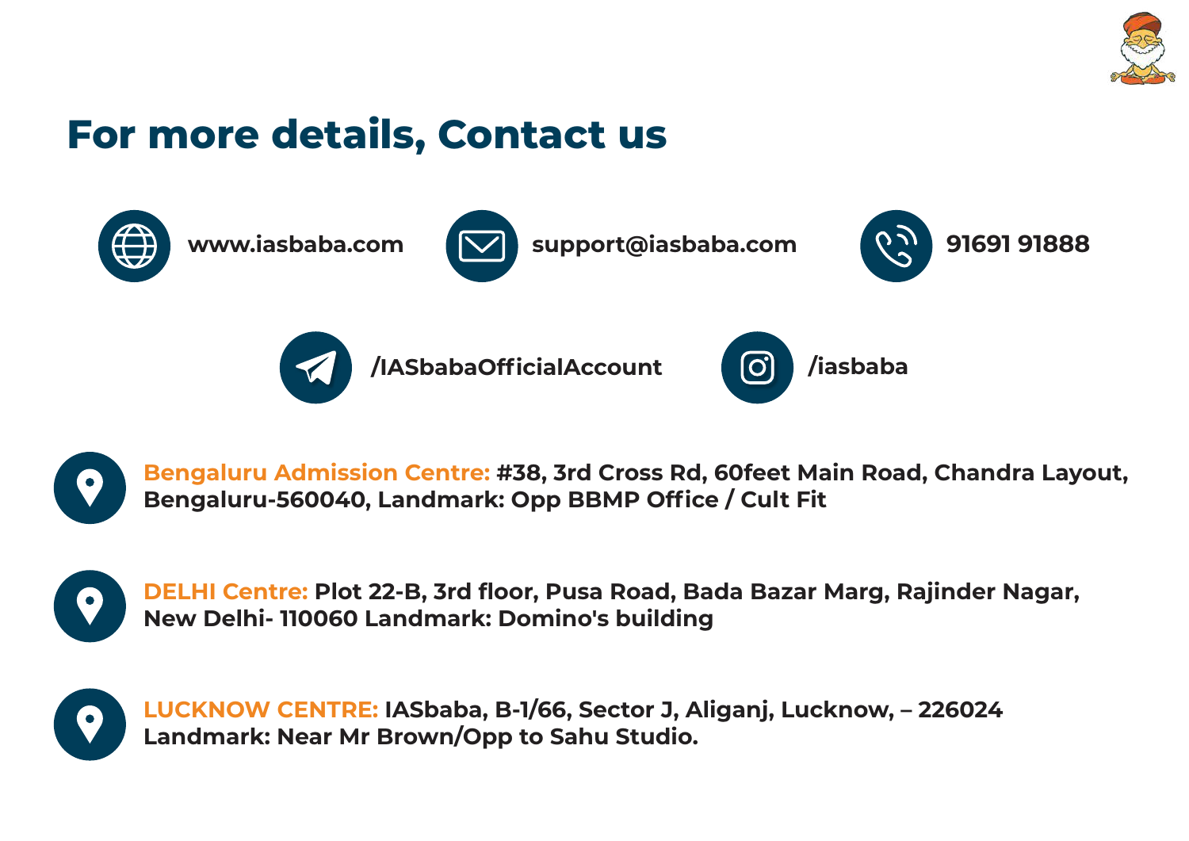# For more details, Contact us

www.iasbaba.com

support@iasbaba.com

91691 91888

/IASbabaOfficialAccount

/iasbaba

**Bengaluru Admission Centre:** #38, 3rd Cross Rd, 60feet Main Road, Chandra Layout, Bengaluru-560040, Landmark: Opp BBMP Office / Cult Fit

**DELHI Centre:** Plot 22-B, 3rd floor, Pusa Road, Bada Bazar Marg, Rajinder Nagar, New Delhi- 110060 Landmark: Domino's building

**LUCKNOW CENTRE:** IASbaba, B-1/66, Sector J, Aliganj, Lucknow, – 226024 Landmark: Near Mr Brown/Opp to Sahu Studio.